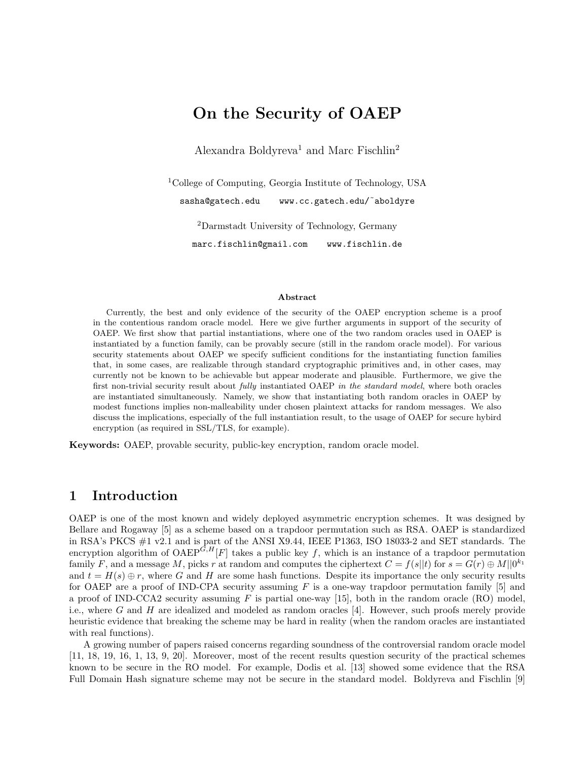# On the Security of OAEP

Alexandra Boldyreva[1] and Marc Fischlin[2]

[1]College of Computing, Georgia Institute of Technology, USA

sasha@gatech.edu    www.cc.gatech.edu/~aboldyre

[2]Darmstadt University of Technology, Germany

marc.fischlin@gmail.com    www.fischlin.de

### Abstract

Currently, the best and only evidence of the security of the OAEP encryption scheme is a proof in the contentious random oracle model. Here we give further arguments in support of the security of OAEP. We first show that partial instantiations, where one of the two random oracles used in OAEP is instantiated by a function family, can be provably secure (still in the random oracle model). For various security statements about OAEP we specify sufficient conditions for the instantiating function families that, in some cases, are realizable through standard cryptographic primitives and, in other cases, may currently not be known to be achievable but appear moderate and plausible. Furthermore, we give the first non-trivial security result about *fully* instantiated OAEP *in the standard model*, where both oracles are instantiated simultaneously. Namely, we show that instantiating both random oracles in OAEP by modest functions implies non-malleability under chosen plaintext attacks for random messages. We also discuss the implications, especially of the full instantiation result, to the usage of OAEP for secure hybird encryption (as required in SSL/TLS, for example).

**Keywords:** OAEP, provable security, public-key encryption, random oracle model.

## 1 Introduction

OAEP is one of the most known and widely deployed asymmetric encryption schemes. It was designed by Bellare and Rogaway [5] as a scheme based on a trapdoor permutation such as RSA. OAEP is standardized in RSA's PKCS #1 v2.1 and is part of the ANSI X9.44, IEEE P1363, ISO 18033-2 and SET standards. The encryption algorithm of $\mathrm{OAEP}^{G,H}[F]$ takes a public key $f$, which is an instance of a trapdoor permutation family $F$, and a message $M$, picks $r$ at random and computes the ciphertext $C = f(s||t)$ for $s = G(r) \oplus M||0^{k_1}$ and $t = H(s) \oplus r$, where $G$ and $H$ are some hash functions. Despite its importance the only security results for OAEP are a proof of IND-CPA security assuming $F$ is a one-way trapdoor permutation family [5] and a proof of IND-CCA2 security assuming $F$ is partial one-way [15], both in the random oracle (RO) model, i.e., where $G$ and $H$ are idealized and modeled as random oracles [4]. However, such proofs merely provide heuristic evidence that breaking the scheme may be hard in reality (when the random oracles are instantiated with real functions).

A growing number of papers raised concerns regarding soundness of the controversial random oracle model [11, 18, 19, 16, 1, 13, 9, 20]. Moreover, most of the recent results question security of the practical schemes known to be secure in the RO model. For example, Dodis et al. [13] showed some evidence that the RSA Full Domain Hash signature scheme may not be secure in the standard model. Boldyreva and Fischlin [9]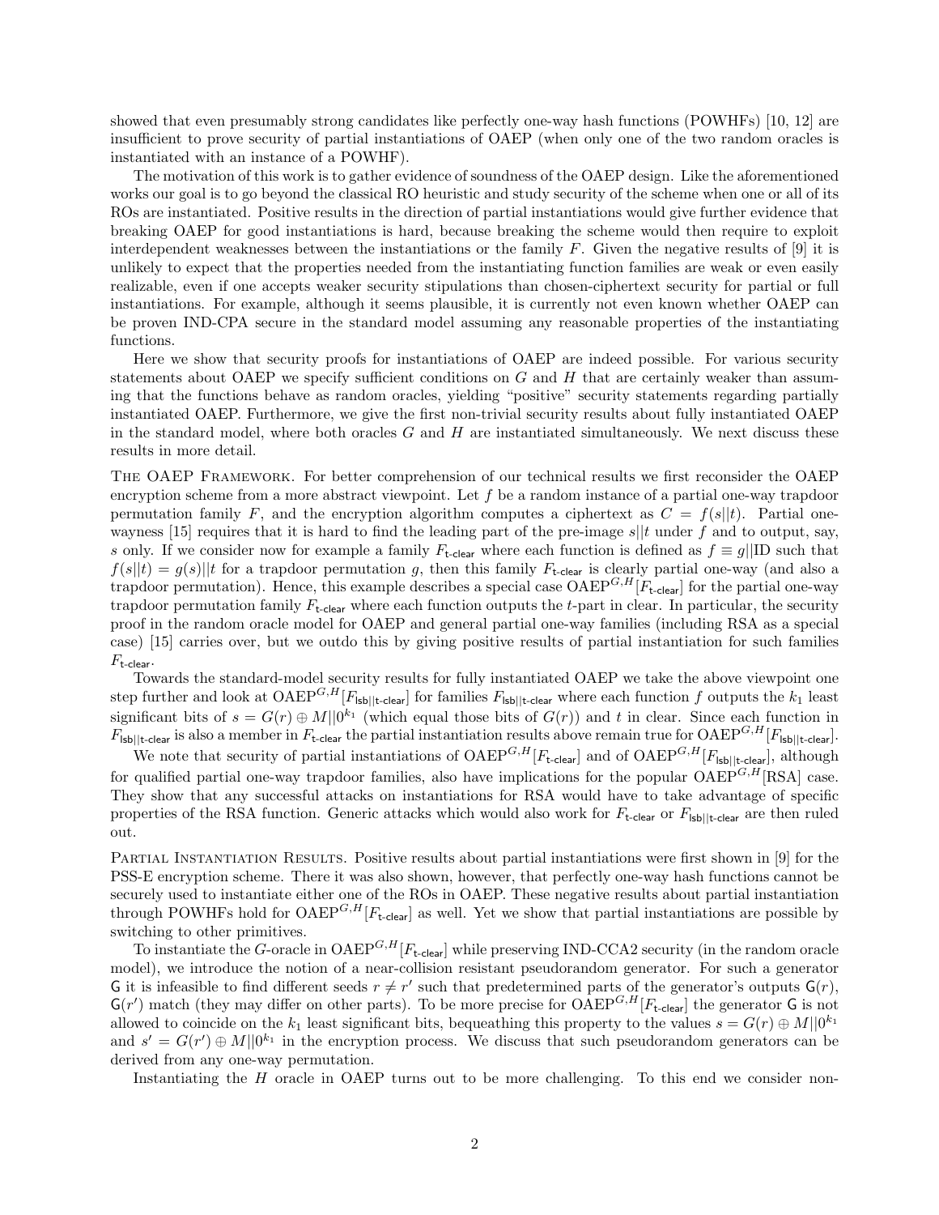showed that even presumably strong candidates like perfectly one-way hash functions (POWHFs) [10, 12] are insufficient to prove security of partial instantiations of OAEP (when only one of the two random oracles is instantiated with an instance of a POWHF).

The motivation of this work is to gather evidence of soundness of the OAEP design. Like the aforementioned works our goal is to go beyond the classical RO heuristic and study security of the scheme when one or all of its ROs are instantiated. Positive results in the direction of partial instantiations would give further evidence that breaking OAEP for good instantiations is hard, because breaking the scheme would then require to exploit interdependent weaknesses between the instantiations or the family $F$. Given the negative results of [9] it is unlikely to expect that the properties needed from the instantiating function families are weak or even easily realizable, even if one accepts weaker security stipulations than chosen-ciphertext security for partial or full instantiations. For example, although it seems plausible, it is currently not even known whether OAEP can be proven IND-CPA secure in the standard model assuming any reasonable properties of the instantiating functions.

Here we show that security proofs for instantiations of OAEP are indeed possible. For various security statements about OAEP we specify sufficient conditions on $G$ and $H$ that are certainly weaker than assuming that the functions behave as random oracles, yielding "positive" security statements regarding partially instantiated OAEP. Furthermore, we give the first non-trivial security results about fully instantiated OAEP in the standard model, where both oracles $G$ and $H$ are instantiated simultaneously. We next discuss these results in more detail.

The OAEP Framework. For better comprehension of our technical results we first reconsider the OAEP encryption scheme from a more abstract viewpoint. Let $f$ be a random instance of a partial one-way trapdoor permutation family $F$, and the encryption algorithm computes a ciphertext as $C = f(s||t)$. Partial one-wayness [15] requires that it is hard to find the leading part of the pre-image $s||t$ under $f$ and to output, say, $s$ only. If we consider now for example a family $F_{\mathsf{t\text{-}clear}}$ where each function is defined as $f \equiv g||\mathrm{ID}$ such that $f(s||t) = g(s)||t$ for a trapdoor permutation $g$, then this family $F_{\mathsf{t\text{-}clear}}$ is clearly partial one-way (and also a trapdoor permutation). Hence, this example describes a special case $\mathrm{OAEP}^{G,H}[F_{\mathsf{t\text{-}clear}}]$ for the partial one-way trapdoor permutation family $F_{\mathsf{t\text{-}clear}}$ where each function outputs the $t$-part in clear. In particular, the security proof in the random oracle model for OAEP and general partial one-way families (including RSA as a special case) [15] carries over, but we outdo this by giving positive results of partial instantiation for such families $F_{\mathsf{t\text{-}clear}}$.

Towards the standard-model security results for fully instantiated OAEP we take the above viewpoint one step further and look at $\mathrm{OAEP}^{G,H}[F_{\mathsf{lsb||t\text{-}clear}}]$ for families $F_{\mathsf{lsb||t\text{-}clear}}$ where each function $f$ outputs the $k_1$ least significant bits of $s = G(r) \oplus M||0^{k_1}$ (which equal those bits of $G(r)$) and $t$ in clear. Since each function in $F_{\mathsf{lsb||t\text{-}clear}}$ is also a member in $F_{\mathsf{t\text{-}clear}}$ the partial instantiation results above remain true for $\mathrm{OAEP}^{G,H}[F_{\mathsf{lsb||t\text{-}clear}}]$.

We note that security of partial instantiations of $\mathrm{OAEP}^{G,H}[F_{\mathsf{t\text{-}clear}}]$ and of $\mathrm{OAEP}^{G,H}[F_{\mathsf{lsb||t\text{-}clear}}]$, although for qualified partial one-way trapdoor families, also have implications for the popular $\mathrm{OAEP}^{G,H}[\mathrm{RSA}]$ case. They show that any successful attacks on instantiations for RSA would have to take advantage of specific properties of the RSA function. Generic attacks which would also work for $F_{\mathsf{t\text{-}clear}}$ or $F_{\mathsf{lsb||t\text{-}clear}}$ are then ruled out.

Partial Instantiation Results. Positive results about partial instantiations were first shown in [9] for the PSS-E encryption scheme. There it was also shown, however, that perfectly one-way hash functions cannot be securely used to instantiate either one of the ROs in OAEP. These negative results about partial instantiation through POWHFs hold for $\mathrm{OAEP}^{G,H}[F_{\mathsf{t\text{-}clear}}]$ as well. Yet we show that partial instantiations are possible by switching to other primitives.

To instantiate the $G$-oracle in $\mathrm{OAEP}^{G,H}[F_{\mathsf{t\text{-}clear}}]$ while preserving IND-CCA2 security (in the random oracle model), we introduce the notion of a near-collision resistant pseudorandom generator. For such a generator $\mathsf{G}$ it is infeasible to find different seeds $r \neq r'$ such that predetermined parts of the generator's outputs $\mathsf{G}(r)$, $\mathsf{G}(r')$ match (they may differ on other parts). To be more precise for $\mathrm{OAEP}^{G,H}[F_{\mathsf{t\text{-}clear}}]$ the generator $\mathsf{G}$ is not allowed to coincide on the $k_1$ least significant bits, bequeathing this property to the values $s = G(r) \oplus M||0^{k_1}$ and $s' = G(r') \oplus M||0^{k_1}$ in the encryption process. We discuss that such pseudorandom generators can be derived from any one-way permutation.

Instantiating the $H$ oracle in OAEP turns out to be more challenging. To this end we consider non-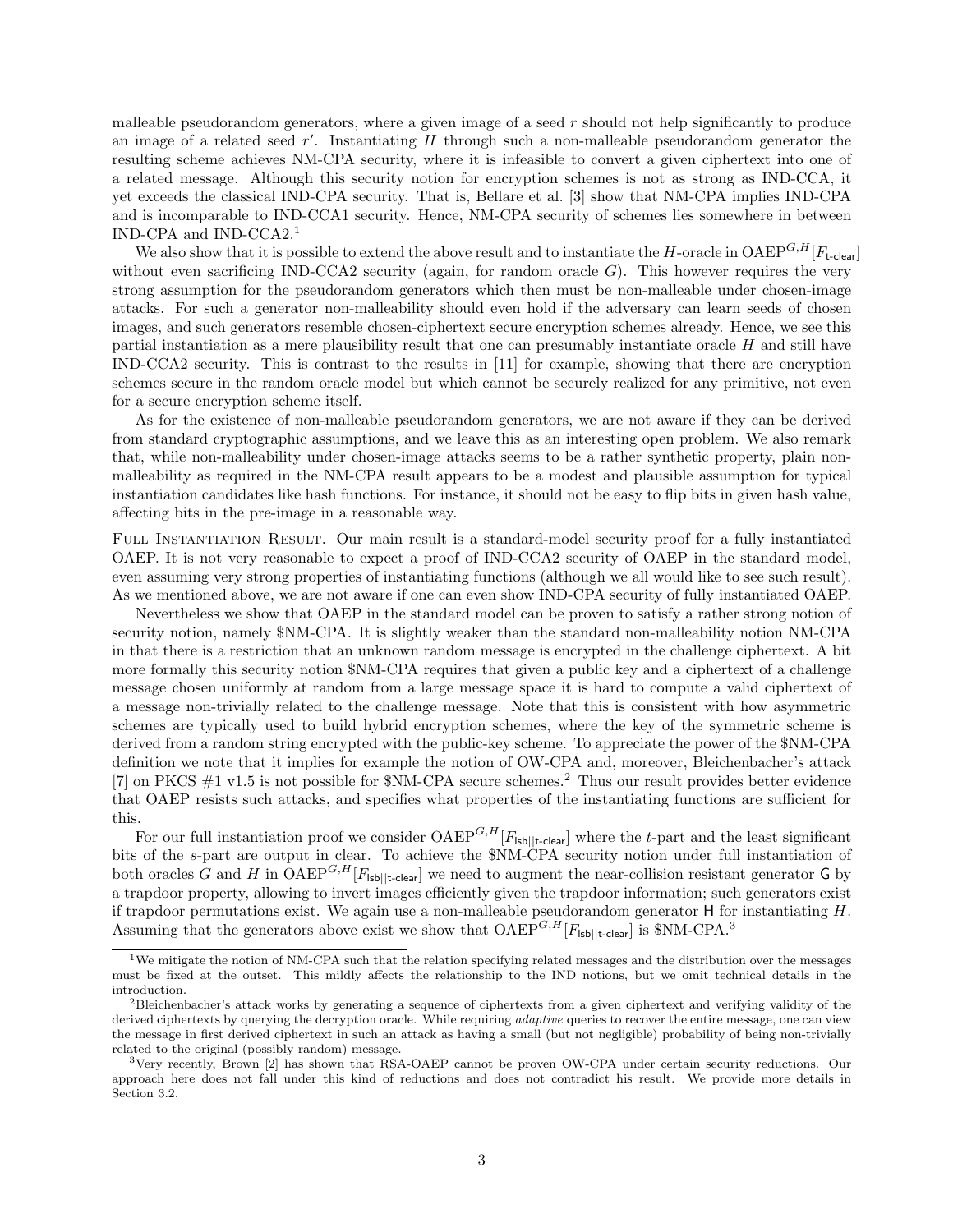malleable pseudorandom generators, where a given image of a seed $r$ should not help significantly to produce an image of a related seed $r'$. Instantiating $H$ through such a non-malleable pseudorandom generator the resulting scheme achieves NM-CPA security, where it is infeasible to convert a given ciphertext into one of a related message. Although this security notion for encryption schemes is not as strong as IND-CCA, it yet exceeds the classical IND-CPA security. That is, Bellare et al. [3] show that NM-CPA implies IND-CPA and is incomparable to IND-CCA1 security. Hence, NM-CPA security of schemes lies somewhere in between IND-CPA and IND-CCA2.[1]

We also show that it is possible to extend the above result and to instantiate the $H$-oracle in $\mathrm{OAEP}^{G,H}[F_{\mathsf{t\text{-}clear}}]$ without even sacrificing IND-CCA2 security (again, for random oracle $G$). This however requires the very strong assumption for the pseudorandom generators which then must be non-malleable under chosen-image attacks. For such a generator non-malleability should even hold if the adversary can learn seeds of chosen images, and such generators resemble chosen-ciphertext secure encryption schemes already. Hence, we see this partial instantiation as a mere plausibility result that one can presumably instantiate oracle $H$ and still have IND-CCA2 security. This is contrast to the results in [11] for example, showing that there are encryption schemes secure in the random oracle model but which cannot be securely realized for any primitive, not even for a secure encryption scheme itself.

As for the existence of non-malleable pseudorandom generators, we are not aware if they can be derived from standard cryptographic assumptions, and we leave this as an interesting open problem. We also remark that, while non-malleability under chosen-image attacks seems to be a rather synthetic property, plain non-malleability as required in the NM-CPA result appears to be a modest and plausible assumption for typical instantiation candidates like hash functions. For instance, it should not be easy to flip bits in given hash value, affecting bits in the pre-image in a reasonable way.

Full Instantiation Result. Our main result is a standard-model security proof for a fully instantiated OAEP. It is not very reasonable to expect a proof of IND-CCA2 security of OAEP in the standard model, even assuming very strong properties of instantiating functions (although we all would like to see such result). As we mentioned above, we are not aware if one can even show IND-CPA security of fully instantiated OAEP.

Nevertheless we show that OAEP in the standard model can be proven to satisfy a rather strong notion of security notion, namely \$NM-CPA. It is slightly weaker than the standard non-malleability notion NM-CPA in that there is a restriction that an unknown random message is encrypted in the challenge ciphertext. A bit more formally this security notion \$NM-CPA requires that given a public key and a ciphertext of a challenge message chosen uniformly at random from a large message space it is hard to compute a valid ciphertext of a message non-trivially related to the challenge message. Note that this is consistent with how asymmetric schemes are typically used to build hybrid encryption schemes, where the key of the symmetric scheme is derived from a random string encrypted with the public-key scheme. To appreciate the power of the \$NM-CPA definition we note that it implies for example the notion of OW-CPA and, moreover, Bleichenbacher's attack [7] on PKCS #1 v1.5 is not possible for \$NM-CPA secure schemes.[2] Thus our result provides better evidence that OAEP resists such attacks, and specifies what properties of the instantiating functions are sufficient for this.

For our full instantiation proof we consider $\mathrm{OAEP}^{G,H}[F_{\mathsf{lsb}||\mathsf{t\text{-}clear}}]$ where the $t$-part and the least significant bits of the $s$-part are output in clear. To achieve the \$NM-CPA security notion under full instantiation of both oracles $G$ and $H$ in $\mathrm{OAEP}^{G,H}[F_{\mathsf{lsb}||\mathsf{t\text{-}clear}}]$ we need to augment the near-collision resistant generator $\mathsf{G}$ by a trapdoor property, allowing to invert images efficiently given the trapdoor information; such generators exist if trapdoor permutations exist. We again use a non-malleable pseudorandom generator $\mathsf{H}$ for instantiating $H$. Assuming that the generators above exist we show that $\mathrm{OAEP}^{G,H}[F_{\mathsf{lsb}||\mathsf{t\text{-}clear}}]$ is \$NM-CPA.[3]

---

[1] We mitigate the notion of NM-CPA such that the relation specifying related messages and the distribution over the messages must be fixed at the outset. This mildly affects the relationship to the IND notions, but we omit technical details in the introduction.

[2] Bleichenbacher's attack works by generating a sequence of ciphertexts from a given ciphertext and verifying validity of the derived ciphertexts by querying the decryption oracle. While requiring *adaptive* queries to recover the entire message, one can view the message in first derived ciphertext in such an attack as having a small (but not negligible) probability of being non-trivially related to the original (possibly random) message.

[3] Very recently, Brown [2] has shown that RSA-OAEP cannot be proven OW-CPA under certain security reductions. Our approach here does not fall under this kind of reductions and does not contradict his result. We provide more details in Section 3.2.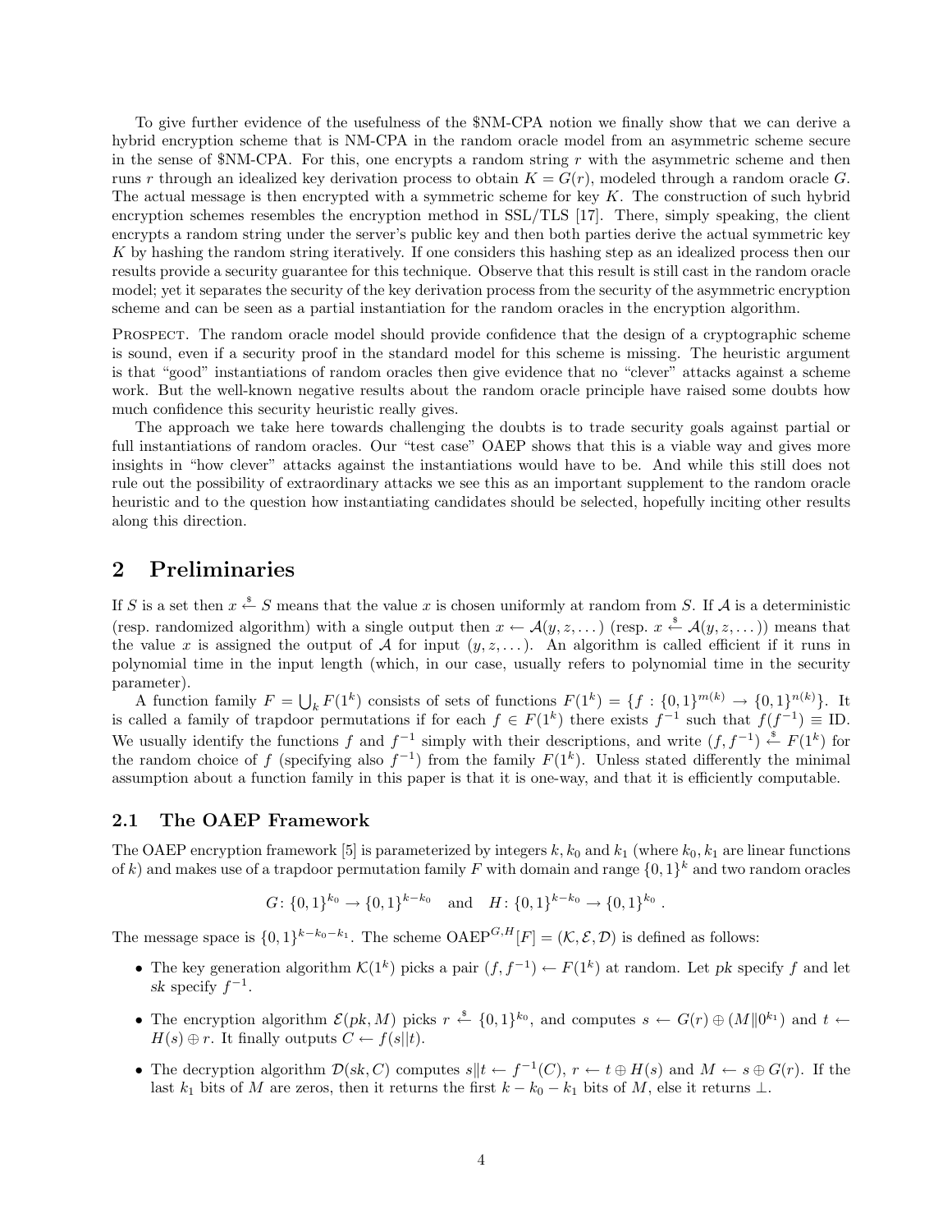To give further evidence of the usefulness of the \$NM-CPA notion we finally show that we can derive a hybrid encryption scheme that is NM-CPA in the random oracle model from an asymmetric scheme secure in the sense of \$NM-CPA. For this, one encrypts a random string $r$ with the asymmetric scheme and then runs $r$ through an idealized key derivation process to obtain $K = G(r)$, modeled through a random oracle $G$. The actual message is then encrypted with a symmetric scheme for key $K$. The construction of such hybrid encryption schemes resembles the encryption method in SSL/TLS [17]. There, simply speaking, the client encrypts a random string under the server's public key and then both parties derive the actual symmetric key $K$ by hashing the random string iteratively. If one considers this hashing step as an idealized process then our results provide a security guarantee for this technique. Observe that this result is still cast in the random oracle model; yet it separates the security of the key derivation process from the security of the asymmetric encryption scheme and can be seen as a partial instantiation for the random oracles in the encryption algorithm.

Prospect. The random oracle model should provide confidence that the design of a cryptographic scheme is sound, even if a security proof in the standard model for this scheme is missing. The heuristic argument is that "good" instantiations of random oracles then give evidence that no "clever" attacks against a scheme work. But the well-known negative results about the random oracle principle have raised some doubts how much confidence this security heuristic really gives.

The approach we take here towards challenging the doubts is to trade security goals against partial or full instantiations of random oracles. Our "test case" OAEP shows that this is a viable way and gives more insights in "how clever" attacks against the instantiations would have to be. And while this still does not rule out the possibility of extraordinary attacks we see this as an important supplement to the random oracle heuristic and to the question how instantiating candidates should be selected, hopefully inciting other results along this direction.

## 2 Preliminaries

If $S$ is a set then $x \xleftarrow{\$} S$ means that the value $x$ is chosen uniformly at random from $S$. If $\mathcal{A}$ is a deterministic (resp. randomized algorithm) with a single output then $x \leftarrow \mathcal{A}(y, z, \dots)$ (resp. $x \xleftarrow{\$} \mathcal{A}(y, z, \dots)$) means that the value $x$ is assigned the output of $\mathcal{A}$ for input $(y, z, \dots)$. An algorithm is called efficient if it runs in polynomial time in the input length (which, in our case, usually refers to polynomial time in the security parameter).

A function family $F = \bigcup_k F(1^k)$ consists of sets of functions $F(1^k) = \{f : \{0,1\}^{m(k)} \to \{0,1\}^{n(k)}\}$. It is called a family of trapdoor permutations if for each $f \in F(1^k)$ there exists $f^{-1}$ such that $f(f^{-1}) \equiv \mathrm{ID}$. We usually identify the functions $f$ and $f^{-1}$ simply with their descriptions, and write $(f, f^{-1}) \xleftarrow{\$} F(1^k)$ for the random choice of $f$ (specifying also $f^{-1}$) from the family $F(1^k)$. Unless stated differently the minimal assumption about a function family in this paper is that it is one-way, and that it is efficiently computable.

### 2.1 The OAEP Framework

The OAEP encryption framework [5] is parameterized by integers $k, k_0$ and $k_1$ (where $k_0, k_1$ are linear functions of $k$) and makes use of a trapdoor permutation family $F$ with domain and range $\{0,1\}^k$ and two random oracles

$$G : \{0,1\}^{k_0} \to \{0,1\}^{k-k_0} \quad \text{and} \quad H : \{0,1\}^{k-k_0} \to \{0,1\}^{k_0} .$$

The message space is $\{0,1\}^{k-k_0-k_1}$. The scheme $\mathrm{OAEP}^{G,H}[F] = (\mathcal{K}, \mathcal{E}, \mathcal{D})$ is defined as follows:

- The key generation algorithm $\mathcal{K}(1^k)$ picks a pair $(f, f^{-1}) \leftarrow F(1^k)$ at random. Let *pk* specify $f$ and let *sk* specify $f^{-1}$.
- The encryption algorithm $\mathcal{E}(pk, M)$ picks $r \xleftarrow{\$} \{0,1\}^{k_0}$, and computes $s \leftarrow G(r) \oplus (M \| 0^{k_1})$ and $t \leftarrow H(s) \oplus r$. It finally outputs $C \leftarrow f(s \| t)$.
- The decryption algorithm $\mathcal{D}(sk, C)$ computes $s \| t \leftarrow f^{-1}(C)$, $r \leftarrow t \oplus H(s)$ and $M \leftarrow s \oplus G(r)$. If the last $k_1$ bits of $M$ are zeros, then it returns the first $k - k_0 - k_1$ bits of $M$, else it returns $\perp$.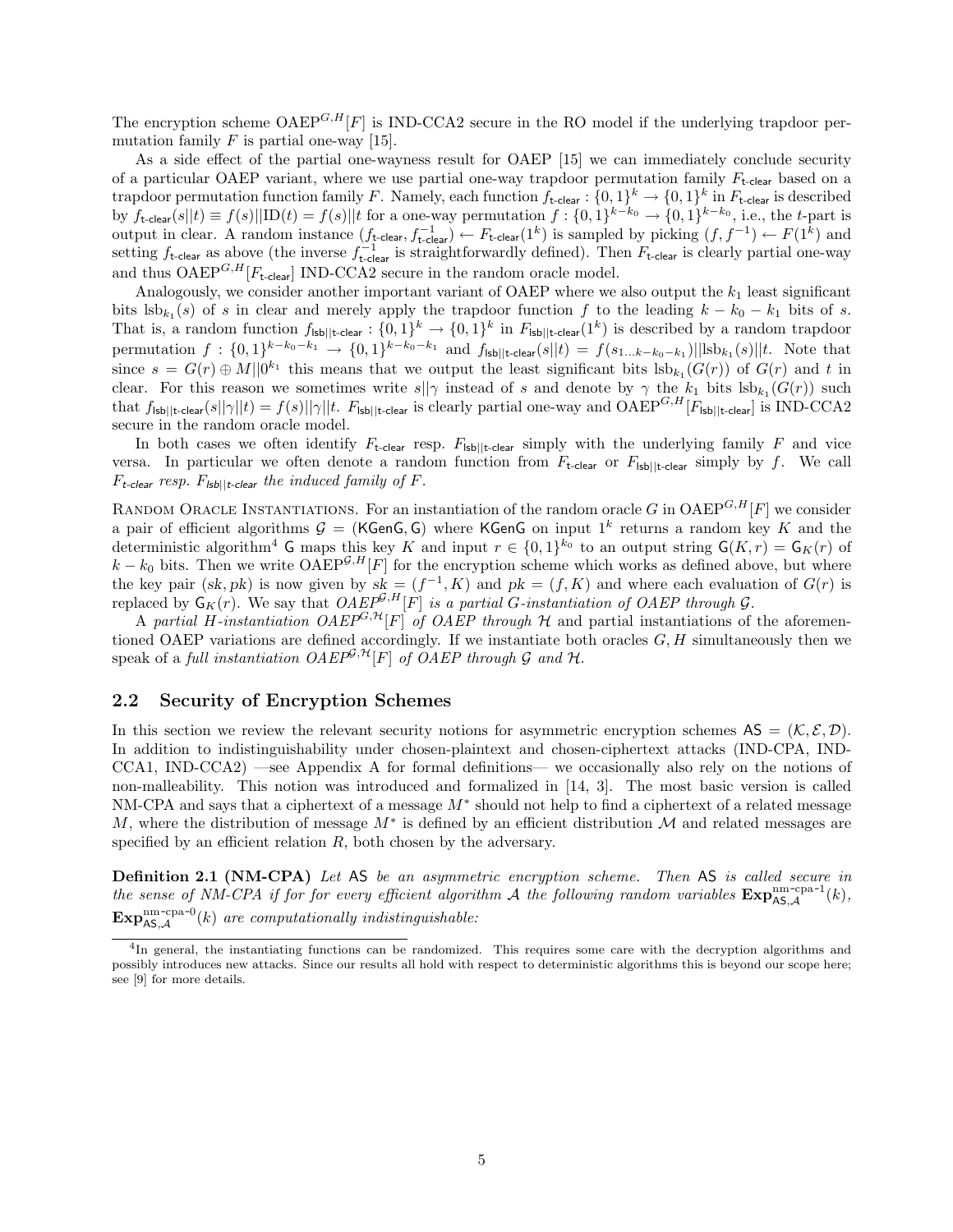The encryption scheme $\text{OAEP}^{G,H}[F]$ is IND-CCA2 secure in the RO model if the underlying trapdoor permutation family $F$ is partial one-way [15].

As a side effect of the partial one-wayness result for OAEP [15] we can immediately conclude security of a particular OAEP variant, where we use partial one-way trapdoor permutation family $F_{\textsf{t-clear}}$ based on a trapdoor permutation function family $F$. Namely, each function $f_{\textsf{t-clear}} : \{0,1\}^k \to \{0,1\}^k$ in $F_{\textsf{t-clear}}$ is described by $f_{\textsf{t-clear}}(s||t) \equiv f(s)||\text{ID}(t) = f(s)||t$ for a one-way permutation $f : \{0,1\}^{k-k_0} \to \{0,1\}^{k-k_0}$, i.e., the $t$-part is output in clear. A random instance $(f_{\textsf{t-clear}}, f^{-1}_{\textsf{t-clear}}) \leftarrow F_{\textsf{t-clear}}(1^k)$ is sampled by picking $(f, f^{-1}) \leftarrow F(1^k)$ and setting $f_{\textsf{t-clear}}$ as above (the inverse $f^{-1}_{\textsf{t-clear}}$ is straightforwardly defined). Then $F_{\textsf{t-clear}}$ is clearly partial one-way and thus $\text{OAEP}^{G,H}[F_{\textsf{t-clear}}]$ IND-CCA2 secure in the random oracle model.

Analogously, we consider another important variant of OAEP where we also output the $k_1$ least significant bits $\text{lsb}_{k_1}(s)$ of $s$ in clear and merely apply the trapdoor function $f$ to the leading $k - k_0 - k_1$ bits of $s$. That is, a random function $f_{\textsf{lsb}||\textsf{t-clear}} : \{0,1\}^k \to \{0,1\}^k$ in $F_{\textsf{lsb}||\textsf{t-clear}}(1^k)$ is described by a random trapdoor permutation $f : \{0,1\}^{k-k_0-k_1} \to \{0,1\}^{k-k_0-k_1}$ and $f_{\textsf{lsb}||\textsf{t-clear}}(s||t) = f(s_{1\ldots k-k_0-k_1})||\text{lsb}_{k_1}(s)||t$. Note that since $s = G(r) \oplus M||0^{k_1}$ this means that we output the least significant bits $\text{lsb}_{k_1}(G(r))$ of $G(r)$ and $t$ in clear. For this reason we sometimes write $s||\gamma$ instead of $s$ and denote by $\gamma$ the $k_1$ bits $\text{lsb}_{k_1}(G(r))$ such that $f_{\textsf{lsb}||\textsf{t-clear}}(s||\gamma||t) = f(s)||\gamma||t$. $F_{\textsf{lsb}||\textsf{t-clear}}$ is clearly partial one-way and $\text{OAEP}^{G,H}[F_{\textsf{lsb}||\textsf{t-clear}}]$ is IND-CCA2 secure in the random oracle model.

In both cases we often identify $F_{\textsf{t-clear}}$ resp. $F_{\textsf{lsb}||\textsf{t-clear}}$ simply with the underlying family $F$ and vice versa. In particular we often denote a random function from $F_{\textsf{t-clear}}$ or $F_{\textsf{lsb}||\textsf{t-clear}}$ simply by $f$. We call *$F_{\textsf{t-clear}}$ resp. $F_{\textsf{lsb}||\textsf{t-clear}}$ the induced family of $F$.*

Random Oracle Instantiations. For an instantiation of the random oracle $G$ in $\text{OAEP}^{G,H}[F]$ we consider a pair of efficient algorithms $\mathcal{G} = (\textsf{KGenG}, \textsf{G})$ where $\textsf{KGenG}$ on input $1^k$ returns a random key $K$ and the deterministic algorithm[4] $\textsf{G}$ maps this key $K$ and input $r \in \{0,1\}^{k_0}$ to an output string $\textsf{G}(K, r) = \textsf{G}_K(r)$ of $k - k_0$ bits. Then we write $\text{OAEP}^{\mathcal{G},H}[F]$ for the encryption scheme which works as defined above, but where the key pair $(sk, pk)$ is now given by $sk = (f^{-1}, K)$ and $pk = (f, K)$ and where each evaluation of $G(r)$ is replaced by $\textsf{G}_K(r)$. We say that *$\text{OAEP}^{\mathcal{G},H}[F]$ is a partial $G$-instantiation of OAEP through $\mathcal{G}$.*

A *partial $H$-instantiation $\text{OAEP}^{G,\mathcal{H}}[F]$ of OAEP through $\mathcal{H}$* and partial instantiations of the aforementioned OAEP variations are defined accordingly. If we instantiate both oracles $G, H$ simultaneously then we speak of a *full instantiation $\text{OAEP}^{\mathcal{G},\mathcal{H}}[F]$ of OAEP through $\mathcal{G}$ and $\mathcal{H}$.*

## 2.2 Security of Encryption Schemes

In this section we review the relevant security notions for asymmetric encryption schemes $\textsf{AS} = (\mathcal{K}, \mathcal{E}, \mathcal{D})$. In addition to indistinguishability under chosen-plaintext and chosen-ciphertext attacks (IND-CPA, IND-CCA1, IND-CCA2) —see Appendix A for formal definitions— we occasionally also rely on the notions of non-malleability. This notion was introduced and formalized in [14, 3]. The most basic version is called NM-CPA and says that a ciphertext of a message $M^*$ should not help to find a ciphertext of a related message $M$, where the distribution of message $M^*$ is defined by an efficient distribution $\mathcal{M}$ and related messages are specified by an efficient relation $R$, both chosen by the adversary.

**Definition 2.1 (NM-CPA)** *Let $\textsf{AS}$ be an asymmetric encryption scheme. Then $\textsf{AS}$ is called secure in the sense of NM-CPA if for every efficient algorithm $\mathcal{A}$ the following random variables $\textbf{Exp}^{\text{nm-cpa-1}}_{\textsf{AS},\mathcal{A}}(k)$, $\textbf{Exp}^{\text{nm-cpa-0}}_{\textsf{AS},\mathcal{A}}(k)$ are computationally indistinguishable:*

[4] In general, the instantiating functions can be randomized. This requires some care with the decryption algorithms and possibly introduces new attacks. Since our results all hold with respect to deterministic algorithms this is beyond our scope here; see [9] for more details.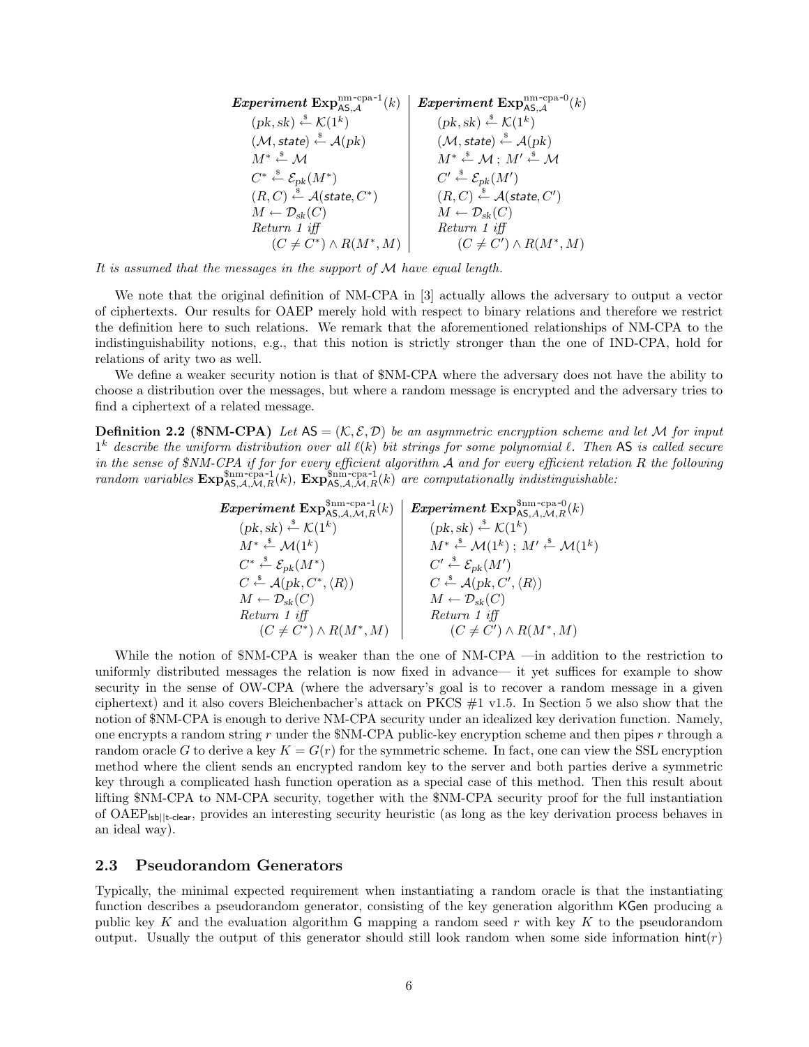| ***Experiment*** $\mathbf{Exp}^{\text{nm-cpa-1}}_{\mathsf{AS},\mathcal{A}}(k)$ | ***Experiment*** $\mathbf{Exp}^{\text{nm-cpa-0}}_{\mathsf{AS},\mathcal{A}}(k)$ |
|---|---|
| $(pk, sk) \xleftarrow{\$} \mathcal{K}(1^k)$ | $(pk, sk) \xleftarrow{\$} \mathcal{K}(1^k)$ |
| $(\mathcal{M}, \mathit{state}) \xleftarrow{\$} \mathcal{A}(pk)$ | $(\mathcal{M}, \mathit{state}) \xleftarrow{\$} \mathcal{A}(pk)$ |
| $M^* \xleftarrow{\$} \mathcal{M}$ | $M^* \xleftarrow{\$} \mathcal{M}\,;\ M' \xleftarrow{\$} \mathcal{M}$ |
| $C^* \xleftarrow{\$} \mathcal{E}_{pk}(M^*)$ | $C' \xleftarrow{\$} \mathcal{E}_{pk}(M')$ |
| $(R, C) \xleftarrow{\$} \mathcal{A}(\mathit{state}, C^*)$ | $(R, C) \xleftarrow{\$} \mathcal{A}(\mathit{state}, C')$ |
| $M \leftarrow \mathcal{D}_{sk}(C)$ | $M \leftarrow \mathcal{D}_{sk}(C)$ |
| *Return 1 iff* $(C \neq C^*) \wedge R(M^*, M)$ | *Return 1 iff* $(C \neq C') \wedge R(M^*, M)$ |

*It is assumed that the messages in the support of $\mathcal{M}$ have equal length.*

We note that the original definition of NM-CPA in [3] actually allows the adversary to output a vector of ciphertexts. Our results for OAEP merely hold with respect to binary relations and therefore we restrict the definition here to such relations. We remark that the aforementioned relationships of NM-CPA to the indistinguishability notions, e.g., that this notion is strictly stronger than the one of IND-CPA, hold for relations of arity two as well.

We define a weaker security notion is that of \$NM-CPA where the adversary does not have the ability to choose a distribution over the messages, but where a random message is encrypted and the adversary tries to find a ciphertext of a related message.

**Definition 2.2 (\$NM-CPA)** *Let $\mathsf{AS} = (\mathcal{K}, \mathcal{E}, \mathcal{D})$ be an asymmetric encryption scheme and let $\mathcal{M}$ for input $1^k$ describe the uniform distribution over all $\ell(k)$ bit strings for some polynomial $\ell$. Then $\mathsf{AS}$ is called secure in the sense of \$NM-CPA if for for every efficient algorithm $\mathcal{A}$ and for every efficient relation $R$ the following random variables $\mathbf{Exp}^{\text{\$nm-cpa-1}}_{\mathsf{AS},\mathcal{A},\mathcal{M},R}(k)$, $\mathbf{Exp}^{\text{\$nm-cpa-1}}_{\mathsf{AS},\mathcal{A},\mathcal{M},R}(k)$ are computationally indistinguishable:*

| ***Experiment*** $\mathbf{Exp}^{\text{\$nm-cpa-1}}_{\mathsf{AS},\mathcal{A},\mathcal{M},R}(k)$ | ***Experiment*** $\mathbf{Exp}^{\text{\$nm-cpa-0}}_{\mathsf{AS},\mathcal{A},\mathcal{M},R}(k)$ |
|---|---|
| $(pk, sk) \xleftarrow{\$} \mathcal{K}(1^k)$ | $(pk, sk) \xleftarrow{\$} \mathcal{K}(1^k)$ |
| $M^* \xleftarrow{\$} \mathcal{M}(1^k)$ | $M^* \xleftarrow{\$} \mathcal{M}(1^k)\,;\ M' \xleftarrow{\$} \mathcal{M}(1^k)$ |
| $C^* \xleftarrow{\$} \mathcal{E}_{pk}(M^*)$ | $C' \xleftarrow{\$} \mathcal{E}_{pk}(M')$ |
| $C \xleftarrow{\$} \mathcal{A}(pk, C^*, \langle R\rangle)$ | $C \xleftarrow{\$} \mathcal{A}(pk, C', \langle R\rangle)$ |
| $M \leftarrow \mathcal{D}_{sk}(C)$ | $M \leftarrow \mathcal{D}_{sk}(C)$ |
| *Return 1 iff* $(C \neq C^*) \wedge R(M^*, M)$ | *Return 1 iff* $(C \neq C') \wedge R(M^*, M)$ |

While the notion of \$NM-CPA is weaker than the one of NM-CPA —in addition to the restriction to uniformly distributed messages the relation is now fixed in advance— it yet suffices for example to show security in the sense of OW-CPA (where the adversary's goal is to recover a random message in a given ciphertext) and it also covers Bleichenbacher's attack on PKCS #1 v1.5. In Section 5 we also show that the notion of \$NM-CPA is enough to derive NM-CPA security under an idealized key derivation function. Namely, one encrypts a random string $r$ under the \$NM-CPA public-key encryption scheme and then pipes $r$ through a random oracle $G$ to derive a key $K = G(r)$ for the symmetric scheme. In fact, one can view the SSL encryption method where the client sends an encrypted random key to the server and both parties derive a symmetric key through a complicated hash function operation as a special case of this method. Then this result about lifting \$NM-CPA to NM-CPA security, together with the \$NM-CPA security proof for the full instantiation of $\text{OAEP}_{\mathsf{lsb}||\mathsf{t\text{-}clear}}$, provides an interesting security heuristic (as long as the key derivation process behaves in an ideal way).

## 2.3 Pseudorandom Generators

Typically, the minimal expected requirement when instantiating a random oracle is that the instantiating function describes a pseudorandom generator, consisting of the key generation algorithm $\mathsf{KGen}$ producing a public key $K$ and the evaluation algorithm $\mathsf{G}$ mapping a random seed $r$ with key $K$ to the pseudorandom output. Usually the output of this generator should still look random when some side information $\mathsf{hint}(r)$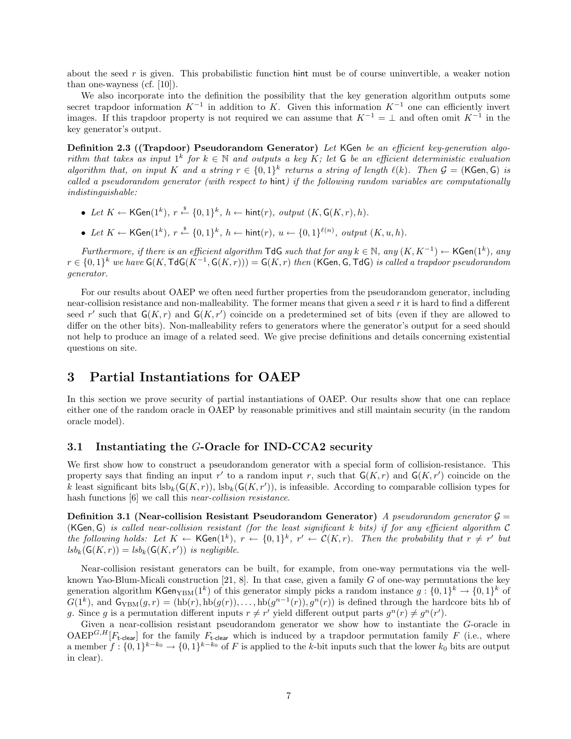about the seed $r$ is given. This probabilistic function $\mathsf{hint}$ must be of course uninvertible, a weaker notion than one-wayness (cf. [10]).

We also incorporate into the definition the possibility that the key generation algorithm outputs some secret trapdoor information $K^{-1}$ in addition to $K$. Given this information $K^{-1}$ one can efficiently invert images. If this trapdoor property is not required we can assume that $K^{-1} = \perp$ and often omit $K^{-1}$ in the key generator's output.

**Definition 2.3 ((Trapdoor) Pseudorandom Generator)** *Let $\mathsf{KGen}$ be an efficient key-generation algorithm that takes as input $1^k$ for $k \in \mathbb{N}$ and outputs a key $K$; let $\mathsf{G}$ be an efficient deterministic evaluation algorithm that, on input $K$ and a string $r \in \{0,1\}^k$ returns a string of length $\ell(k)$. Then $\mathcal{G} = (\mathsf{KGen}, \mathsf{G})$ is called a pseudorandom generator (with respect to $\mathsf{hint}$) if the following random variables are computationally indistinguishable:*

- *Let $K \leftarrow \mathsf{KGen}(1^k)$, $r \xleftarrow{\$} \{0,1\}^k$, $h \leftarrow \mathsf{hint}(r)$, output $(K, \mathsf{G}(K, r), h)$.*
- *Let $K \leftarrow \mathsf{KGen}(1^k)$, $r \xleftarrow{\$} \{0,1\}^k$, $h \leftarrow \mathsf{hint}(r)$, $u \leftarrow \{0,1\}^{\ell(n)}$, output $(K, u, h)$.*

*Furthermore, if there is an efficient algorithm $\mathsf{TdG}$ such that for any $k \in \mathbb{N}$, any $(K, K^{-1}) \leftarrow \mathsf{KGen}(1^k)$, any $r \in \{0,1\}^k$ we have $\mathsf{G}(K, \mathsf{TdG}(K^{-1}, \mathsf{G}(K,r))) = \mathsf{G}(K,r)$ then $(\mathsf{KGen}, \mathsf{G}, \mathsf{TdG})$ is called a trapdoor pseudorandom generator.*

For our results about OAEP we often need further properties from the pseudorandom generator, including near-collision resistance and non-malleability. The former means that given a seed $r$ it is hard to find a different seed $r'$ such that $\mathsf{G}(K,r)$ and $\mathsf{G}(K,r')$ coincide on a predetermined set of bits (even if they are allowed to differ on the other bits). Non-malleability refers to generators where the generator's output for a seed should not help to produce an image of a related seed. We give precise definitions and details concerning existential questions on site.

# 3 Partial Instantiations for OAEP

In this section we prove security of partial instantiations of OAEP. Our results show that one can replace either one of the random oracle in OAEP by reasonable primitives and still maintain security (in the random oracle model).

## 3.1 Instantiating the $G$-Oracle for IND-CCA2 security

We first show how to construct a pseudorandom generator with a special form of collision-resistance. This property says that finding an input $r'$ to a random input $r$, such that $\mathsf{G}(K,r)$ and $\mathsf{G}(K,r')$ coincide on the $k$ least significant bits $\mathrm{lsb}_k(\mathsf{G}(K,r))$, $\mathrm{lsb}_k(\mathsf{G}(K,r'))$, is infeasible. According to comparable collision types for hash functions [6] we call this *near-collision resistance*.

**Definition 3.1 (Near-collision Resistant Pseudorandom Generator)** *A pseudorandom generator $\mathcal{G} = (\mathsf{KGen}, \mathsf{G})$ is called near-collision resistant (for the least significant $k$ bits) if for any efficient algorithm $\mathcal{C}$ the following holds: Let $K \leftarrow \mathsf{KGen}(1^k)$, $r \leftarrow \{0,1\}^k$, $r' \leftarrow \mathcal{C}(K, r)$. Then the probability that $r \neq r'$ but $lsb_k(\mathsf{G}(K,r)) = lsb_k(\mathsf{G}(K,r'))$ is negligible.*

Near-collision resistant generators can be built, for example, from one-way permutations via the well-known Yao-Blum-Micali construction [21, 8]. In that case, given a family $G$ of one-way permutations the key generation algorithm $\mathsf{KGen}_{\mathrm{YBM}}(1^k)$ of this generator simply picks a random instance $g : \{0,1\}^k \to \{0,1\}^k$ of $G(1^k)$, and $\mathsf{G}_{\mathrm{YBM}}(g, r) = (\mathrm{hb}(r), \mathrm{hb}(g(r)), \ldots, \mathrm{hb}(g^{n-1}(r)), g^n(r))$ is defined through the hardcore bits hb of $g$. Since $g$ is a permutation different inputs $r \neq r'$ yield different output parts $g^n(r) \neq g^n(r')$.

Given a near-collision resistant pseudorandom generator we show how to instantiate the $G$-oracle in $\mathrm{OAEP}^{G,H}[F_{\mathsf{t\text{-}clear}}]$ for the family $F_{\mathsf{t\text{-}clear}}$ which is induced by a trapdoor permutation family $F$ (i.e., where a member $f : \{0,1\}^{k-k_0} \to \{0,1\}^{k-k_0}$ of $F$ is applied to the $k$-bit inputs such that the lower $k_0$ bits are output in clear).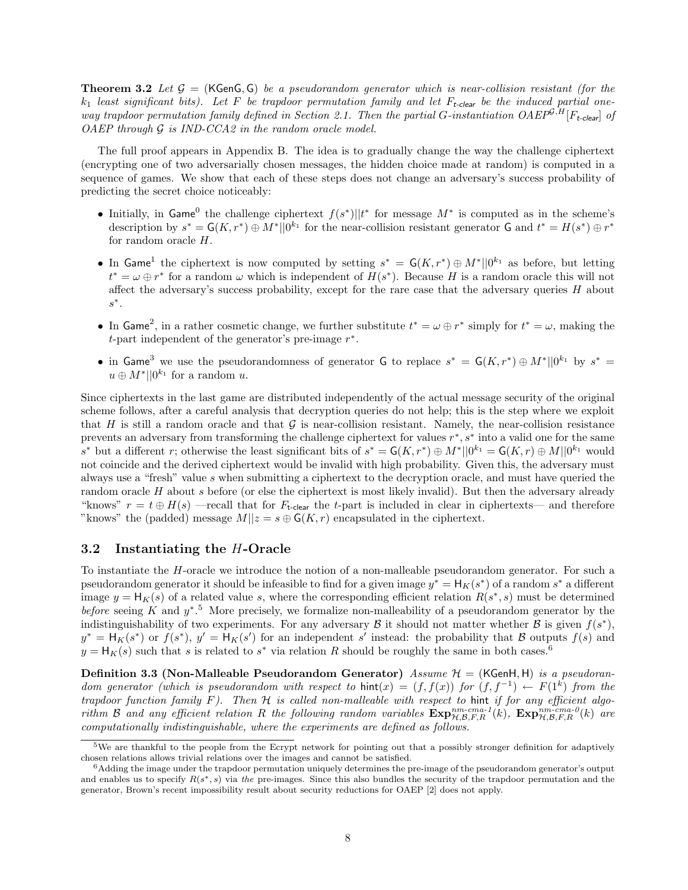**Theorem 3.2** *Let $\mathcal{G} = (\mathsf{KGenG}, \mathsf{G})$ be a pseudorandom generator which is near-collision resistant (for the $k_1$ least significant bits). Let $F$ be trapdoor permutation family and let $F_{\textsf{t-clear}}$ be the induced partial one-way trapdoor permutation family defined in Section 2.1. Then the partial G-instantiation $\text{OAEP}^{\mathcal{G},H}[F_{\textsf{t-clear}}]$ of OAEP through $\mathcal{G}$ is IND-CCA2 in the random oracle model.*

The full proof appears in Appendix B. The idea is to gradually change the way the challenge ciphertext (encrypting one of two adversarially chosen messages, the hidden choice made at random) is computed in a sequence of games. We show that each of these steps does not change an adversary's success probability of predicting the secret choice noticeably:

- Initially, in $\mathsf{Game}^0$ the challenge ciphertext $f(s^*)||t^*$ for message $M^*$ is computed as in the scheme's description by $s^* = \mathsf{G}(K, r^*) \oplus M^*||0^{k_1}$ for the near-collision resistant generator $\mathsf{G}$ and $t^* = H(s^*) \oplus r^*$ for random oracle $H$.
- In $\mathsf{Game}^1$ the ciphertext is now computed by setting $s^* = \mathsf{G}(K, r^*) \oplus M^*||0^{k_1}$ as before, but letting $t^* = \omega \oplus r^*$ for a random $\omega$ which is independent of $H(s^*)$. Because $H$ is a random oracle this will not affect the adversary's success probability, except for the rare case that the adversary queries $H$ about $s^*$.
- In $\mathsf{Game}^2$, in a rather cosmetic change, we further substitute $t^* = \omega \oplus r^*$ simply for $t^* = \omega$, making the $t$-part independent of the generator's pre-image $r^*$.
- in $\mathsf{Game}^3$ we use the pseudorandomness of generator $\mathsf{G}$ to replace $s^* = \mathsf{G}(K, r^*) \oplus M^*||0^{k_1}$ by $s^* = u \oplus M^*||0^{k_1}$ for a random $u$.

Since ciphertexts in the last game are distributed independently of the actual message security of the original scheme follows, after a careful analysis that decryption queries do not help; this is the step where we exploit that $H$ is still a random oracle and that $\mathcal{G}$ is near-collision resistant. Namely, the near-collision resistance prevents an adversary from transforming the challenge ciphertext for values $r^*, s^*$ into a valid one for the same $s^*$ but a different $r$; otherwise the least significant bits of $s^* = \mathsf{G}(K, r^*) \oplus M^*||0^{k_1} = \mathsf{G}(K, r) \oplus M||0^{k_1}$ would not coincide and the derived ciphertext would be invalid with high probability. Given this, the adversary must always use a "fresh" value $s$ when submitting a ciphertext to the decryption oracle, and must have queried the random oracle $H$ about $s$ before (or else the ciphertext is most likely invalid). But then the adversary already "knows" $r = t \oplus H(s)$ —recall that for $F_{\textsf{t-clear}}$ the $t$-part is included in clear in ciphertexts— and therefore "knows" the (padded) message $M||z = s \oplus \mathsf{G}(K, r)$ encapsulated in the ciphertext.

## 3.2 Instantiating the $H$-Oracle

To instantiate the $H$-oracle we introduce the notion of a non-malleable pseudorandom generator. For such a pseudorandom generator it should be infeasible to find for a given image $y^* = \mathsf{H}_K(s^*)$ of a random $s^*$ a different image $y = \mathsf{H}_K(s)$ of a related value $s$, where the corresponding efficient relation $R(s^*, s)$ must be determined *before* seeing $K$ and $y^*$.[5] More precisely, we formalize non-malleability of a pseudorandom generator by the indistinguishability of two experiments. For any adversary $\mathcal{B}$ it should not matter whether $\mathcal{B}$ is given $f(s^*)$, $y^* = \mathsf{H}_K(s^*)$ or $f(s^*)$, $y' = \mathsf{H}_K(s')$ for an independent $s'$ instead: the probability that $\mathcal{B}$ outputs $f(s)$ and $y = \mathsf{H}_K(s)$ such that $s$ is related to $s^*$ via relation $R$ should be roughly the same in both cases.[6]

**Definition 3.3 (Non-Malleable Pseudorandom Generator)** *Assume $\mathcal{H} = (\mathsf{KGenH}, \mathsf{H})$ is a pseudorandom generator (which is pseudorandom with respect to $\mathsf{hint}(x) = (f, f(x))$ for $(f, f^{-1}) \leftarrow F(1^k)$ from the trapdoor function family $F$). Then $\mathcal{H}$ is called non-malleable with respect to $\mathsf{hint}$ if for any efficient algorithm $\mathcal{B}$ and any efficient relation $R$ the following random variables $\mathbf{Exp}^{nm\text{-}cma\text{-}1}_{\mathcal{H},\mathcal{B},F,R}(k)$, $\mathbf{Exp}^{nm\text{-}cma\text{-}0}_{\mathcal{H},\mathcal{B},F,R}(k)$ are computationally indistinguishable, where the experiments are defined as follows.*

---

[5] We are thankful to the people from the Ecrypt network for pointing out that a possibly stronger definition for adaptively chosen relations allows trivial relations over the images and cannot be satisfied.

[6] Adding the image under the trapdoor permutation uniquely determines the pre-image of the pseudorandom generator's output and enables us to specify $R(s^*, s)$ via *the* pre-images. Since this also bundles the security of the trapdoor permutation and the generator, Brown's recent impossibility result about security reductions for OAEP [2] does not apply.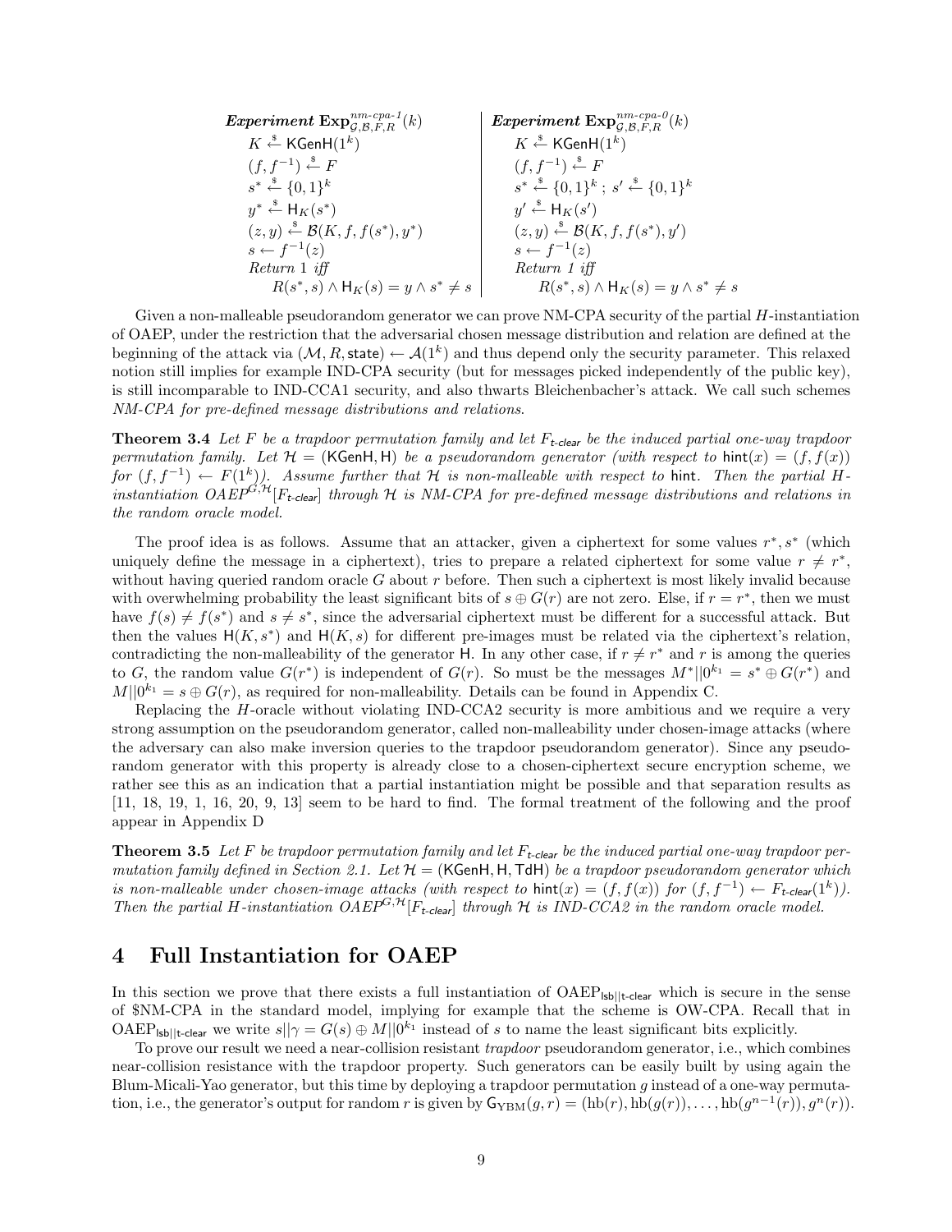| **Experiment** $\mathbf{Exp}^{nm\text{-}cpa\text{-}1}_{\mathcal{G},\mathcal{B},F,R}(k)$ | **Experiment** $\mathbf{Exp}^{nm\text{-}cpa\text{-}0}_{\mathcal{G},\mathcal{B},F,R}(k)$ |
|---|---|
| $K \stackrel{\$}{\leftarrow} \mathsf{KGenH}(1^k)$ | $K \stackrel{\$}{\leftarrow} \mathsf{KGenH}(1^k)$ |
| $(f, f^{-1}) \stackrel{\$}{\leftarrow} F$ | $(f, f^{-1}) \stackrel{\$}{\leftarrow} F$ |
| $s^* \stackrel{\$}{\leftarrow} \{0,1\}^k$ | $s^* \stackrel{\$}{\leftarrow} \{0,1\}^k$ ; $s' \stackrel{\$}{\leftarrow} \{0,1\}^k$ |
| $y^* \stackrel{\$}{\leftarrow} \mathsf{H}_K(s^*)$ | $y' \stackrel{\$}{\leftarrow} \mathsf{H}_K(s')$ |
| $(z, y) \stackrel{\$}{\leftarrow} \mathcal{B}(K, f, f(s^*), y^*)$ | $(z, y) \stackrel{\$}{\leftarrow} \mathcal{B}(K, f, f(s^*), y')$ |
| $s \leftarrow f^{-1}(z)$ | $s \leftarrow f^{-1}(z)$ |
| *Return 1 iff* | *Return 1 iff* |
| $R(s^*, s) \wedge \mathsf{H}_K(s) = y \wedge s^* \neq s$ | $R(s^*, s) \wedge \mathsf{H}_K(s) = y \wedge s^* \neq s$ |

Given a non-malleable pseudorandom generator we can prove NM-CPA security of the partial $H$-instantiation of OAEP, under the restriction that the adversarial chosen message distribution and relation are defined at the beginning of the attack via $(\mathcal{M}, R, \mathsf{state}) \leftarrow \mathcal{A}(1^k)$ and thus depend only the security parameter. This relaxed notion still implies for example IND-CPA security (but for messages picked independently of the public key), is still incomparable to IND-CCA1 security, and also thwarts Bleichenbacher's attack. We call such schemes *NM-CPA for pre-defined message distributions and relations*.

**Theorem 3.4** *Let $F$ be a trapdoor permutation family and let $F_{\textsf{t-clear}}$ be the induced partial one-way trapdoor permutation family. Let $\mathcal{H} = (\mathsf{KGenH}, \mathsf{H})$ be a pseudorandom generator (with respect to $\mathsf{hint}(x) = (f, f(x))$ for $(f, f^{-1}) \leftarrow F(1^k)$). Assume further that $\mathcal{H}$ is non-malleable with respect to $\mathsf{hint}$. Then the partial $H$-instantiation $OAEP^{G,\mathcal{H}}[F_{\textsf{t-clear}}]$ through $\mathcal{H}$ is NM-CPA for pre-defined message distributions and relations in the random oracle model.*

The proof idea is as follows. Assume that an attacker, given a ciphertext for some values $r^*, s^*$ (which uniquely define the message in a ciphertext), tries to prepare a related ciphertext for some value $r \neq r^*$, without having queried random oracle $G$ about $r$ before. Then such a ciphertext is most likely invalid because with overwhelming probability the least significant bits of $s \oplus G(r)$ are not zero. Else, if $r = r^*$, then we must have $f(s) \neq f(s^*)$ and $s \neq s^*$, since the adversarial ciphertext must be different for a successful attack. But then the values $\mathsf{H}(K, s^*)$ and $\mathsf{H}(K, s)$ for different pre-images must be related via the ciphertext's relation, contradicting the non-malleability of the generator $\mathsf{H}$. In any other case, if $r \neq r^*$ and $r$ is among the queries to $G$, the random value $G(r^*)$ is independent of $G(r)$. So must be the messages $M^*||0^{k_1} = s^* \oplus G(r^*)$ and $M||0^{k_1} = s \oplus G(r)$, as required for non-malleability. Details can be found in Appendix C.

Replacing the $H$-oracle without violating IND-CCA2 security is more ambitious and we require a very strong assumption on the pseudorandom generator, called non-malleability under chosen-image attacks (where the adversary can also make inversion queries to the trapdoor pseudorandom generator). Since any pseudorandom generator with this property is already close to a chosen-ciphertext secure encryption scheme, we rather see this as an indication that a partial instantiation might be possible and that separation results as [11, 18, 19, 1, 16, 20, 9, 13] seem to be hard to find. The formal treatment of the following and the proof appear in Appendix D

**Theorem 3.5** *Let $F$ be trapdoor permutation family and let $F_{\textsf{t-clear}}$ be the induced partial one-way trapdoor permutation family defined in Section 2.1. Let $\mathcal{H} = (\mathsf{KGenH}, \mathsf{H}, \mathsf{TdH})$ be a trapdoor pseudorandom generator which is non-malleable under chosen-image attacks (with respect to $\mathsf{hint}(x) = (f, f(x))$ for $(f, f^{-1}) \leftarrow F_{\textsf{t-clear}}(1^k)$). Then the partial $H$-instantiation $OAEP^{G,\mathcal{H}}[F_{\textsf{t-clear}}]$ through $\mathcal{H}$ is IND-CCA2 in the random oracle model.*

# 4 Full Instantiation for OAEP

In this section we prove that there exists a full instantiation of $\text{OAEP}_{\mathsf{lsb}||\mathsf{t\text{-}clear}}$ which is secure in the sense of \$NM-CPA in the standard model, implying for example that the scheme is OW-CPA. Recall that in $\text{OAEP}_{\mathsf{lsb}||\mathsf{t\text{-}clear}}$ we write $s||\gamma = G(s) \oplus M||0^{k_1}$ instead of $s$ to name the least significant bits explicitly.

To prove our result we need a near-collision resistant *trapdoor* pseudorandom generator, i.e., which combines near-collision resistance with the trapdoor property. Such generators can be easily built by using again the Blum-Micali-Yao generator, but this time by deploying a trapdoor permutation $g$ instead of a one-way permutation, i.e., the generator's output for random $r$ is given by $\mathsf{G}_{\text{YBM}}(g, r) = (\text{hb}(r), \text{hb}(g(r)), \ldots, \text{hb}(g^{n-1}(r)), g^n(r))$.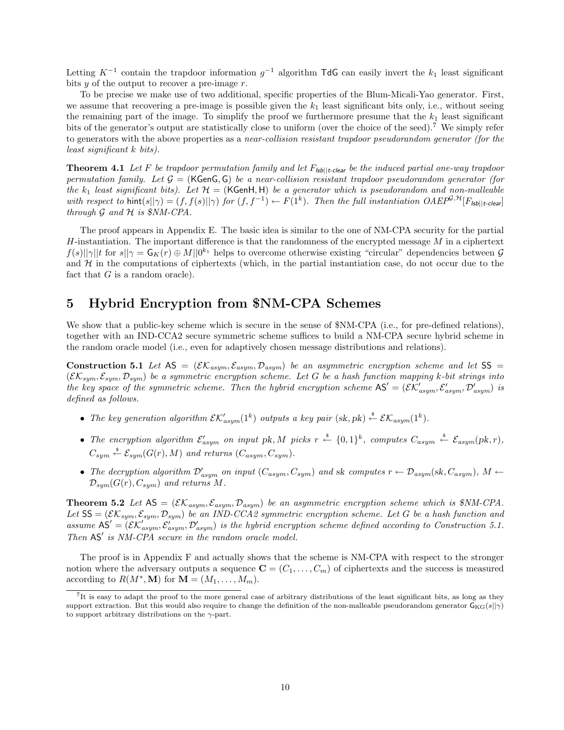Letting $K^{-1}$ contain the trapdoor information $g^{-1}$ algorithm $\mathsf{TdG}$ can easily invert the $k_1$ least significant bits $y$ of the output to recover a pre-image $r$.

To be precise we make use of two additional, specific properties of the Blum-Micali-Yao generator. First, we assume that recovering a pre-image is possible given the $k_1$ least significant bits only, i.e., without seeing the remaining part of the image. To simplify the proof we furthermore presume that the $k_1$ least significant bits of the generator's output are statistically close to uniform (over the choice of the seed).[7] We simply refer to generators with the above properties as a *near-collision resistant trapdoor pseudorandom generator (for the least significant k bits).*

**Theorem 4.1** *Let $F$ be trapdoor permutation family and let $F_{\mathsf{lsb}||t\text{-}\mathsf{clear}}$ be the induced partial one-way trapdoor permutation family. Let $\mathcal{G} = (\mathsf{KGenG}, \mathsf{G})$ be a near-collision resistant trapdoor pseudorandom generator (for the $k_1$ least significant bits). Let $\mathcal{H} = (\mathsf{KGenH}, \mathsf{H})$ be a generator which is pseudorandom and non-malleable with respect to $\mathsf{hint}(s||\gamma) = (f, f(s)||\gamma)$ for $(f, f^{-1}) \leftarrow F(1^k)$. Then the full instantiation OAEP$^{\mathcal{G},\mathcal{H}}[F_{\mathsf{lsb}||t\text{-}\mathsf{clear}}]$ through $\mathcal{G}$ and $\mathcal{H}$ is \$NM-CPA.*

The proof appears in Appendix E. The basic idea is similar to the one of NM-CPA security for the partial $H$-instantiation. The important difference is that the randomness of the encrypted message $M$ in a ciphertext $f(s)||\gamma||t$ for $s||\gamma = \mathsf{G}_K(r) \oplus M||0^{k_1}$ helps to overcome otherwise existing "circular" dependencies between $\mathcal{G}$ and $\mathcal{H}$ in the computations of ciphertexts (which, in the partial instantiation case, do not occur due to the fact that $G$ is a random oracle).

# 5 Hybrid Encryption from \$NM-CPA Schemes

We show that a public-key scheme which is secure in the sense of \$NM-CPA (i.e., for pre-defined relations), together with an IND-CCA2 secure symmetric scheme suffices to build a NM-CPA secure hybrid scheme in the random oracle model (i.e., even for adaptively chosen message distributions and relations).

**Construction 5.1** *Let $\mathsf{AS} = (\mathcal{EK}_{asym}, \mathcal{E}_{asym}, \mathcal{D}_{asym})$ be an asymmetric encryption scheme and let $\mathsf{SS} = (\mathcal{EK}_{sym}, \mathcal{E}_{sym}, \mathcal{D}_{sym})$ be a symmetric encryption scheme. Let $G$ be a hash function mapping $k$-bit strings into the key space of the symmetric scheme. Then the hybrid encryption scheme $\mathsf{AS}' = (\mathcal{EK}'_{asym}, \mathcal{E}'_{asym}, \mathcal{D}'_{asym})$ is defined as follows.*

- *The key generation algorithm $\mathcal{EK}'_{asym}(1^k)$ outputs a key pair $(\mathsf{sk}, \mathsf{pk}) \xleftarrow{\$} \mathcal{EK}_{asym}(1^k)$.*
- *The encryption algorithm $\mathcal{E}'_{asym}$ on input $\mathsf{pk}, M$ picks $r \xleftarrow{\$} \{0,1\}^k$, computes $C_{asym} \xleftarrow{\$} \mathcal{E}_{asym}(\mathsf{pk}, r)$, $C_{sym} \xleftarrow{\$} \mathcal{E}_{sym}(G(r), M)$ and returns $(C_{asym}, C_{sym})$.*
- *The decryption algorithm $\mathcal{D}'_{asym}$ on input $(C_{asym}, C_{sym})$ and $\mathsf{sk}$ computes $r \leftarrow \mathcal{D}_{asym}(\mathsf{sk}, C_{asym})$, $M \leftarrow \mathcal{D}_{sym}(G(r), C_{sym})$ and returns $M$.*

**Theorem 5.2** *Let $\mathsf{AS} = (\mathcal{EK}_{asym}, \mathcal{E}_{asym}, \mathcal{D}_{asym})$ be an asymmetric encryption scheme which is \$NM-CPA. Let $\mathsf{SS} = (\mathcal{EK}_{sym}, \mathcal{E}_{sym}, \mathcal{D}_{sym})$ be an IND-CCA2 symmetric encryption scheme. Let $G$ be a hash function and assume $\mathsf{AS}' = (\mathcal{EK}'_{asym}, \mathcal{E}'_{asym}, \mathcal{D}'_{asym})$ is the hybrid encryption scheme defined according to Construction 5.1. Then $\mathsf{AS}'$ is NM-CPA secure in the random oracle model.*

The proof is in Appendix F and actually shows that the scheme is NM-CPA with respect to the stronger notion where the adversary outputs a sequence $\mathbf{C} = (C_1, \ldots, C_m)$ of ciphertexts and the success is measured according to $R(M^*, \mathbf{M})$ for $\mathbf{M} = (M_1, \ldots, M_m)$.

[7] It is easy to adapt the proof to the more general case of arbitrary distributions of the least significant bits, as long as they support extraction. But this would also require to change the definition of the non-malleable pseudorandom generator $\mathsf{G}_{\mathrm{KG}}(s||\gamma)$ to support arbitrary distributions on the $\gamma$-part.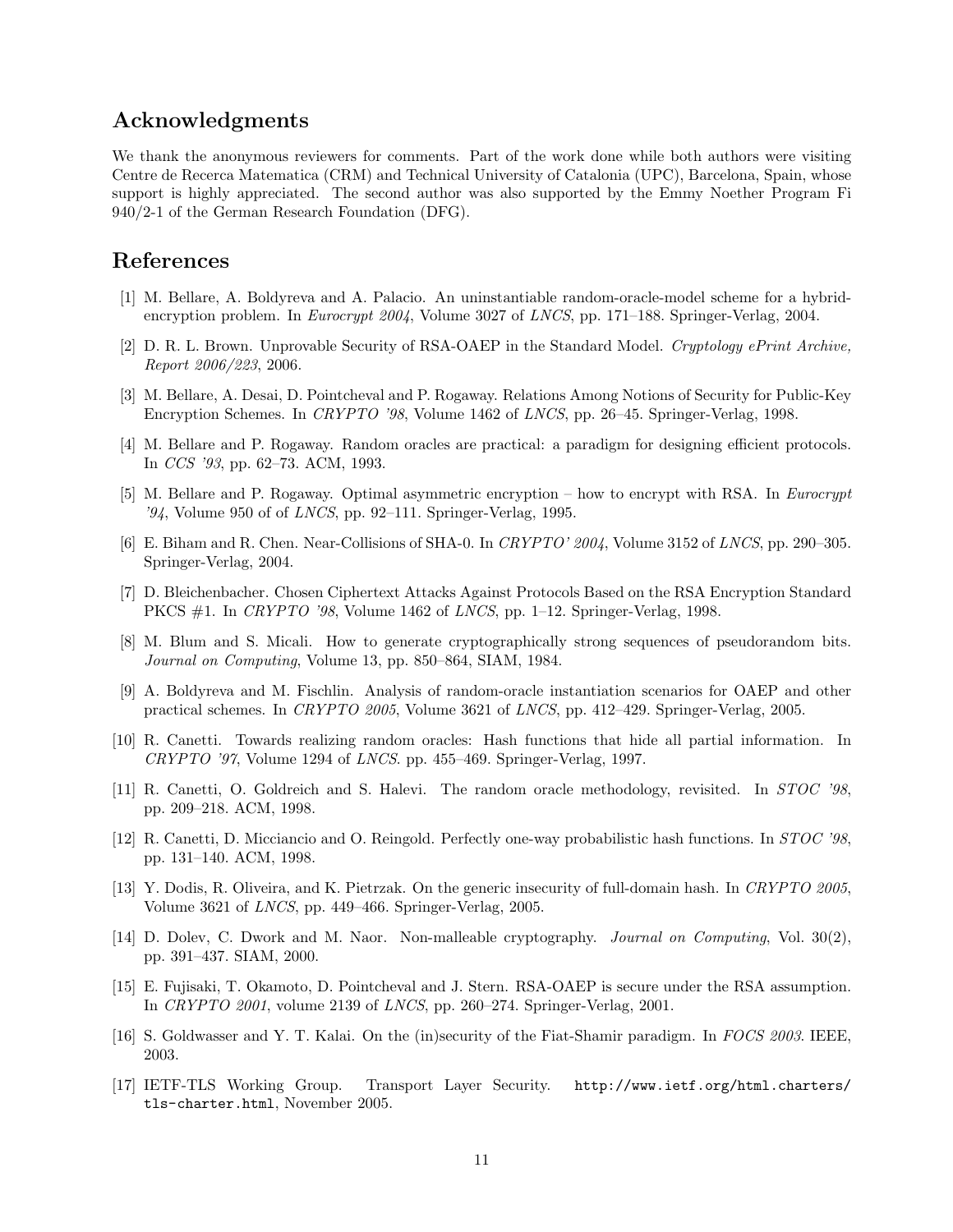## Acknowledgments

We thank the anonymous reviewers for comments. Part of the work done while both authors were visiting Centre de Recerca Matematica (CRM) and Technical University of Catalonia (UPC), Barcelona, Spain, whose support is highly appreciated. The second author was also supported by the Emmy Noether Program Fi 940/2-1 of the German Research Foundation (DFG).

## References

[1] M. Bellare, A. Boldyreva and A. Palacio. An uninstantiable random-oracle-model scheme for a hybrid-encryption problem. In *Eurocrypt 2004*, Volume 3027 of *LNCS*, pp. 171–188. Springer-Verlag, 2004.

[2] D. R. L. Brown. Unprovable Security of RSA-OAEP in the Standard Model. *Cryptology ePrint Archive, Report 2006/223*, 2006.

[3] M. Bellare, A. Desai, D. Pointcheval and P. Rogaway. Relations Among Notions of Security for Public-Key Encryption Schemes. In *CRYPTO '98*, Volume 1462 of *LNCS*, pp. 26–45. Springer-Verlag, 1998.

[4] M. Bellare and P. Rogaway. Random oracles are practical: a paradigm for designing efficient protocols. In *CCS '93*, pp. 62–73. ACM, 1993.

[5] M. Bellare and P. Rogaway. Optimal asymmetric encryption – how to encrypt with RSA. In *Eurocrypt '94*, Volume 950 of of *LNCS*, pp. 92–111. Springer-Verlag, 1995.

[6] E. Biham and R. Chen. Near-Collisions of SHA-0. In *CRYPTO' 2004*, Volume 3152 of *LNCS*, pp. 290–305. Springer-Verlag, 2004.

[7] D. Bleichenbacher. Chosen Ciphertext Attacks Against Protocols Based on the RSA Encryption Standard PKCS #1. In *CRYPTO '98*, Volume 1462 of *LNCS*, pp. 1–12. Springer-Verlag, 1998.

[8] M. Blum and S. Micali. How to generate cryptographically strong sequences of pseudorandom bits. *Journal on Computing*, Volume 13, pp. 850–864, SIAM, 1984.

[9] A. Boldyreva and M. Fischlin. Analysis of random-oracle instantiation scenarios for OAEP and other practical schemes. In *CRYPTO 2005*, Volume 3621 of *LNCS*, pp. 412–429. Springer-Verlag, 2005.

[10] R. Canetti. Towards realizing random oracles: Hash functions that hide all partial information. In *CRYPTO '97*, Volume 1294 of *LNCS*. pp. 455–469. Springer-Verlag, 1997.

[11] R. Canetti, O. Goldreich and S. Halevi. The random oracle methodology, revisited. In *STOC '98*, pp. 209–218. ACM, 1998.

[12] R. Canetti, D. Micciancio and O. Reingold. Perfectly one-way probabilistic hash functions. In *STOC '98*, pp. 131–140. ACM, 1998.

[13] Y. Dodis, R. Oliveira, and K. Pietrzak. On the generic insecurity of full-domain hash. In *CRYPTO 2005*, Volume 3621 of *LNCS*, pp. 449–466. Springer-Verlag, 2005.

[14] D. Dolev, C. Dwork and M. Naor. Non-malleable cryptography. *Journal on Computing*, Vol. 30(2), pp. 391–437. SIAM, 2000.

[15] E. Fujisaki, T. Okamoto, D. Pointcheval and J. Stern. RSA-OAEP is secure under the RSA assumption. In *CRYPTO 2001*, volume 2139 of *LNCS*, pp. 260–274. Springer-Verlag, 2001.

[16] S. Goldwasser and Y. T. Kalai. On the (in)security of the Fiat-Shamir paradigm. In *FOCS 2003*. IEEE, 2003.

[17] IETF-TLS Working Group. Transport Layer Security. `http://www.ietf.org/html.charters/tls-charter.html`, November 2005.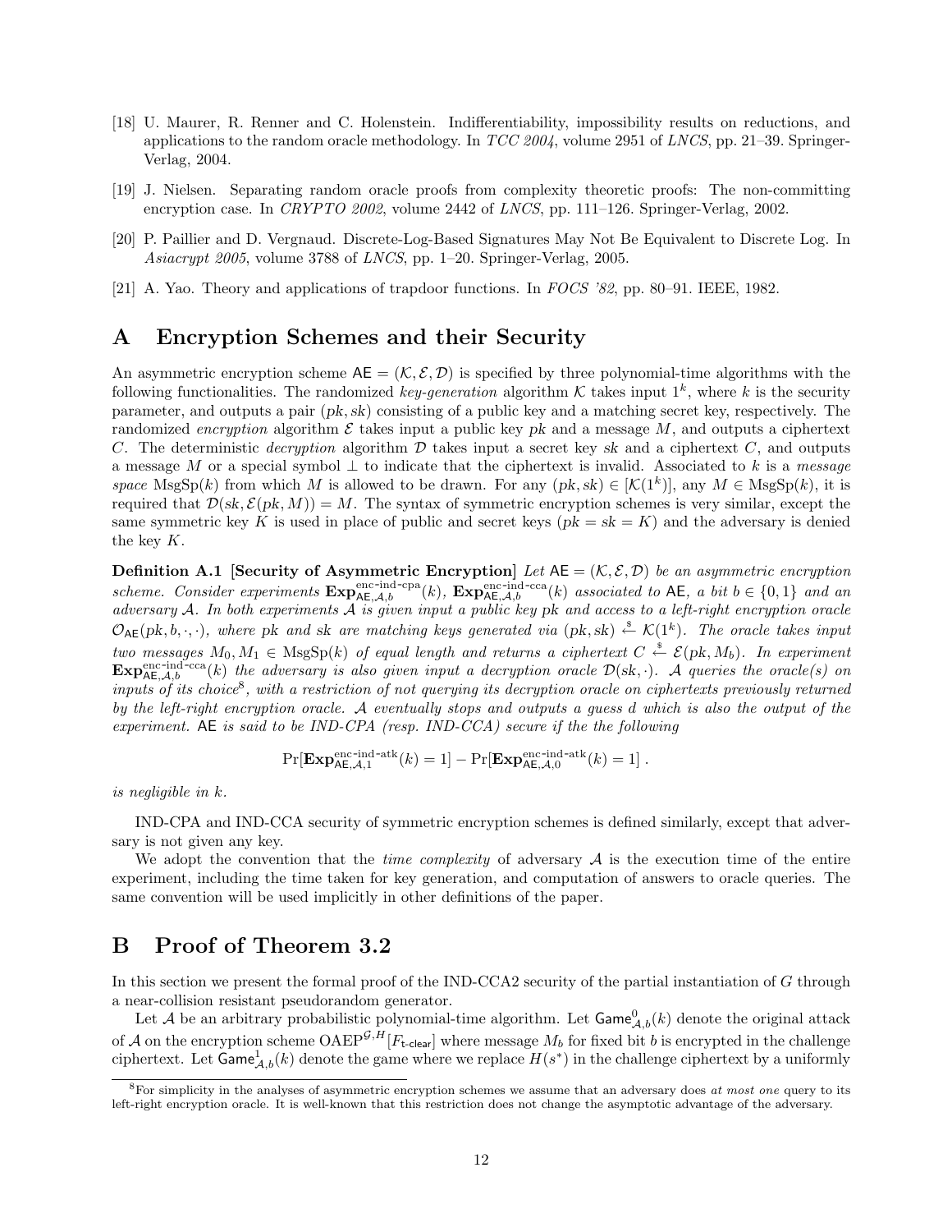[18] U. Maurer, R. Renner and C. Holenstein. Indifferentiability, impossibility results on reductions, and applications to the random oracle methodology. In *TCC 2004*, volume 2951 of *LNCS*, pp. 21–39. Springer-Verlag, 2004.

[19] J. Nielsen. Separating random oracle proofs from complexity theoretic proofs: The non-committing encryption case. In *CRYPTO 2002*, volume 2442 of *LNCS*, pp. 111–126. Springer-Verlag, 2002.

[20] P. Paillier and D. Vergnaud. Discrete-Log-Based Signatures May Not Be Equivalent to Discrete Log. In *Asiacrypt 2005*, volume 3788 of *LNCS*, pp. 1–20. Springer-Verlag, 2005.

[21] A. Yao. Theory and applications of trapdoor functions. In *FOCS '82*, pp. 80–91. IEEE, 1982.

# A Encryption Schemes and their Security

An asymmetric encryption scheme $\mathsf{AE} = (\mathcal{K}, \mathcal{E}, \mathcal{D})$ is specified by three polynomial-time algorithms with the following functionalities. The randomized *key-generation* algorithm $\mathcal{K}$ takes input $1^k$, where $k$ is the security parameter, and outputs a pair $(pk, sk)$ consisting of a public key and a matching secret key, respectively. The randomized *encryption* algorithm $\mathcal{E}$ takes input a public key $pk$ and a message $M$, and outputs a ciphertext $C$. The deterministic *decryption* algorithm $\mathcal{D}$ takes input a secret key $sk$ and a ciphertext $C$, and outputs a message $M$ or a special symbol $\perp$ to indicate that the ciphertext is invalid. Associated to $k$ is a *message space* $\mathrm{MsgSp}(k)$ from which $M$ is allowed to be drawn. For any $(pk, sk) \in [\mathcal{K}(1^k)]$, any $M \in \mathrm{MsgSp}(k)$, it is required that $\mathcal{D}(sk, \mathcal{E}(pk, M)) = M$. The syntax of symmetric encryption schemes is very similar, except the same symmetric key $K$ is used in place of public and secret keys ($pk = sk = K$) and the adversary is denied the key $K$.

**Definition A.1 [Security of Asymmetric Encryption]** *Let $\mathsf{AE} = (\mathcal{K}, \mathcal{E}, \mathcal{D})$ be an asymmetric encryption scheme. Consider experiments $\mathbf{Exp}^{\text{enc-ind-cpa}}_{\mathsf{AE},\mathcal{A},b}(k)$, $\mathbf{Exp}^{\text{enc-ind-cca}}_{\mathsf{AE},\mathcal{A},b}(k)$ associated to $\mathsf{AE}$, a bit $b \in \{0,1\}$ and an adversary $\mathcal{A}$. In both experiments $\mathcal{A}$ is given input a public key $pk$ and access to a left-right encryption oracle $\mathcal{O}_{\mathsf{AE}}(pk, b, \cdot, \cdot)$, where $pk$ and $sk$ are matching keys generated via $(pk, sk) \xleftarrow{\$} \mathcal{K}(1^k)$. The oracle takes input two messages $M_0, M_1 \in \mathrm{MsgSp}(k)$ of equal length and returns a ciphertext $C \xleftarrow{\$} \mathcal{E}(pk, M_b)$. In experiment $\mathbf{Exp}^{\text{enc-ind-cca}}_{\mathsf{AE},\mathcal{A},b}(k)$ the adversary is also given input a decryption oracle $\mathcal{D}(sk, \cdot)$. $\mathcal{A}$ queries the oracle(s) on inputs of its choice[8], with a restriction of not querying its decryption oracle on ciphertexts previously returned by the left-right encryption oracle. $\mathcal{A}$ eventually stops and outputs a guess $d$ which is also the output of the experiment. $\mathsf{AE}$ is said to be IND-CPA (resp. IND-CCA) secure if the the following*

$$\Pr[\mathbf{Exp}^{\text{enc-ind-atk}}_{\mathsf{AE},\mathcal{A},1}(k) = 1] - \Pr[\mathbf{Exp}^{\text{enc-ind-atk}}_{\mathsf{AE},\mathcal{A},0}(k) = 1] \ .$$

*is negligible in $k$.*

IND-CPA and IND-CCA security of symmetric encryption schemes is defined similarly, except that adversary is not given any key.

We adopt the convention that the *time complexity* of adversary $\mathcal{A}$ is the execution time of the entire experiment, including the time taken for key generation, and computation of answers to oracle queries. The same convention will be used implicitly in other definitions of the paper.

# B Proof of Theorem 3.2

In this section we present the formal proof of the IND-CCA2 security of the partial instantiation of $G$ through a near-collision resistant pseudorandom generator.

Let $\mathcal{A}$ be an arbitrary probabilistic polynomial-time algorithm. Let $\mathsf{Game}^0_{\mathcal{A},b}(k)$ denote the original attack of $\mathcal{A}$ on the encryption scheme $\mathrm{OAEP}^{\mathcal{G},H}[F_{\text{t-clear}}]$ where message $M_b$ for fixed bit $b$ is encrypted in the challenge ciphertext. Let $\mathsf{Game}^1_{\mathcal{A},b}(k)$ denote the game where we replace $H(s^*)$ in the challenge ciphertext by a uniformly

[8] For simplicity in the analyses of asymmetric encryption schemes we assume that an adversary does *at most one* query to its left-right encryption oracle. It is well-known that this restriction does not change the asymptotic advantage of the adversary.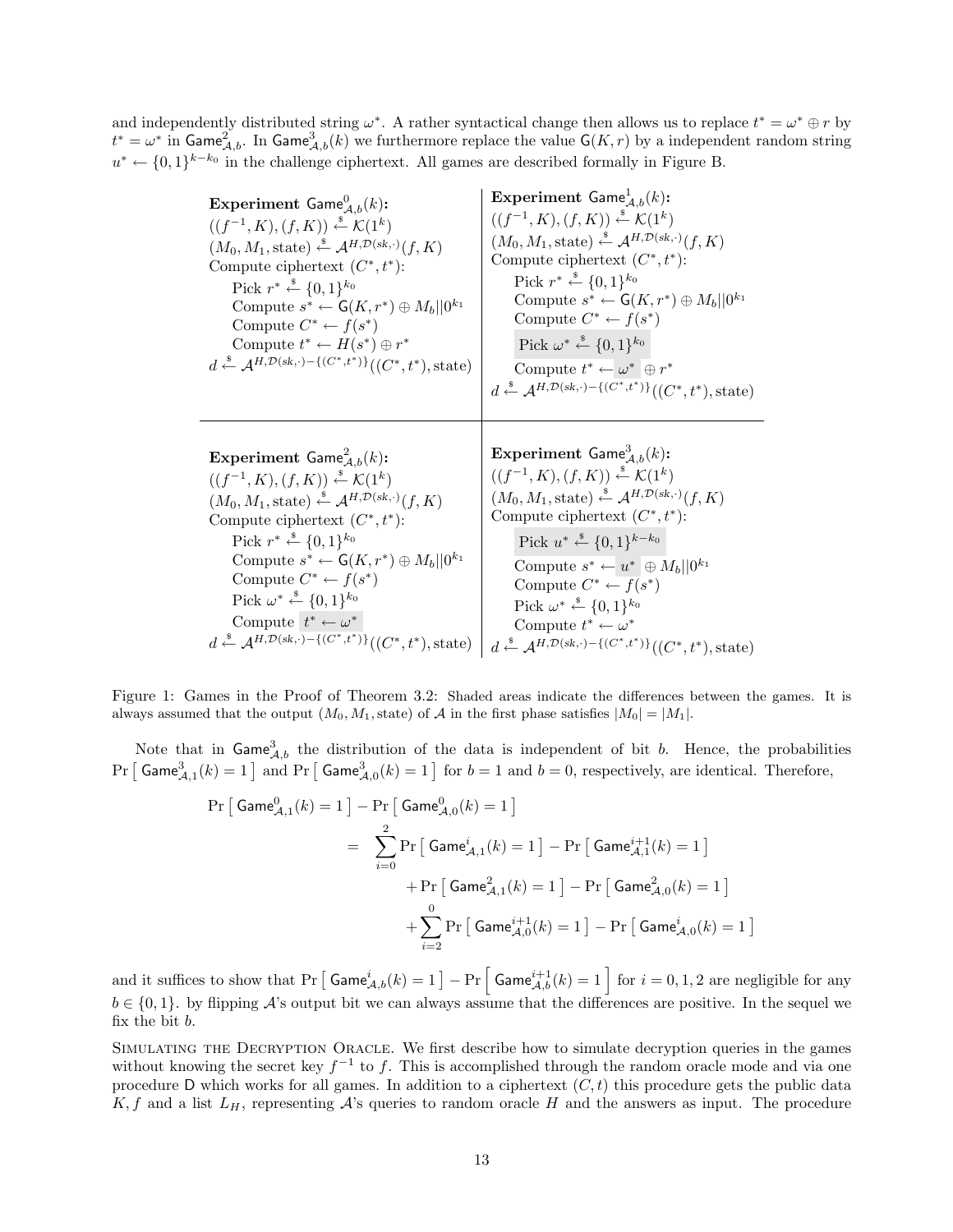and independently distributed string $\omega^*$. A rather syntactical change then allows us to replace $t^* = \omega^* \oplus r$ by $t^* = \omega^*$ in $\mathsf{Game}^2_{\mathcal{A},b}$. In $\mathsf{Game}^3_{\mathcal{A},b}(k)$ we furthermore replace the value $\mathsf{G}(K, r)$ by a independent random string $u^* \leftarrow \{0,1\}^{k-k_0}$ in the challenge ciphertext. All games are described formally in Figure B.

**Experiment** $\mathsf{Game}^0_{\mathcal{A},b}(k)$**:**
$((f^{-1}, K), (f, K)) \xleftarrow{\$} \mathcal{K}(1^k)$
$(M_0, M_1, \text{state}) \xleftarrow{\$} \mathcal{A}^{H, \mathcal{D}(sk,\cdot)}(f, K)$
Compute ciphertext $(C^*, t^*)$:
  Pick $r^* \xleftarrow{\$} \{0,1\}^{k_0}$
  Compute $s^* \leftarrow \mathsf{G}(K, r^*) \oplus M_b||0^{k_1}$
  Compute $C^* \leftarrow f(s^*)$
  Compute $t^* \leftarrow H(s^*) \oplus r^*$
$d \xleftarrow{\$} \mathcal{A}^{H, \mathcal{D}(sk,\cdot) - \{(C^*, t^*)\}}((C^*, t^*), \text{state})$

**Experiment** $\mathsf{Game}^1_{\mathcal{A},b}(k)$**:**
$((f^{-1}, K), (f, K)) \xleftarrow{\$} \mathcal{K}(1^k)$
$(M_0, M_1, \text{state}) \xleftarrow{\$} \mathcal{A}^{H, \mathcal{D}(sk,\cdot)}(f, K)$
Compute ciphertext $(C^*, t^*)$:
  Pick $r^* \xleftarrow{\$} \{0,1\}^{k_0}$
  Compute $s^* \leftarrow \mathsf{G}(K, r^*) \oplus M_b||0^{k_1}$
  Compute $C^* \leftarrow f(s^*)$
  Pick $\omega^* \xleftarrow{\$} \{0,1\}^{k_0}$
  Compute $t^* \leftarrow \omega^* \oplus r^*$
$d \xleftarrow{\$} \mathcal{A}^{H, \mathcal{D}(sk,\cdot) - \{(C^*, t^*)\}}((C^*, t^*), \text{state})$

**Experiment** $\mathsf{Game}^2_{\mathcal{A},b}(k)$**:**
$((f^{-1}, K), (f, K)) \xleftarrow{\$} \mathcal{K}(1^k)$
$(M_0, M_1, \text{state}) \xleftarrow{\$} \mathcal{A}^{H, \mathcal{D}(sk,\cdot)}(f, K)$
Compute ciphertext $(C^*, t^*)$:
  Pick $r^* \xleftarrow{\$} \{0,1\}^{k_0}$
  Compute $s^* \leftarrow \mathsf{G}(K, r^*) \oplus M_b||0^{k_1}$
  Compute $C^* \leftarrow f(s^*)$
  Pick $\omega^* \xleftarrow{\$} \{0,1\}^{k_0}$
  Compute $t^* \leftarrow \omega^*$
$d \xleftarrow{\$} \mathcal{A}^{H, \mathcal{D}(sk,\cdot) - \{(C^*, t^*)\}}((C^*, t^*), \text{state})$

**Experiment** $\mathsf{Game}^3_{\mathcal{A},b}(k)$**:**
$((f^{-1}, K), (f, K)) \xleftarrow{\$} \mathcal{K}(1^k)$
$(M_0, M_1, \text{state}) \xleftarrow{\$} \mathcal{A}^{H, \mathcal{D}(sk,\cdot)}(f, K)$
Compute ciphertext $(C^*, t^*)$:
  Pick $u^* \xleftarrow{\$} \{0,1\}^{k-k_0}$
  Compute $s^* \leftarrow u^* \oplus M_b||0^{k_1}$
  Compute $C^* \leftarrow f(s^*)$
  Pick $\omega^* \xleftarrow{\$} \{0,1\}^{k_0}$
  Compute $t^* \leftarrow \omega^*$
$d \xleftarrow{\$} \mathcal{A}^{H, \mathcal{D}(sk,\cdot) - \{(C^*, t^*)\}}((C^*, t^*), \text{state})$

Figure 1: Games in the Proof of Theorem 3.2: Shaded areas indicate the differences between the games. It is always assumed that the output $(M_0, M_1, \text{state})$ of $\mathcal{A}$ in the first phase satisfies $|M_0| = |M_1|$.

Note that in $\mathsf{Game}^3_{\mathcal{A},b}$ the distribution of the data is independent of bit $b$. Hence, the probabilities $\Pr\left[\, \mathsf{Game}^3_{\mathcal{A},1}(k) = 1 \,\right]$ and $\Pr\left[\, \mathsf{Game}^3_{\mathcal{A},0}(k) = 1 \,\right]$ for $b = 1$ and $b = 0$, respectively, are identical. Therefore,

$$
\begin{aligned}
\Pr\left[\, \mathsf{Game}^0_{\mathcal{A},1}(k) = 1 \,\right] - \Pr\left[\, \mathsf{Game}^0_{\mathcal{A},0}(k) = 1 \,\right] \\
= \sum_{i=0}^{2} \Pr\left[\, \mathsf{Game}^i_{\mathcal{A},1}(k) = 1 \,\right] - \Pr\left[\, \mathsf{Game}^{i+1}_{\mathcal{A},1}(k) = 1 \,\right] \\
+ \Pr\left[\, \mathsf{Game}^2_{\mathcal{A},1}(k) = 1 \,\right] - \Pr\left[\, \mathsf{Game}^2_{\mathcal{A},0}(k) = 1 \,\right] \\
+ \sum_{i=2}^{0} \Pr\left[\, \mathsf{Game}^{i+1}_{\mathcal{A},0}(k) = 1 \,\right] - \Pr\left[\, \mathsf{Game}^i_{\mathcal{A},0}(k) = 1 \,\right]
\end{aligned}
$$

and it suffices to show that $\Pr\left[\, \mathsf{Game}^i_{\mathcal{A},b}(k) = 1 \,\right] - \Pr\left[\, \mathsf{Game}^{i+1}_{\mathcal{A},b}(k) = 1 \,\right]$ for $i = 0, 1, 2$ are negligible for any $b \in \{0, 1\}$. by flipping $\mathcal{A}$'s output bit we can always assume that the differences are positive. In the sequel we fix the bit $b$.

Simulating the Decryption Oracle. We first describe how to simulate decryption queries in the games without knowing the secret key $f^{-1}$ to $f$. This is accomplished through the random oracle mode and via one procedure $\mathsf{D}$ which works for all games. In addition to a ciphertext $(C, t)$ this procedure gets the public data $K, f$ and a list $L_H$, representing $\mathcal{A}$'s queries to random oracle $H$ and the answers as input. The procedure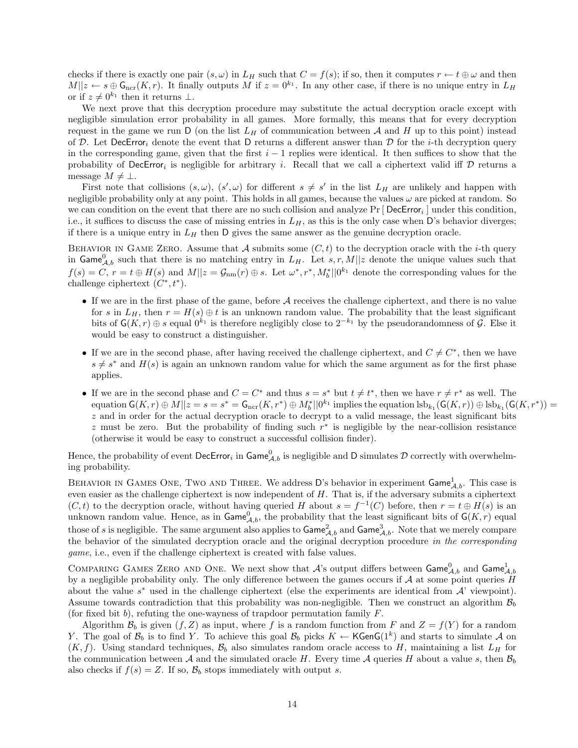checks if there is exactly one pair $(s, \omega)$ in $L_H$ such that $C = f(s)$; if so, then it computes $r \leftarrow t \oplus \omega$ and then $M||z \leftarrow s \oplus \mathsf{G}_{\text{ncr}}(K, r)$. It finally outputs $M$ if $z = 0^{k_1}$. In any other case, if there is no unique entry in $L_H$ or if $z \neq 0^{k_1}$ then it returns $\perp$.

We next prove that this decryption procedure may substitute the actual decryption oracle except with negligible simulation error probability in all games. More formally, this means that for every decryption request in the game we run $\mathsf{D}$ (on the list $L_H$ of communication between $\mathcal{A}$ and $H$ up to this point) instead of $\mathcal{D}$. Let $\mathsf{DecError}_i$ denote the event that $\mathsf{D}$ returns a different answer than $\mathcal{D}$ for the $i$-th decryption query in the corresponding game, given that the first $i-1$ replies were identical. It then suffices to show that the probability of $\mathsf{DecError}_i$ is negligible for arbitrary $i$. Recall that we call a ciphertext valid iff $\mathcal{D}$ returns a message $M \neq \perp$.

First note that collisions $(s, \omega)$, $(s', \omega)$ for different $s \neq s'$ in the list $L_H$ are unlikely and happen with negligible probability only at any point. This holds in all games, because the values $\omega$ are picked at random. So we can condition on the event that there are no such collision and analyze $\Pr[\,\mathsf{DecError}_i\,]$ under this condition, i.e., it suffices to discuss the case of missing entries in $L_H$, as this is the only case when $\mathsf{D}$'s behavior diverges; if there is a unique entry in $L_H$ then $\mathsf{D}$ gives the same answer as the genuine decryption oracle.

Behavior in Game Zero. Assume that $\mathcal{A}$ submits some $(C, t)$ to the decryption oracle with the $i$-th query in $\mathsf{Game}^0_{\mathcal{A},b}$ such that there is no matching entry in $L_H$. Let $s, r, M||z$ denote the unique values such that $f(s) = C$, $r = t \oplus H(s)$ and $M||z = \mathcal{G}_{\text{nm}}(r) \oplus s$. Let $\omega^*, r^*, M_b^*||0^{k_1}$ denote the corresponding values for the challenge ciphertext $(C^*, t^*)$.

- If we are in the first phase of the game, before $\mathcal{A}$ receives the challenge ciphertext, and there is no value for $s$ in $L_H$, then $r = H(s) \oplus t$ is an unknown random value. The probability that the least significant bits of $\mathsf{G}(K, r) \oplus s$ equal $0^{k_1}$ is therefore negligibly close to $2^{-k_1}$ by the pseudorandomness of $\mathcal{G}$. Else it would be easy to construct a distinguisher.
- If we are in the second phase, after having received the challenge ciphertext, and $C \neq C^*$, then we have $s \neq s^*$ and $H(s)$ is again an unknown random value for which the same argument as for the first phase applies.
- If we are in the second phase and $C = C^*$ and thus $s = s^*$ but $t \neq t^*$, then we have $r \neq r^*$ as well. The equation $\mathsf{G}(K, r) \oplus M||z = s = s^* = \mathsf{G}_{\text{ncr}}(K, r^*) \oplus M_b^*||0^{k_1}$ implies the equation $\text{lsb}_{k_1}(\mathsf{G}(K, r)) \oplus \text{lsb}_{k_1}(\mathsf{G}(K, r^*)) = z$ and in order for the actual decryption oracle to decrypt to a valid message, the least significant bits $z$ must be zero. But the probability of finding such $r^*$ is negligible by the near-collision resistance (otherwise it would be easy to construct a successful collision finder).

Hence, the probability of event $\mathsf{DecError}_i$ in $\mathsf{Game}^0_{\mathcal{A},b}$ is negligible and $\mathsf{D}$ simulates $\mathcal{D}$ correctly with overwhelming probability.

Behavior in Games One, Two and Three. We address $\mathsf{D}$'s behavior in experiment $\mathsf{Game}^1_{\mathcal{A},b}$. This case is even easier as the challenge ciphertext is now independent of $H$. That is, if the adversary submits a ciphertext $(C, t)$ to the decryption oracle, without having queried $H$ about $s = f^{-1}(C)$ before, then $r = t \oplus H(s)$ is an unknown random value. Hence, as in $\mathsf{Game}^0_{\mathcal{A},b}$, the probability that the least significant bits of $\mathsf{G}(K, r)$ equal those of $s$ is negligible. The same argument also applies to $\mathsf{Game}^2_{\mathcal{A},b}$ and $\mathsf{Game}^3_{\mathcal{A},b}$. Note that we merely compare the behavior of the simulated decryption oracle and the original decryption procedure *in the corresponding game*, i.e., even if the challenge ciphertext is created with false values.

Comparing Games Zero and One. We next show that $\mathcal{A}$'s output differs between $\mathsf{Game}^0_{\mathcal{A},b}$ and $\mathsf{Game}^1_{\mathcal{A},b}$ by a negligible probability only. The only difference between the games occurs if $\mathcal{A}$ at some point queries $H$ about the value $s^*$ used in the challenge ciphertext (else the experiments are identical from $\mathcal{A}$' viewpoint). Assume towards contradiction that this probability was non-negligible. Then we construct an algorithm $\mathcal{B}_b$ (for fixed bit $b$), refuting the one-wayness of trapdoor permutation family $F$.

Algorithm $\mathcal{B}_b$ is given $(f, Z)$ as input, where $f$ is a random function from $F$ and $Z = f(Y)$ for a random $Y$. The goal of $\mathcal{B}_b$ is to find $Y$. To achieve this goal $\mathcal{B}_b$ picks $K \leftarrow \mathsf{KGenG}(1^k)$ and starts to simulate $\mathcal{A}$ on $(K, f)$. Using standard techniques, $\mathcal{B}_b$ also simulates random oracle access to $H$, maintaining a list $L_H$ for the communication between $\mathcal{A}$ and the simulated oracle $H$. Every time $\mathcal{A}$ queries $H$ about a value $s$, then $\mathcal{B}_b$ also checks if $f(s) = Z$. If so, $\mathcal{B}_b$ stops immediately with output $s$.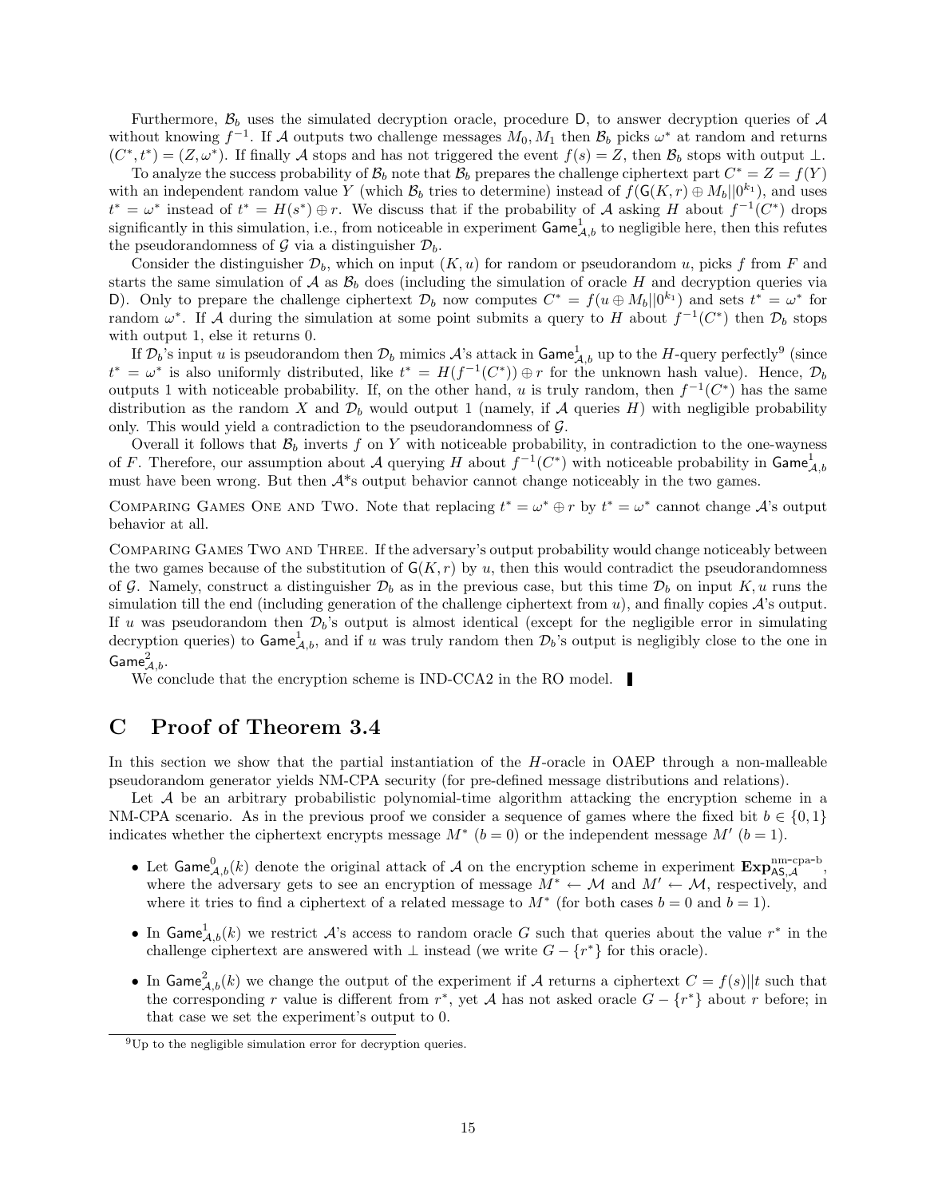Furthermore, $\mathcal{B}_b$ uses the simulated decryption oracle, procedure $\mathsf{D}$, to answer decryption queries of $\mathcal{A}$ without knowing $f^{-1}$. If $\mathcal{A}$ outputs two challenge messages $M_0, M_1$ then $\mathcal{B}_b$ picks $\omega^*$ at random and returns $(C^*, t^*) = (Z, \omega^*)$. If finally $\mathcal{A}$ stops and has not triggered the event $f(s) = Z$, then $\mathcal{B}_b$ stops with output $\perp$.

To analyze the success probability of $\mathcal{B}_b$ note that $\mathcal{B}_b$ prepares the challenge ciphertext part $C^* = Z = f(Y)$ with an independent random value $Y$ (which $\mathcal{B}_b$ tries to determine) instead of $f(\mathsf{G}(K,r) \oplus M_b||0^{k_1})$, and uses $t^* = \omega^*$ instead of $t^* = H(s^*) \oplus r$. We discuss that if the probability of $\mathcal{A}$ asking $H$ about $f^{-1}(C^*)$ drops significantly in this simulation, i.e., from noticeable in experiment $\mathsf{Game}^1_{\mathcal{A},b}$ to negligible here, then this refutes the pseudorandomness of $\mathcal{G}$ via a distinguisher $\mathcal{D}_b$.

Consider the distinguisher $\mathcal{D}_b$, which on input $(K, u)$ for random or pseudorandom $u$, picks $f$ from $F$ and starts the same simulation of $\mathcal{A}$ as $\mathcal{B}_b$ does (including the simulation of oracle $H$ and decryption queries via $\mathsf{D}$). Only to prepare the challenge ciphertext $\mathcal{D}_b$ now computes $C^* = f(u \oplus M_b||0^{k_1})$ and sets $t^* = \omega^*$ for random $\omega^*$. If $\mathcal{A}$ during the simulation at some point submits a query to $H$ about $f^{-1}(C^*)$ then $\mathcal{D}_b$ stops with output 1, else it returns 0.

If $\mathcal{D}_b$'s input $u$ is pseudorandom then $\mathcal{D}_b$ mimics $\mathcal{A}$'s attack in $\mathsf{Game}^1_{\mathcal{A},b}$ up to the $H$-query perfectly[9] (since $t^* = \omega^*$ is also uniformly distributed, like $t^* = H(f^{-1}(C^*)) \oplus r$ for the unknown hash value). Hence, $\mathcal{D}_b$ outputs 1 with noticeable probability. If, on the other hand, $u$ is truly random, then $f^{-1}(C^*)$ has the same distribution as the random $X$ and $\mathcal{D}_b$ would output 1 (namely, if $\mathcal{A}$ queries $H$) with negligible probability only. This would yield a contradiction to the pseudorandomness of $\mathcal{G}$.

Overall it follows that $\mathcal{B}_b$ inverts $f$ on $Y$ with noticeable probability, in contradiction to the one-wayness of $F$. Therefore, our assumption about $\mathcal{A}$ querying $H$ about $f^{-1}(C^*)$ with noticeable probability in $\mathsf{Game}^1_{\mathcal{A},b}$ must have been wrong. But then $\mathcal{A}$*s output behavior cannot change noticeably in the two games.

COMPARING GAMES ONE AND TWO. Note that replacing $t^* = \omega^* \oplus r$ by $t^* = \omega^*$ cannot change $\mathcal{A}$'s output behavior at all.

COMPARING GAMES TWO AND THREE. If the adversary's output probability would change noticeably between the two games because of the substitution of $\mathsf{G}(K,r)$ by $u$, then this would contradict the pseudorandomness of $\mathcal{G}$. Namely, construct a distinguisher $\mathcal{D}_b$ as in the previous case, but this time $\mathcal{D}_b$ on input $K, u$ runs the simulation till the end (including generation of the challenge ciphertext from $u$), and finally copies $\mathcal{A}$'s output. If $u$ was pseudorandom then $\mathcal{D}_b$'s output is almost identical (except for the negligible error in simulating decryption queries) to $\mathsf{Game}^1_{\mathcal{A},b}$, and if $u$ was truly random then $\mathcal{D}_b$'s output is negligibly close to the one in $\mathsf{Game}^2_{\mathcal{A},b}$.

We conclude that the encryption scheme is IND-CCA2 in the RO model. ∎

# C Proof of Theorem 3.4

In this section we show that the partial instantiation of the $H$-oracle in OAEP through a non-malleable pseudorandom generator yields NM-CPA security (for pre-defined message distributions and relations).

Let $\mathcal{A}$ be an arbitrary probabilistic polynomial-time algorithm attacking the encryption scheme in a NM-CPA scenario. As in the previous proof we consider a sequence of games where the fixed bit $b \in \{0,1\}$ indicates whether the ciphertext encrypts message $M^*$ ($b = 0$) or the independent message $M'$ ($b = 1$).

- Let $\mathsf{Game}^0_{\mathcal{A},b}(k)$ denote the original attack of $\mathcal{A}$ on the encryption scheme in experiment $\mathbf{Exp}^{\text{nm-cpa-b}}_{\mathsf{AS},\mathcal{A}}$, where the adversary gets to see an encryption of message $M^* \leftarrow \mathcal{M}$ and $M' \leftarrow \mathcal{M}$, respectively, and where it tries to find a ciphertext of a related message to $M^*$ (for both cases $b = 0$ and $b = 1$).
- In $\mathsf{Game}^1_{\mathcal{A},b}(k)$ we restrict $\mathcal{A}$'s access to random oracle $G$ such that queries about the value $r^*$ in the challenge ciphertext are answered with $\perp$ instead (we write $G - \{r^*\}$ for this oracle).
- In $\mathsf{Game}^2_{\mathcal{A},b}(k)$ we change the output of the experiment if $\mathcal{A}$ returns a ciphertext $C = f(s)||t$ such that the corresponding $r$ value is different from $r^*$, yet $\mathcal{A}$ has not asked oracle $G - \{r^*\}$ about $r$ before; in that case we set the experiment's output to 0.

[9] Up to the negligible simulation error for decryption queries.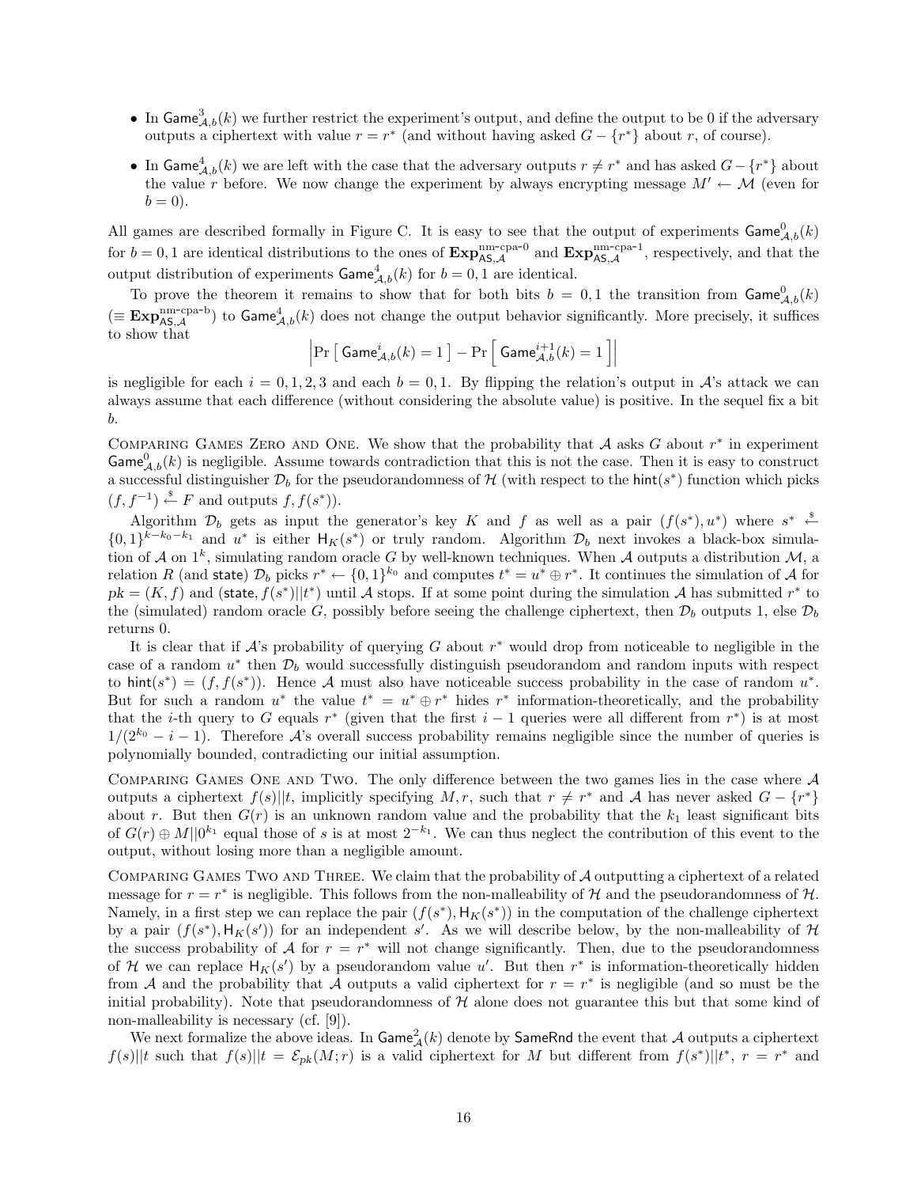- In $\mathsf{Game}^3_{\mathcal{A},b}(k)$ we further restrict the experiment's output, and define the output to be 0 if the adversary outputs a ciphertext with value $r = r^*$ (and without having asked $G - \{r^*\}$ about $r$, of course).
- In $\mathsf{Game}^4_{\mathcal{A},b}(k)$ we are left with the case that the adversary outputs $r \neq r^*$ and has asked $G - \{r^*\}$ about the value $r$ before. We now change the experiment by always encrypting message $M' \leftarrow \mathcal{M}$ (even for $b = 0$).

All games are described formally in Figure C. It is easy to see that the output of experiments $\mathsf{Game}^0_{\mathcal{A},b}(k)$ for $b = 0, 1$ are identical distributions to the ones of $\mathbf{Exp}^{\text{nm-cpa-0}}_{\mathsf{AS},\mathcal{A}}$ and $\mathbf{Exp}^{\text{nm-cpa-1}}_{\mathsf{AS},\mathcal{A}}$, respectively, and that the output distribution of experiments $\mathsf{Game}^4_{\mathcal{A},b}(k)$ for $b = 0, 1$ are identical.

To prove the theorem it remains to show that for both bits $b = 0, 1$ the transition from $\mathsf{Game}^0_{\mathcal{A},b}(k)$ ($\equiv \mathbf{Exp}^{\text{nm-cpa-b}}_{\mathsf{AS},\mathcal{A}}$) to $\mathsf{Game}^4_{\mathcal{A},b}(k)$ does not change the output behavior significantly. More precisely, it suffices to show that

$$\left| \Pr\left[\, \mathsf{Game}^i_{\mathcal{A},b}(k) = 1 \,\right] - \Pr\left[\, \mathsf{Game}^{i+1}_{\mathcal{A},b}(k) = 1 \,\right] \right|$$

is negligible for each $i = 0, 1, 2, 3$ and each $b = 0, 1$. By flipping the relation's output in $\mathcal{A}$'s attack we can always assume that each difference (without considering the absolute value) is positive. In the sequel fix a bit $b$.

Comparing Games Zero and One. We show that the probability that $\mathcal{A}$ asks $G$ about $r^*$ in experiment $\mathsf{Game}^0_{\mathcal{A},b}(k)$ is negligible. Assume towards contradiction that this is not the case. Then it is easy to construct a successful distinguisher $\mathcal{D}_b$ for the pseudorandomness of $\mathcal{H}$ (with respect to the $\mathsf{hint}(s^*)$ function which picks $(f, f^{-1}) \xleftarrow{\$} F$ and outputs $f, f(s^*)$).

Algorithm $\mathcal{D}_b$ gets as input the generator's key $K$ and $f$ as well as a pair $(f(s^*), u^*)$ where $s^* \xleftarrow{\$} \{0,1\}^{k-k_0-k_1}$ and $u^*$ is either $\mathsf{H}_K(s^*)$ or truly random. Algorithm $\mathcal{D}_b$ next invokes a black-box simulation of $\mathcal{A}$ on $1^k$, simulating random oracle $G$ by well-known techniques. When $\mathcal{A}$ outputs a distribution $\mathcal{M}$, a relation $R$ (and $\mathsf{state}$) $\mathcal{D}_b$ picks $r^* \leftarrow \{0,1\}^{k_0}$ and computes $t^* = u^* \oplus r^*$. It continues the simulation of $\mathcal{A}$ for $pk = (K, f)$ and $(\mathsf{state}, f(s^*)||t^*)$ until $\mathcal{A}$ stops. If at some point during the simulation $\mathcal{A}$ has submitted $r^*$ to the (simulated) random oracle $G$, possibly before seeing the challenge ciphertext, then $\mathcal{D}_b$ outputs 1, else $\mathcal{D}_b$ returns 0.

It is clear that if $\mathcal{A}$'s probability of querying $G$ about $r^*$ would drop from noticeable to negligible in the case of a random $u^*$ then $\mathcal{D}_b$ would successfully distinguish pseudorandom and random inputs with respect to $\mathsf{hint}(s^*) = (f, f(s^*))$. Hence $\mathcal{A}$ must also have noticeable success probability in the case of random $u^*$. But for such a random $u^*$ the value $t^* = u^* \oplus r^*$ hides $r^*$ information-theoretically, and the probability that the $i$-th query to $G$ equals $r^*$ (given that the first $i-1$ queries were all different from $r^*$) is at most $1/(2^{k_0} - i - 1)$. Therefore $\mathcal{A}$'s overall success probability remains negligible since the number of queries is polynomially bounded, contradicting our initial assumption.

Comparing Games One and Two. The only difference between the two games lies in the case where $\mathcal{A}$ outputs a ciphertext $f(s)||t$, implicitly specifying $M, r$, such that $r \neq r^*$ and $\mathcal{A}$ has never asked $G - \{r^*\}$ about $r$. But then $G(r)$ is an unknown random value and the probability that the $k_1$ least significant bits of $G(r) \oplus M||0^{k_1}$ equal those of $s$ is at most $2^{-k_1}$. We can thus neglect the contribution of this event to the output, without losing more than a negligible amount.

Comparing Games Two and Three. We claim that the probability of $\mathcal{A}$ outputting a ciphertext of a related message for $r = r^*$ is negligible. This follows from the non-malleability of $\mathcal{H}$ and the pseudorandomness of $\mathcal{H}$. Namely, in a first step we can replace the pair $(f(s^*), \mathsf{H}_K(s^*))$ in the computation of the challenge ciphertext by a pair $(f(s^*), \mathsf{H}_K(s'))$ for an independent $s'$. As we will describe below, by the non-malleability of $\mathcal{H}$ the success probability of $\mathcal{A}$ for $r = r^*$ will not change significantly. Then, due to the pseudorandomness of $\mathcal{H}$ we can replace $\mathsf{H}_K(s')$ by a pseudorandom value $u'$. But then $r^*$ is information-theoretically hidden from $\mathcal{A}$ and the probability that $\mathcal{A}$ outputs a valid ciphertext for $r = r^*$ is negligible (and so must be the initial probability). Note that pseudorandomness of $\mathcal{H}$ alone does not guarantee this but that some kind of non-malleability is necessary (cf. [9]).

We next formalize the above ideas. In $\mathsf{Game}^2_{\mathcal{A}}(k)$ denote by $\mathsf{SameRnd}$ the event that $\mathcal{A}$ outputs a ciphertext $f(s)||t$ such that $f(s)||t = \mathcal{E}_{pk}(M; r)$ is a valid ciphertext for $M$ but different from $f(s^*)||t^*$, $r = r^*$ and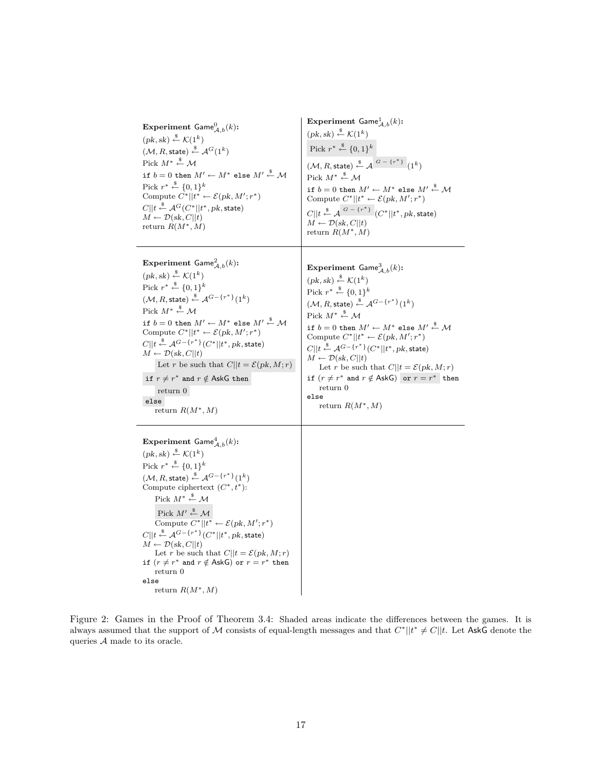**Experiment** $\mathsf{Game}^0_{\mathcal{A},b}(k)$**:**
$(pk, sk) \xleftarrow{\$} \mathcal{K}(1^k)$
$(\mathcal{M}, R, \mathsf{state}) \xleftarrow{\$} \mathcal{A}^G(1^k)$
Pick $M^* \xleftarrow{\$} \mathcal{M}$
`if` $b = 0$ `then` $M' \leftarrow M^*$ `else` $M' \xleftarrow{\$} \mathcal{M}$
Pick $r^* \xleftarrow{\$} \{0,1\}^k$
Compute $C^*||t^* \leftarrow \mathcal{E}(pk, M'; r^*)$
$C||t \xleftarrow{\$} \mathcal{A}^G(C^*||t^*, pk, \mathsf{state})$
$M \leftarrow \mathcal{D}(sk, C||t)$
return $R(M^*, M)$

**Experiment** $\mathsf{Game}^1_{\mathcal{A},b}(k)$**:**
$(pk, sk) \xleftarrow{\$} \mathcal{K}(1^k)$
Pick $r^* \xleftarrow{\$} \{0,1\}^k$
$(\mathcal{M}, R, \mathsf{state}) \xleftarrow{\$} \mathcal{A}^{G - \{r^*\}}(1^k)$
Pick $M^* \xleftarrow{\$} \mathcal{M}$
`if` $b = 0$ `then` $M' \leftarrow M^*$ `else` $M' \xleftarrow{\$} \mathcal{M}$
Compute $C^*||t^* \leftarrow \mathcal{E}(pk, M'; r^*)$
$C||t \xleftarrow{\$} \mathcal{A}^{G - \{r^*\}}(C^*||t^*, pk, \mathsf{state})$
$M \leftarrow \mathcal{D}(sk, C||t)$
return $R(M^*, M)$

**Experiment** $\mathsf{Game}^2_{\mathcal{A},b}(k)$**:**
$(pk, sk) \xleftarrow{\$} \mathcal{K}(1^k)$
Pick $r^* \xleftarrow{\$} \{0,1\}^k$
$(\mathcal{M}, R, \mathsf{state}) \xleftarrow{\$} \mathcal{A}^{G-\{r^*\}}(1^k)$
Pick $M^* \xleftarrow{\$} \mathcal{M}$
`if` $b = 0$ `then` $M' \leftarrow M^*$ `else` $M' \xleftarrow{\$} \mathcal{M}$
Compute $C^*||t^* \leftarrow \mathcal{E}(pk, M'; r^*)$
$C||t \xleftarrow{\$} \mathcal{A}^{G-\{r^*\}}(C^*||t^*, pk, \mathsf{state})$
$M \leftarrow \mathcal{D}(sk, C||t)$
  Let $r$ be such that $C||t = \mathcal{E}(pk, M; r)$
`if` $r \neq r^*$ `and` $r \notin \mathsf{AskG}$ `then`
  return 0
`else`
  return $R(M^*, M)$

**Experiment** $\mathsf{Game}^3_{\mathcal{A},b}(k)$**:**
$(pk, sk) \xleftarrow{\$} \mathcal{K}(1^k)$
Pick $r^* \xleftarrow{\$} \{0,1\}^k$
$(\mathcal{M}, R, \mathsf{state}) \xleftarrow{\$} \mathcal{A}^{G-\{r^*\}}(1^k)$
Pick $M^* \xleftarrow{\$} \mathcal{M}$
`if` $b = 0$ `then` $M' \leftarrow M^*$ `else` $M' \xleftarrow{\$} \mathcal{M}$
Compute $C^*||t^* \leftarrow \mathcal{E}(pk, M'; r^*)$
$C||t \xleftarrow{\$} \mathcal{A}^{G-\{r^*\}}(C^*||t^*, pk, \mathsf{state})$
$M \leftarrow \mathcal{D}(sk, C||t)$
  Let $r$ be such that $C||t = \mathcal{E}(pk, M; r)$
`if` $(r \neq r^*$ `and` $r \notin \mathsf{AskG})$ `or` $r = r^*$ `then`
  return 0
`else`
  return $R(M^*, M)$

**Experiment** $\mathsf{Game}^4_{\mathcal{A},b}(k)$**:**
$(pk, sk) \xleftarrow{\$} \mathcal{K}(1^k)$
Pick $r^* \xleftarrow{\$} \{0,1\}^k$
$(\mathcal{M}, R, \mathsf{state}) \xleftarrow{\$} \mathcal{A}^{G-\{r^*\}}(1^k)$
Compute ciphertext $(C^*, t^*)$:
  Pick $M^* \xleftarrow{\$} \mathcal{M}$
  Pick $M' \xleftarrow{\$} \mathcal{M}$
  Compute $C^*||t^* \leftarrow \mathcal{E}(pk, M'; r^*)$
$C||t \xleftarrow{\$} \mathcal{A}^{G-\{r^*\}}(C^*||t^*, pk, \mathsf{state})$
$M \leftarrow \mathcal{D}(sk, C||t)$
  Let $r$ be such that $C||t = \mathcal{E}(pk, M; r)$
`if` $(r \neq r^*$ `and` $r \notin \mathsf{AskG})$ `or` $r = r^*$ `then`
  return 0
`else`
  return $R(M^*, M)$

Figure 2: Games in the Proof of Theorem 3.4: Shaded areas indicate the differences between the games. It is always assumed that the support of $\mathcal{M}$ consists of equal-length messages and that $C^*||t^* \neq C||t$. Let $\mathsf{AskG}$ denote the queries $\mathcal{A}$ made to its oracle.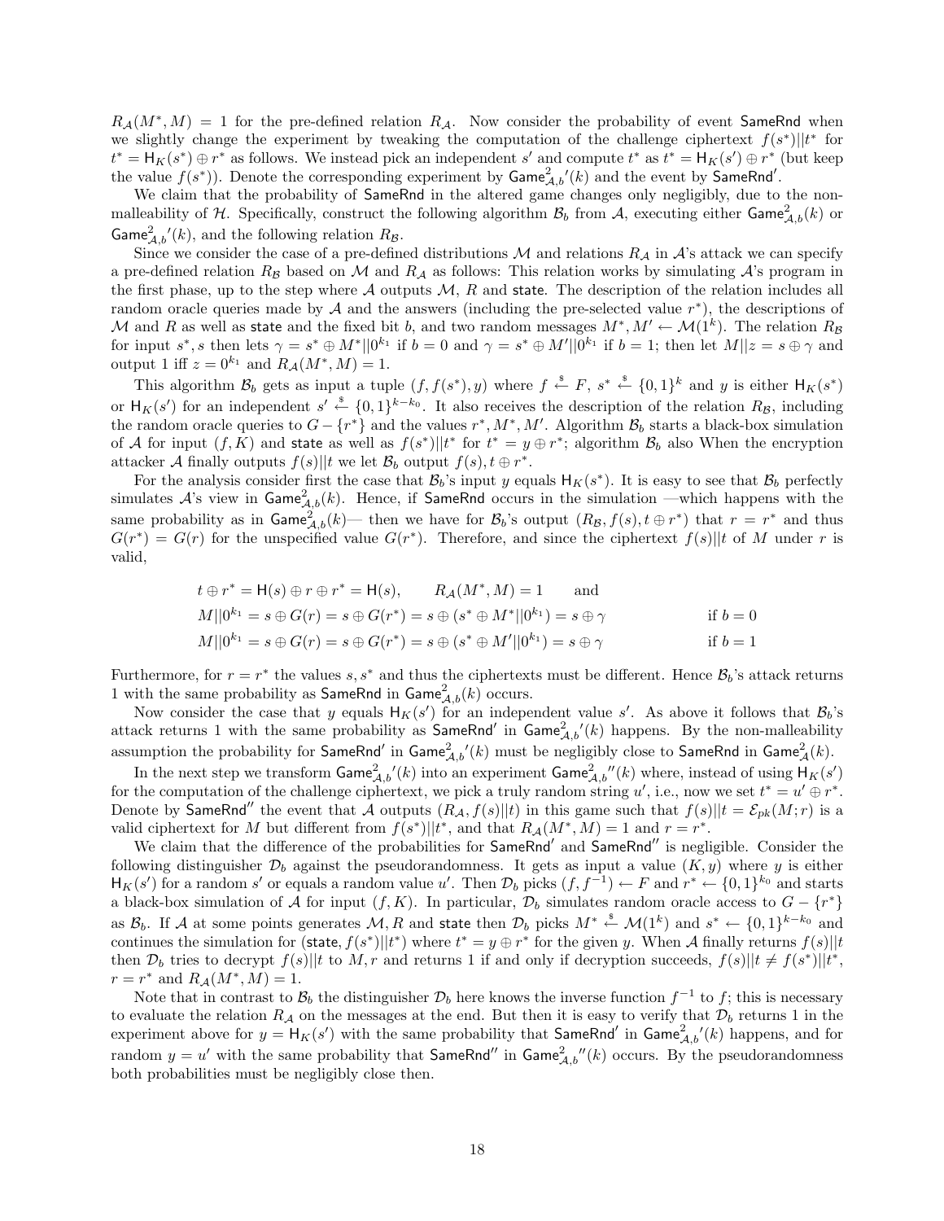$R_{\mathcal{A}}(M^*, M) = 1$ for the pre-defined relation $R_{\mathcal{A}}$. Now consider the probability of event $\mathsf{SameRnd}$ when we slightly change the experiment by tweaking the computation of the challenge ciphertext $f(s^*)||t^*$ for $t^* = \mathsf{H}_K(s^*) \oplus r^*$ as follows. We instead pick an independent $s'$ and compute $t^*$ as $t^* = \mathsf{H}_K(s') \oplus r^*$ (but keep the value $f(s^*)$). Denote the corresponding experiment by $\mathsf{Game}^2_{\mathcal{A},b}{}'(k)$ and the event by $\mathsf{SameRnd}'$.

We claim that the probability of $\mathsf{SameRnd}$ in the altered game changes only negligibly, due to the non-malleability of $\mathcal{H}$. Specifically, construct the following algorithm $\mathcal{B}_b$ from $\mathcal{A}$, executing either $\mathsf{Game}^2_{\mathcal{A},b}(k)$ or $\mathsf{Game}^2_{\mathcal{A},b}{}'(k)$, and the following relation $R_{\mathcal{B}}$.

Since we consider the case of a pre-defined distributions $\mathcal{M}$ and relations $R_{\mathcal{A}}$ in $\mathcal{A}$'s attack we can specify a pre-defined relation $R_{\mathcal{B}}$ based on $\mathcal{M}$ and $R_{\mathcal{A}}$ as follows: This relation works by simulating $\mathcal{A}$'s program in the first phase, up to the step where $\mathcal{A}$ outputs $\mathcal{M}$, $R$ and $\mathsf{state}$. The description of the relation includes all random oracle queries made by $\mathcal{A}$ and the answers (including the pre-selected value $r^*$), the descriptions of $\mathcal{M}$ and $R$ as well as $\mathsf{state}$ and the fixed bit $b$, and two random messages $M^*, M' \leftarrow \mathcal{M}(1^k)$. The relation $R_{\mathcal{B}}$ for input $s^*, s$ then lets $\gamma = s^* \oplus M^*||0^{k_1}$ if $b = 0$ and $\gamma = s^* \oplus M'||0^{k_1}$ if $b = 1$; then let $M||z = s \oplus \gamma$ and output 1 iff $z = 0^{k_1}$ and $R_{\mathcal{A}}(M^*, M) = 1$.

This algorithm $\mathcal{B}_b$ gets as input a tuple $(f, f(s^*), y)$ where $f \xleftarrow{\$} F$, $s^* \xleftarrow{\$} \{0,1\}^k$ and $y$ is either $\mathsf{H}_K(s^*)$ or $\mathsf{H}_K(s')$ for an independent $s' \xleftarrow{\$} \{0,1\}^{k-k_0}$. It also receives the description of the relation $R_{\mathcal{B}}$, including the random oracle queries to $G - \{r^*\}$ and the values $r^*, M^*, M'$. Algorithm $\mathcal{B}_b$ starts a black-box simulation of $\mathcal{A}$ for input $(f, K)$ and $\mathsf{state}$ as well as $f(s^*)||t^*$ for $t^* = y \oplus r^*$; algorithm $\mathcal{B}_b$ also When the encryption attacker $\mathcal{A}$ finally outputs $f(s)||t$ we let $\mathcal{B}_b$ output $f(s), t \oplus r^*$.

For the analysis consider first the case that $\mathcal{B}_b$'s input $y$ equals $\mathsf{H}_K(s^*)$. It is easy to see that $\mathcal{B}_b$ perfectly simulates $\mathcal{A}$'s view in $\mathsf{Game}^2_{\mathcal{A},b}(k)$. Hence, if $\mathsf{SameRnd}$ occurs in the simulation —which happens with the same probability as in $\mathsf{Game}^2_{\mathcal{A},b}(k)$— then we have for $\mathcal{B}_b$'s output $(R_{\mathcal{B}}, f(s), t \oplus r^*)$ that $r = r^*$ and thus $G(r^*) = G(r)$ for the unspecified value $G(r^*)$. Therefore, and since the ciphertext $f(s)||t$ of $M$ under $r$ is valid,

$$
\begin{aligned}
&t \oplus r^* = \mathsf{H}(s) \oplus r \oplus r^* = \mathsf{H}(s), \qquad R_{\mathcal{A}}(M^*, M) = 1 \qquad \text{and} \\
&M||0^{k_1} = s \oplus G(r) = s \oplus G(r^*) = s \oplus (s^* \oplus M^*||0^{k_1}) = s \oplus \gamma \qquad \text{if } b = 0 \\
&M||0^{k_1} = s \oplus G(r) = s \oplus G(r^*) = s \oplus (s^* \oplus M'||0^{k_1}) = s \oplus \gamma \qquad \text{if } b = 1
\end{aligned}
$$

Furthermore, for $r = r^*$ the values $s, s^*$ and thus the ciphertexts must be different. Hence $\mathcal{B}_b$'s attack returns 1 with the same probability as $\mathsf{SameRnd}$ in $\mathsf{Game}^2_{\mathcal{A},b}(k)$ occurs.

Now consider the case that $y$ equals $\mathsf{H}_K(s')$ for an independent value $s'$. As above it follows that $\mathcal{B}_b$'s attack returns 1 with the same probability as $\mathsf{SameRnd}'$ in $\mathsf{Game}^2_{\mathcal{A},b}{}'(k)$ happens. By the non-malleability assumption the probability for $\mathsf{SameRnd}'$ in $\mathsf{Game}^2_{\mathcal{A},b}{}'(k)$ must be negligibly close to $\mathsf{SameRnd}$ in $\mathsf{Game}^2_{\mathcal{A}}(k)$.

In the next step we transform $\mathsf{Game}^2_{\mathcal{A},b}{}'(k)$ into an experiment $\mathsf{Game}^2_{\mathcal{A},b}{}''(k)$ where, instead of using $\mathsf{H}_K(s')$ for the computation of the challenge ciphertext, we pick a truly random string $u'$, i.e., now we set $t^* = u' \oplus r^*$. Denote by $\mathsf{SameRnd}''$ the event that $\mathcal{A}$ outputs $(R_{\mathcal{A}}, f(s)||t)$ in this game such that $f(s)||t = \mathcal{E}_{pk}(M; r)$ is a valid ciphertext for $M$ but different from $f(s^*)||t^*$, and that $R_{\mathcal{A}}(M^*, M) = 1$ and $r = r^*$.

We claim that the difference of the probabilities for $\mathsf{SameRnd}'$ and $\mathsf{SameRnd}''$ is negligible. Consider the following distinguisher $\mathcal{D}_b$ against the pseudorandomness. It gets as input a value $(K, y)$ where $y$ is either $\mathsf{H}_K(s')$ for a random $s'$ or equals a random value $u'$. Then $\mathcal{D}_b$ picks $(f, f^{-1}) \leftarrow F$ and $r^* \leftarrow \{0,1\}^{k_0}$ and starts a black-box simulation of $\mathcal{A}$ for input $(f, K)$. In particular, $\mathcal{D}_b$ simulates random oracle access to $G - \{r^*\}$ as $\mathcal{B}_b$. If $\mathcal{A}$ at some points generates $\mathcal{M}, R$ and $\mathsf{state}$ then $\mathcal{D}_b$ picks $M^* \xleftarrow{\$} \mathcal{M}(1^k)$ and $s^* \leftarrow \{0,1\}^{k-k_0}$ and continues the simulation for $(\mathsf{state}, f(s^*)||t^*)$ where $t^* = y \oplus r^*$ for the given $y$. When $\mathcal{A}$ finally returns $f(s)||t$ then $\mathcal{D}_b$ tries to decrypt $f(s)||t$ to $M, r$ and returns 1 if and only if decryption succeeds, $f(s)||t \neq f(s^*)||t^*$, $r = r^*$ and $R_{\mathcal{A}}(M^*, M) = 1$.

Note that in contrast to $\mathcal{B}_b$ the distinguisher $\mathcal{D}_b$ here knows the inverse function $f^{-1}$ to $f$; this is necessary to evaluate the relation $R_{\mathcal{A}}$ on the messages at the end. But then it is easy to verify that $\mathcal{D}_b$ returns 1 in the experiment above for $y = \mathsf{H}_K(s')$ with the same probability that $\mathsf{SameRnd}'$ in $\mathsf{Game}^2_{\mathcal{A},b}{}'(k)$ happens, and for random $y = u'$ with the same probability that $\mathsf{SameRnd}''$ in $\mathsf{Game}^2_{\mathcal{A},b}{}''(k)$ occurs. By the pseudorandomness both probabilities must be negligibly close then.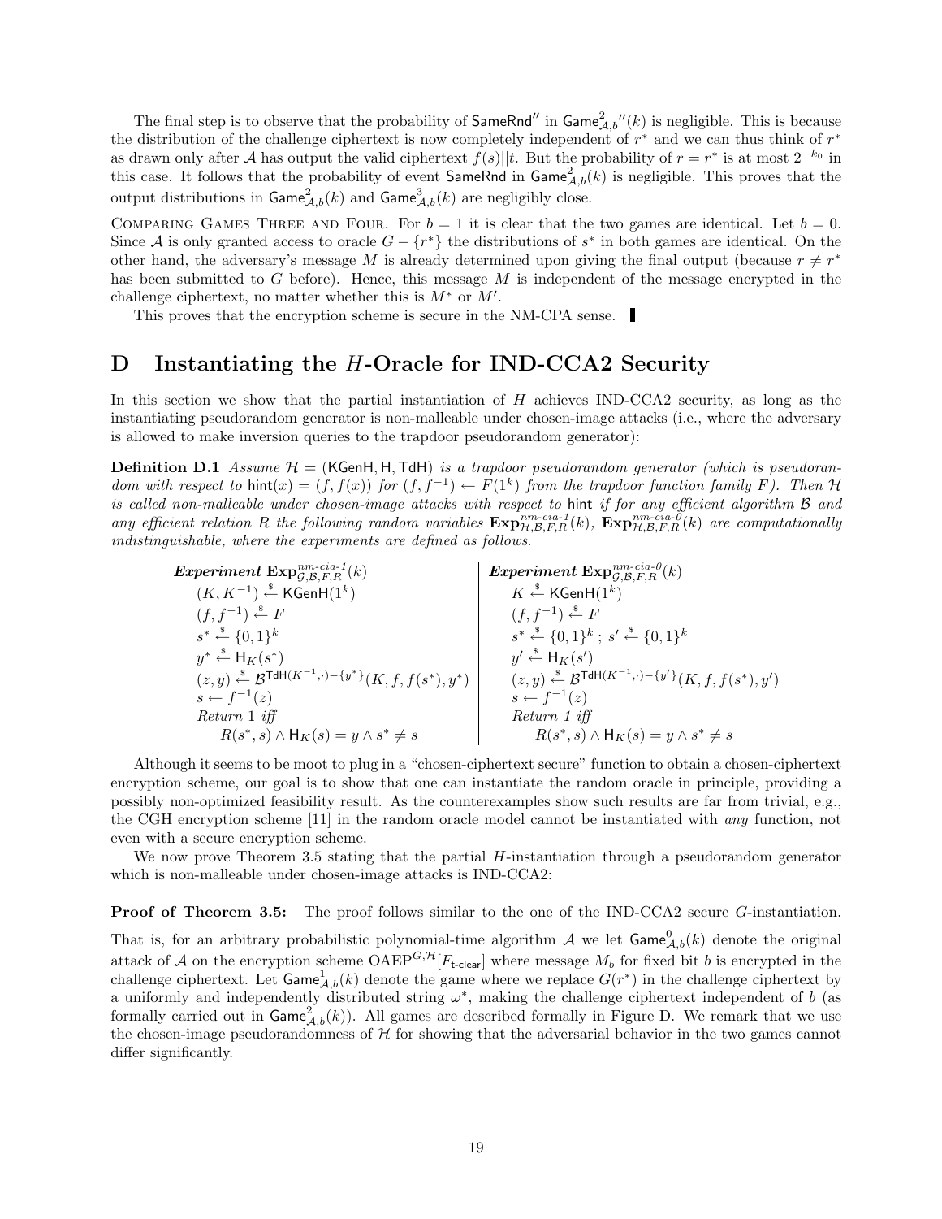The final step is to observe that the probability of $\mathsf{SameRnd}''$ in $\mathsf{Game}^2_{\mathcal{A},b}{}''(k)$ is negligible. This is because the distribution of the challenge ciphertext is now completely independent of $r^*$ and we can thus think of $r^*$ as drawn only after $\mathcal{A}$ has output the valid ciphertext $f(s)||t$. But the probability of $r = r^*$ is at most $2^{-k_0}$ in this case. It follows that the probability of event $\mathsf{SameRnd}$ in $\mathsf{Game}^2_{\mathcal{A},b}(k)$ is negligible. This proves that the output distributions in $\mathsf{Game}^2_{\mathcal{A},b}(k)$ and $\mathsf{Game}^3_{\mathcal{A},b}(k)$ are negligibly close.

Comparing Games Three and Four. For $b = 1$ it is clear that the two games are identical. Let $b = 0$. Since $\mathcal{A}$ is only granted access to oracle $G - \{r^*\}$ the distributions of $s^*$ in both games are identical. On the other hand, the adversary's message $M$ is already determined upon giving the final output (because $r \neq r^*$ has been submitted to $G$ before). Hence, this message $M$ is independent of the message encrypted in the challenge ciphertext, no matter whether this is $M^*$ or $M'$.

This proves that the encryption scheme is secure in the NM-CPA sense. ∎

# D Instantiating the $H$-Oracle for IND-CCA2 Security

In this section we show that the partial instantiation of $H$ achieves IND-CCA2 security, as long as the instantiating pseudorandom generator is non-malleable under chosen-image attacks (i.e., where the adversary is allowed to make inversion queries to the trapdoor pseudorandom generator):

**Definition D.1** *Assume $\mathcal{H} = (\mathsf{KGenH}, \mathsf{H}, \mathsf{TdH})$ is a trapdoor pseudorandom generator (which is pseudorandom with respect to $\mathsf{hint}(x) = (f, f(x))$ for $(f, f^{-1}) \leftarrow F(1^k)$ from the trapdoor function family $F$). Then $\mathcal{H}$ is called non-malleable under chosen-image attacks with respect to* $\mathsf{hint}$ *if for any efficient algorithm $\mathcal{B}$ and any efficient relation $R$ the following random variables $\mathbf{Exp}^{nm\text{-}cia\text{-}1}_{\mathcal{H},\mathcal{B},F,R}(k)$, $\mathbf{Exp}^{nm\text{-}cia\text{-}0}_{\mathcal{H},\mathcal{B},F,R}(k)$ are computationally indistinguishable, where the experiments are defined as follows.*

| ***Experiment*** $\mathbf{Exp}^{nm\text{-}cia\text{-}1}_{\mathcal{G},\mathcal{B},F,R}(k)$ | ***Experiment*** $\mathbf{Exp}^{nm\text{-}cia\text{-}0}_{\mathcal{G},\mathcal{B},F,R}(k)$ |
|---|---|
| $(K, K^{-1}) \xleftarrow{\$} \mathsf{KGenH}(1^k)$ | $K \xleftarrow{\$} \mathsf{KGenH}(1^k)$ |
| $(f, f^{-1}) \xleftarrow{\$} F$ | $(f, f^{-1}) \xleftarrow{\$} F$ |
| $s^* \xleftarrow{\$} \{0,1\}^k$ | $s^* \xleftarrow{\$} \{0,1\}^k$ ; $s' \xleftarrow{\$} \{0,1\}^k$ |
| $y^* \xleftarrow{\$} \mathsf{H}_K(s^*)$ | $y' \xleftarrow{\$} \mathsf{H}_K(s')$ |
| $(z, y) \xleftarrow{\$} \mathcal{B}^{\mathsf{TdH}(K^{-1},\cdot)-\{y^*\}}(K, f, f(s^*), y^*)$ | $(z, y) \xleftarrow{\$} \mathcal{B}^{\mathsf{TdH}(K^{-1},\cdot)-\{y'\}}(K, f, f(s^*), y')$ |
| $s \leftarrow f^{-1}(z)$ | $s \leftarrow f^{-1}(z)$ |
| *Return 1 iff* | *Return 1 iff* |
| $\quad R(s^*, s) \wedge \mathsf{H}_K(s) = y \wedge s^* \neq s$ | $\quad R(s^*, s) \wedge \mathsf{H}_K(s) = y \wedge s^* \neq s$ |

Although it seems to be moot to plug in a "chosen-ciphertext secure" function to obtain a chosen-ciphertext encryption scheme, our goal is to show that one can instantiate the random oracle in principle, providing a possibly non-optimized feasibility result. As the counterexamples show such results are far from trivial, e.g., the CGH encryption scheme [11] in the random oracle model cannot be instantiated with *any* function, not even with a secure encryption scheme.

We now prove Theorem 3.5 stating that the partial $H$-instantiation through a pseudorandom generator which is non-malleable under chosen-image attacks is IND-CCA2:

**Proof of Theorem 3.5:** The proof follows similar to the one of the IND-CCA2 secure $G$-instantiation. That is, for an arbitrary probabilistic polynomial-time algorithm $\mathcal{A}$ we let $\mathsf{Game}^0_{\mathcal{A},b}(k)$ denote the original attack of $\mathcal{A}$ on the encryption scheme $\mathrm{OAEP}^{G,\mathcal{H}}[F_{\mathsf{t\text{-}clear}}]$ where message $M_b$ for fixed bit $b$ is encrypted in the challenge ciphertext. Let $\mathsf{Game}^1_{\mathcal{A},b}(k)$ denote the game where we replace $G(r^*)$ in the challenge ciphertext by a uniformly and independently distributed string $\omega^*$, making the challenge ciphertext independent of $b$ (as formally carried out in $\mathsf{Game}^2_{\mathcal{A},b}(k)$). All games are described formally in Figure D. We remark that we use the chosen-image pseudorandomness of $\mathcal{H}$ for showing that the adversarial behavior in the two games cannot differ significantly.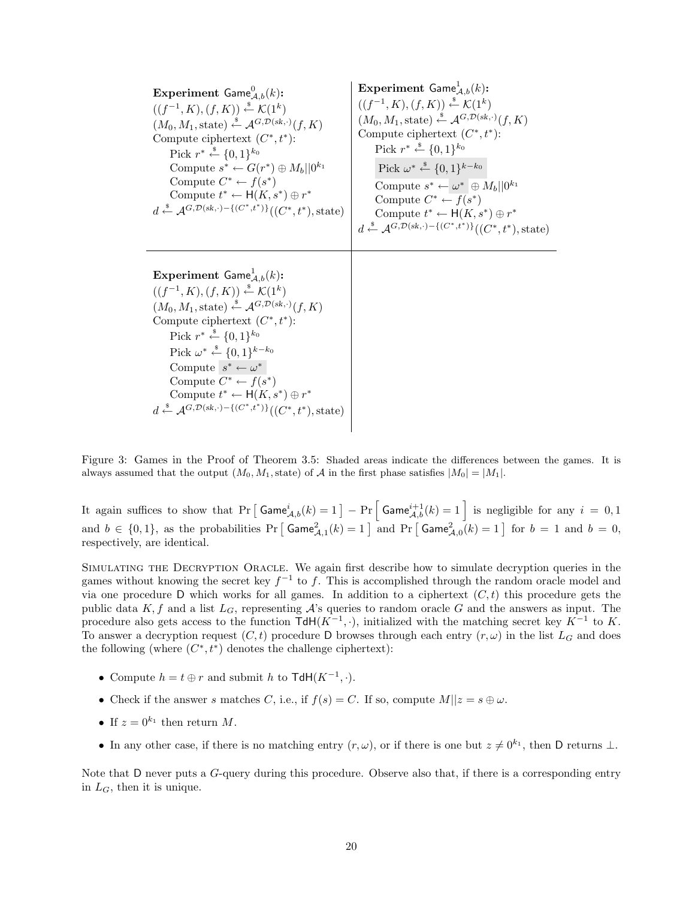**Experiment** $\mathsf{Game}^0_{\mathcal{A},b}(k)$**:**
$((f^{-1}, K), (f, K)) \xleftarrow{\$} \mathcal{K}(1^k)$
$(M_0, M_1, \text{state}) \xleftarrow{\$} \mathcal{A}^{G,\mathcal{D}(sk,\cdot)}(f, K)$
Compute ciphertext $(C^*, t^*)$:
  Pick $r^* \xleftarrow{\$} \{0,1\}^{k_0}$
  Compute $s^* \leftarrow G(r^*) \oplus M_b||0^{k_1}$
  Compute $C^* \leftarrow f(s^*)$
  Compute $t^* \leftarrow \mathsf{H}(K, s^*) \oplus r^*$
$d \xleftarrow{\$} \mathcal{A}^{G,\mathcal{D}(sk,\cdot)-\{(C^*,t^*)\}}((C^*, t^*), \text{state})$

**Experiment** $\mathsf{Game}^1_{\mathcal{A},b}(k)$**:**
$((f^{-1}, K), (f, K)) \xleftarrow{\$} \mathcal{K}(1^k)$
$(M_0, M_1, \text{state}) \xleftarrow{\$} \mathcal{A}^{G,\mathcal{D}(sk,\cdot)}(f, K)$
Compute ciphertext $(C^*, t^*)$:
  Pick $r^* \xleftarrow{\$} \{0,1\}^{k_0}$
  Pick $\omega^* \xleftarrow{\$} \{0,1\}^{k-k_0}$
  Compute $s^* \leftarrow \omega^* \oplus M_b||0^{k_1}$
  Compute $C^* \leftarrow f(s^*)$
  Compute $t^* \leftarrow \mathsf{H}(K, s^*) \oplus r^*$
$d \xleftarrow{\$} \mathcal{A}^{G,\mathcal{D}(sk,\cdot)-\{(C^*,t^*)\}}((C^*, t^*), \text{state})$

**Experiment** $\mathsf{Game}^1_{\mathcal{A},b}(k)$**:**
$((f^{-1}, K), (f, K)) \xleftarrow{\$} \mathcal{K}(1^k)$
$(M_0, M_1, \text{state}) \xleftarrow{\$} \mathcal{A}^{G,\mathcal{D}(sk,\cdot)}(f, K)$
Compute ciphertext $(C^*, t^*)$:
  Pick $r^* \xleftarrow{\$} \{0,1\}^{k_0}$
  Pick $\omega^* \xleftarrow{\$} \{0,1\}^{k-k_0}$
  Compute $s^* \leftarrow \omega^*$
  Compute $C^* \leftarrow f(s^*)$
  Compute $t^* \leftarrow \mathsf{H}(K, s^*) \oplus r^*$
$d \xleftarrow{\$} \mathcal{A}^{G,\mathcal{D}(sk,\cdot)-\{(C^*,t^*)\}}((C^*, t^*), \text{state})$

Figure 3: Games in the Proof of Theorem 3.5: Shaded areas indicate the differences between the games. It is always assumed that the output $(M_0, M_1, \text{state})$ of $\mathcal{A}$ in the first phase satisfies $|M_0| = |M_1|$.

It again suffices to show that $\Pr\left[\,\mathsf{Game}^i_{\mathcal{A},b}(k) = 1\,\right] - \Pr\left[\,\mathsf{Game}^{i+1}_{\mathcal{A},b}(k) = 1\,\right]$ is negligible for any $i = 0, 1$ and $b \in \{0,1\}$, as the probabilities $\Pr\left[\,\mathsf{Game}^2_{\mathcal{A},1}(k) = 1\,\right]$ and $\Pr\left[\,\mathsf{Game}^2_{\mathcal{A},0}(k) = 1\,\right]$ for $b = 1$ and $b = 0$, respectively, are identical.

Simulating the Decryption Oracle. We again first describe how to simulate decryption queries in the games without knowing the secret key $f^{-1}$ to $f$. This is accomplished through the random oracle model and via one procedure $\mathsf{D}$ which works for all games. In addition to a ciphertext $(C, t)$ this procedure gets the public data $K, f$ and a list $L_G$, representing $\mathcal{A}$'s queries to random oracle $G$ and the answers as input. The procedure also gets access to the function $\mathsf{TdH}(K^{-1}, \cdot)$, initialized with the matching secret key $K^{-1}$ to $K$. To answer a decryption request $(C, t)$ procedure $\mathsf{D}$ browses through each entry $(r, \omega)$ in the list $L_G$ and does the following (where $(C^*, t^*)$ denotes the challenge ciphertext):

- Compute $h = t \oplus r$ and submit $h$ to $\mathsf{TdH}(K^{-1}, \cdot)$.
- Check if the answer $s$ matches $C$, i.e., if $f(s) = C$. If so, compute $M||z = s \oplus \omega$.
- If $z = 0^{k_1}$ then return $M$.
- In any other case, if there is no matching entry $(r, \omega)$, or if there is one but $z \neq 0^{k_1}$, then $\mathsf{D}$ returns $\perp$.

Note that $\mathsf{D}$ never puts a $G$-query during this procedure. Observe also that, if there is a corresponding entry in $L_G$, then it is unique.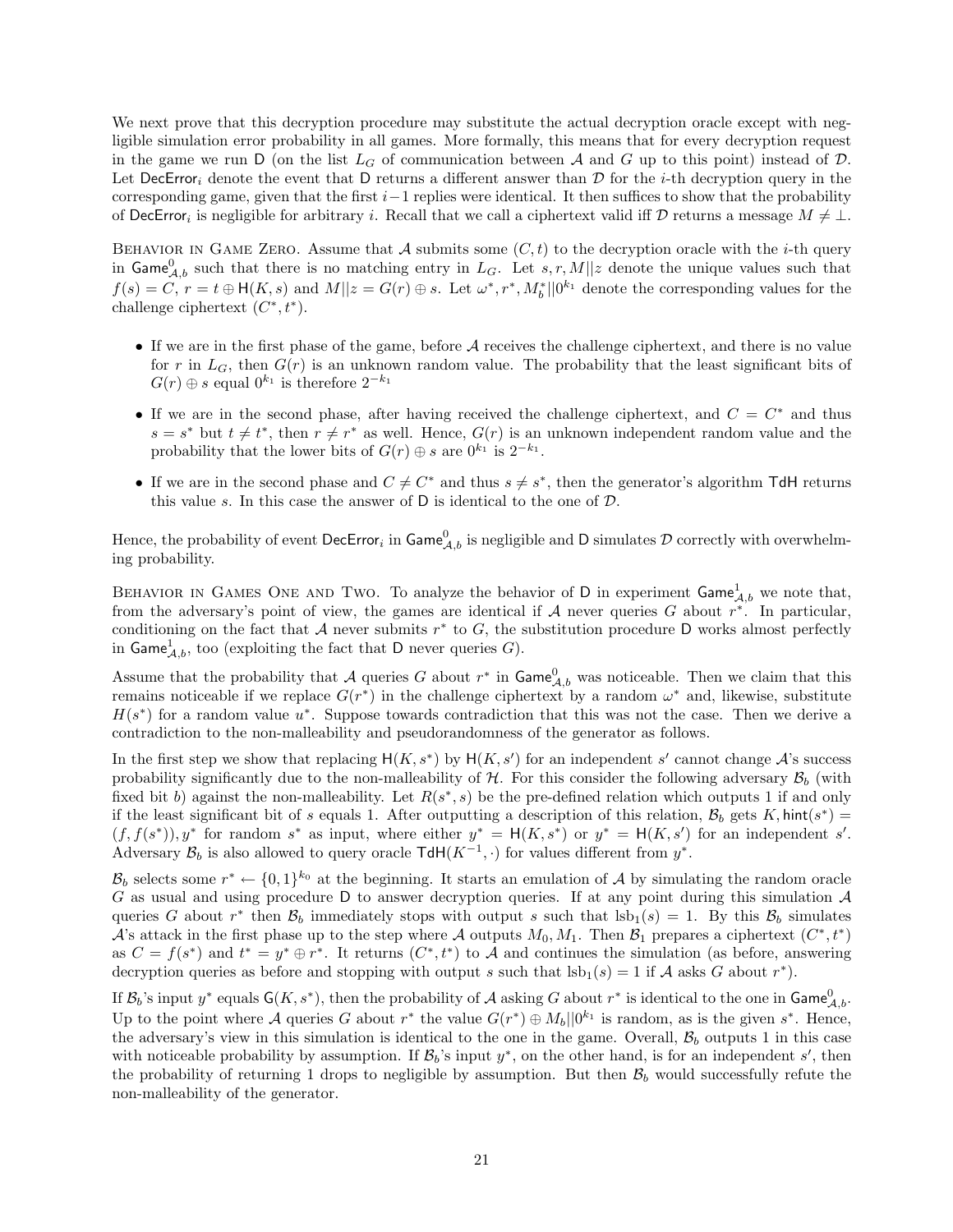We next prove that this decryption procedure may substitute the actual decryption oracle except with negligible simulation error probability in all games. More formally, this means that for every decryption request in the game we run $\mathsf{D}$ (on the list $L_G$ of communication between $\mathcal{A}$ and $G$ up to this point) instead of $\mathcal{D}$. Let $\mathsf{DecError}_i$ denote the event that $\mathsf{D}$ returns a different answer than $\mathcal{D}$ for the $i$-th decryption query in the corresponding game, given that the first $i-1$ replies were identical. It then suffices to show that the probability of $\mathsf{DecError}_i$ is negligible for arbitrary $i$. Recall that we call a ciphertext valid iff $\mathcal{D}$ returns a message $M \neq \perp$.

Behavior in Game Zero. Assume that $\mathcal{A}$ submits some $(C, t)$ to the decryption oracle with the $i$-th query in $\mathsf{Game}^0_{\mathcal{A},b}$ such that there is no matching entry in $L_G$. Let $s, r, M||z$ denote the unique values such that $f(s) = C$, $r = t \oplus \mathsf{H}(K, s)$ and $M||z = G(r) \oplus s$. Let $\omega^*, r^*, M^*_b||0^{k_1}$ denote the corresponding values for the challenge ciphertext $(C^*, t^*)$.

- If we are in the first phase of the game, before $\mathcal{A}$ receives the challenge ciphertext, and there is no value for $r$ in $L_G$, then $G(r)$ is an unknown random value. The probability that the least significant bits of $G(r) \oplus s$ equal $0^{k_1}$ is therefore $2^{-k_1}$
- If we are in the second phase, after having received the challenge ciphertext, and $C = C^*$ and thus $s = s^*$ but $t \neq t^*$, then $r \neq r^*$ as well. Hence, $G(r)$ is an unknown independent random value and the probability that the lower bits of $G(r) \oplus s$ are $0^{k_1}$ is $2^{-k_1}$.
- If we are in the second phase and $C \neq C^*$ and thus $s \neq s^*$, then the generator's algorithm $\mathsf{TdH}$ returns this value $s$. In this case the answer of $\mathsf{D}$ is identical to the one of $\mathcal{D}$.

Hence, the probability of event $\mathsf{DecError}_i$ in $\mathsf{Game}^0_{\mathcal{A},b}$ is negligible and $\mathsf{D}$ simulates $\mathcal{D}$ correctly with overwhelming probability.

Behavior in Games One and Two. To analyze the behavior of $\mathsf{D}$ in experiment $\mathsf{Game}^1_{\mathcal{A},b}$ we note that, from the adversary's point of view, the games are identical if $\mathcal{A}$ never queries $G$ about $r^*$. In particular, conditioning on the fact that $\mathcal{A}$ never submits $r^*$ to $G$, the substitution procedure $\mathsf{D}$ works almost perfectly in $\mathsf{Game}^1_{\mathcal{A},b}$, too (exploiting the fact that $\mathsf{D}$ never queries $G$).

Assume that the probability that $\mathcal{A}$ queries $G$ about $r^*$ in $\mathsf{Game}^0_{\mathcal{A},b}$ was noticeable. Then we claim that this remains noticeable if we replace $G(r^*)$ in the challenge ciphertext by a random $\omega^*$ and, likewise, substitute $H(s^*)$ for a random value $u^*$. Suppose towards contradiction that this was not the case. Then we derive a contradiction to the non-malleability and pseudorandomness of the generator as follows.

In the first step we show that replacing $\mathsf{H}(K, s^*)$ by $\mathsf{H}(K, s')$ for an independent $s'$ cannot change $\mathcal{A}$'s success probability significantly due to the non-malleability of $\mathcal{H}$. For this consider the following adversary $\mathcal{B}_b$ (with fixed bit $b$) against the non-malleability. Let $R(s^*, s)$ be the pre-defined relation which outputs 1 if and only if the least significant bit of $s$ equals 1. After outputting a description of this relation, $\mathcal{B}_b$ gets $K, \mathsf{hint}(s^*) = (f, f(s^*)), y^*$ for random $s^*$ as input, where either $y^* = \mathsf{H}(K, s^*)$ or $y^* = \mathsf{H}(K, s')$ for an independent $s'$. Adversary $\mathcal{B}_b$ is also allowed to query oracle $\mathsf{TdH}(K^{-1}, \cdot)$ for values different from $y^*$.

$\mathcal{B}_b$ selects some $r^* \leftarrow \{0,1\}^{k_0}$ at the beginning. It starts an emulation of $\mathcal{A}$ by simulating the random oracle $G$ as usual and using procedure $\mathsf{D}$ to answer decryption queries. If at any point during this simulation $\mathcal{A}$ queries $G$ about $r^*$ then $\mathcal{B}_b$ immediately stops with output $s$ such that $\text{lsb}_1(s) = 1$. By this $\mathcal{B}_b$ simulates $\mathcal{A}$'s attack in the first phase up to the step where $\mathcal{A}$ outputs $M_0, M_1$. Then $\mathcal{B}_1$ prepares a ciphertext $(C^*, t^*)$ as $C = f(s^*)$ and $t^* = y^* \oplus r^*$. It returns $(C^*, t^*)$ to $\mathcal{A}$ and continues the simulation (as before, answering decryption queries as before and stopping with output $s$ such that $\text{lsb}_1(s) = 1$ if $\mathcal{A}$ asks $G$ about $r^*$).

If $\mathcal{B}_b$'s input $y^*$ equals $\mathsf{G}(K, s^*)$, then the probability of $\mathcal{A}$ asking $G$ about $r^*$ is identical to the one in $\mathsf{Game}^0_{\mathcal{A},b}$. Up to the point where $\mathcal{A}$ queries $G$ about $r^*$ the value $G(r^*) \oplus M_b||0^{k_1}$ is random, as is the given $s^*$. Hence, the adversary's view in this simulation is identical to the one in the game. Overall, $\mathcal{B}_b$ outputs 1 in this case with noticeable probability by assumption. If $\mathcal{B}_b$'s input $y^*$, on the other hand, is for an independent $s'$, then the probability of returning 1 drops to negligible by assumption. But then $\mathcal{B}_b$ would successfully refute the non-malleability of the generator.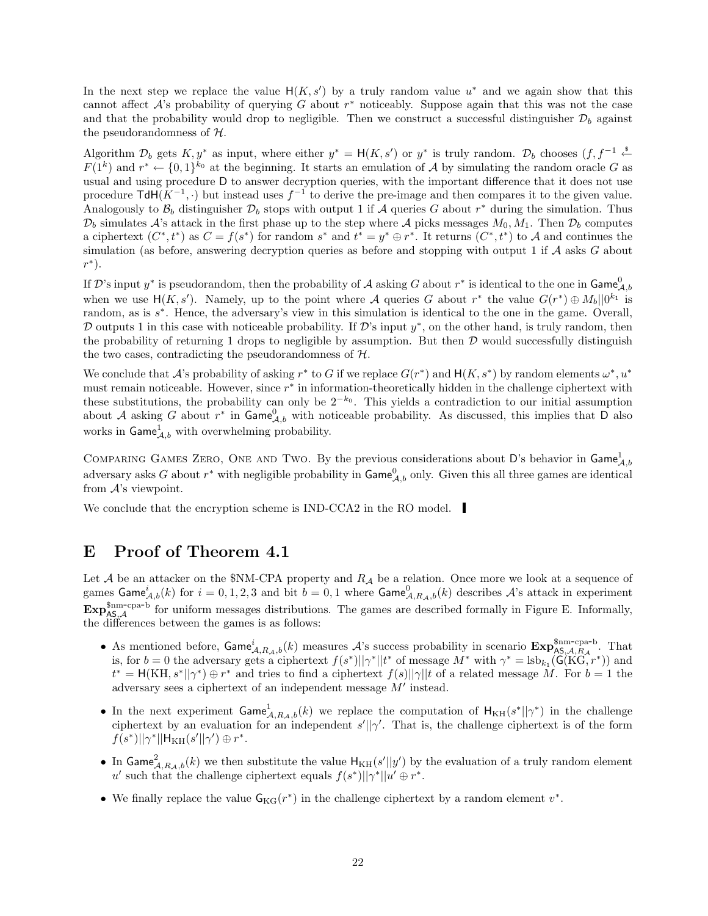In the next step we replace the value $\mathsf{H}(K, s')$ by a truly random value $u^*$ and we again show that this cannot affect $\mathcal{A}$'s probability of querying $G$ about $r^*$ noticeably. Suppose again that this was not the case and that the probability would drop to negligible. Then we construct a successful distinguisher $\mathcal{D}_b$ against the pseudorandomness of $\mathcal{H}$.

Algorithm $\mathcal{D}_b$ gets $K, y^*$ as input, where either $y^* = \mathsf{H}(K, s')$ or $y^*$ is truly random. $\mathcal{D}_b$ chooses $(f, f^{-1} \overset{\$}{\leftarrow} F(1^k)$ and $r^* \leftarrow \{0,1\}^{k_0}$ at the beginning. It starts an emulation of $\mathcal{A}$ by simulating the random oracle $G$ as usual and using procedure $\mathsf{D}$ to answer decryption queries, with the important difference that it does not use procedure $\mathsf{TdH}(K^{-1}, \cdot)$ but instead uses $f^{-1}$ to derive the pre-image and then compares it to the given value. Analogously to $\mathcal{B}_b$ distinguisher $\mathcal{D}_b$ stops with output 1 if $\mathcal{A}$ queries $G$ about $r^*$ during the simulation. Thus $\mathcal{D}_b$ simulates $\mathcal{A}$'s attack in the first phase up to the step where $\mathcal{A}$ picks messages $M_0, M_1$. Then $\mathcal{D}_b$ computes a ciphertext $(C^*, t^*)$ as $C = f(s^*)$ for random $s^*$ and $t^* = y^* \oplus r^*$. It returns $(C^*, t^*)$ to $\mathcal{A}$ and continues the simulation (as before, answering decryption queries as before and stopping with output 1 if $\mathcal{A}$ asks $G$ about $r^*$).

If $\mathcal{D}$'s input $y^*$ is pseudorandom, then the probability of $\mathcal{A}$ asking $G$ about $r^*$ is identical to the one in $\mathsf{Game}^0_{\mathcal{A},b}$ when we use $\mathsf{H}(K, s')$. Namely, up to the point where $\mathcal{A}$ queries $G$ about $r^*$ the value $G(r^*) \oplus M_b || 0^{k_1}$ is random, as is $s^*$. Hence, the adversary's view in this simulation is identical to the one in the game. Overall, $\mathcal{D}$ outputs 1 in this case with noticeable probability. If $\mathcal{D}$'s input $y^*$, on the other hand, is truly random, then the probability of returning 1 drops to negligible by assumption. But then $\mathcal{D}$ would successfully distinguish the two cases, contradicting the pseudorandomness of $\mathcal{H}$.

We conclude that $\mathcal{A}$'s probability of asking $r^*$ to $G$ if we replace $G(r^*)$ and $\mathsf{H}(K, s^*)$ by random elements $\omega^*, u^*$ must remain noticeable. However, since $r^*$ in information-theoretically hidden in the challenge ciphertext with these substitutions, the probability can only be $2^{-k_0}$. This yields a contradiction to our initial assumption about $\mathcal{A}$ asking $G$ about $r^*$ in $\mathsf{Game}^0_{\mathcal{A},b}$ with noticeable probability. As discussed, this implies that $\mathsf{D}$ also works in $\mathsf{Game}^1_{\mathcal{A},b}$ with overwhelming probability.

Comparing Games Zero, One and Two. By the previous considerations about $\mathsf{D}$'s behavior in $\mathsf{Game}^1_{\mathcal{A},b}$ adversary asks $G$ about $r^*$ with negligible probability in $\mathsf{Game}^0_{\mathcal{A},b}$ only. Given this all three games are identical from $\mathcal{A}$'s viewpoint.

We conclude that the encryption scheme is IND-CCA2 in the RO model. ▌

# E Proof of Theorem 4.1

Let $\mathcal{A}$ be an attacker on the \$NM-CPA property and $R_{\mathcal{A}}$ be a relation. Once more we look at a sequence of games $\mathsf{Game}^i_{\mathcal{A},b}(k)$ for $i = 0, 1, 2, 3$ and bit $b = 0, 1$ where $\mathsf{Game}^0_{\mathcal{A},R_{\mathcal{A}},b}(k)$ describes $\mathcal{A}$'s attack in experiment $\mathbf{Exp}^{\$\text{nm-cpa-b}}_{\mathsf{AS},\mathcal{A}}$ for uniform messages distributions. The games are described formally in Figure E. Informally, the differences between the games is as follows:

- As mentioned before, $\mathsf{Game}^i_{\mathcal{A},R_{\mathcal{A}},b}(k)$ measures $\mathcal{A}$'s success probability in scenario $\mathbf{Exp}^{\$\text{nm-cpa-b}}_{\mathsf{AS},\mathcal{A},R_{\mathcal{A}}}$. That is, for $b = 0$ the adversary gets a ciphertext $f(s^*)||\gamma^*||t^*$ of message $M^*$ with $\gamma^* = \mathrm{lsb}_{k_1}(\mathsf{G}(\mathrm{KG}, r^*))$ and $t^* = \mathsf{H}(\mathrm{KH}, s^*||\gamma^*) \oplus r^*$ and tries to find a ciphertext $f(s)||\gamma||t$ of a related message $M$. For $b = 1$ the adversary sees a ciphertext of an independent message $M'$ instead.
- In the next experiment $\mathsf{Game}^1_{\mathcal{A},R_{\mathcal{A}},b}(k)$ we replace the computation of $\mathsf{H}_{\mathrm{KH}}(s^*||\gamma^*)$ in the challenge ciphertext by an evaluation for an independent $s'||\gamma'$. That is, the challenge ciphertext is of the form $f(s^*)||\gamma^*||\mathsf{H}_{\mathrm{KH}}(s'||\gamma') \oplus r^*$.
- In $\mathsf{Game}^2_{\mathcal{A},R_{\mathcal{A}},b}(k)$ we then substitute the value $\mathsf{H}_{\mathrm{KH}}(s'||y')$ by the evaluation of a truly random element $u'$ such that the challenge ciphertext equals $f(s^*)||\gamma^*||u' \oplus r^*$.
- We finally replace the value $\mathsf{G}_{\mathrm{KG}}(r^*)$ in the challenge ciphertext by a random element $v^*$.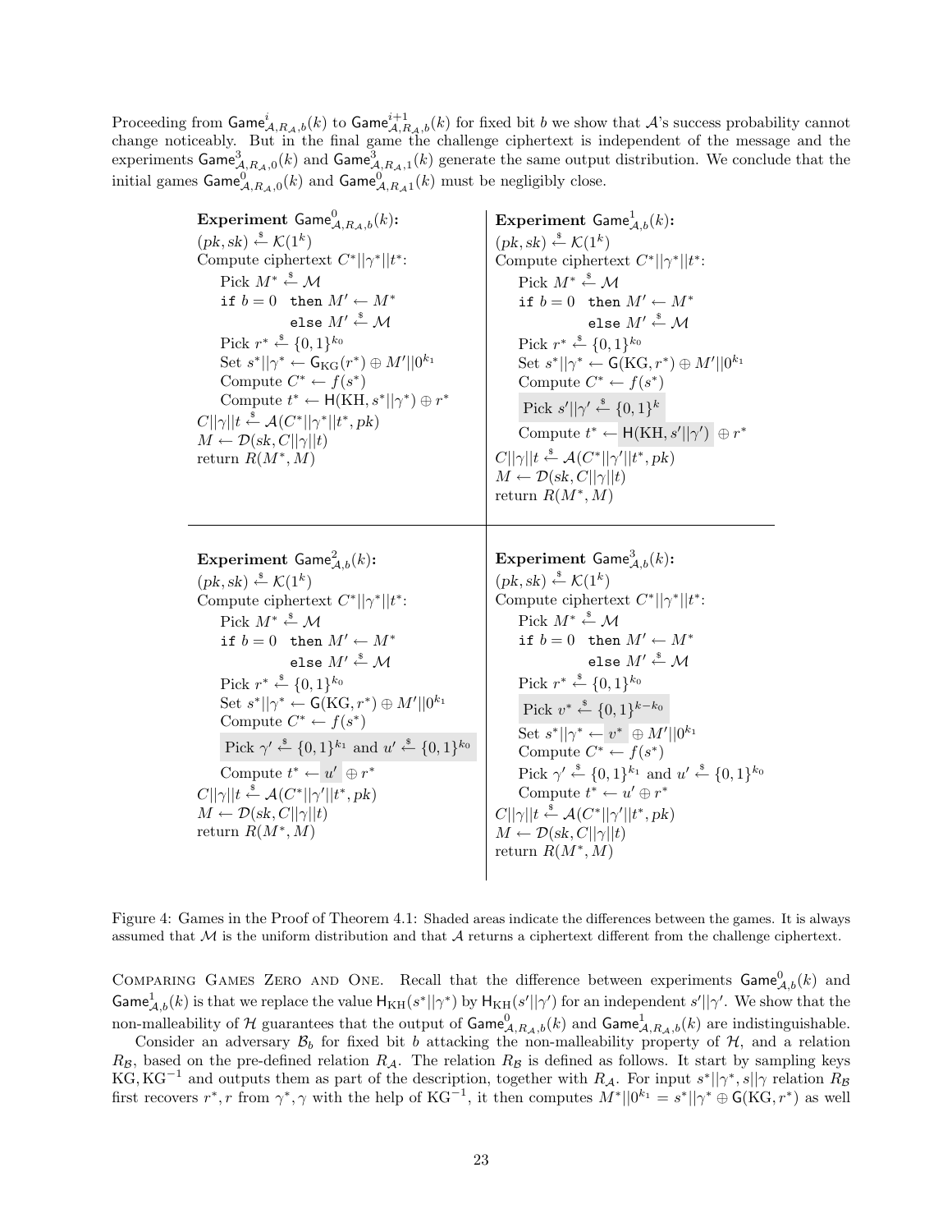Proceeding from $\mathsf{Game}^i_{\mathcal{A},R_\mathcal{A},b}(k)$ to $\mathsf{Game}^{i+1}_{\mathcal{A},R_\mathcal{A},b}(k)$ for fixed bit $b$ we show that $\mathcal{A}$'s success probability cannot change noticeably. But in the final game the challenge ciphertext is independent of the message and the experiments $\mathsf{Game}^3_{\mathcal{A},R_\mathcal{A},0}(k)$ and $\mathsf{Game}^3_{\mathcal{A},R_\mathcal{A},1}(k)$ generate the same output distribution. We conclude that the initial games $\mathsf{Game}^0_{\mathcal{A},R_\mathcal{A},0}(k)$ and $\mathsf{Game}^0_{\mathcal{A},R_\mathcal{A}1}(k)$ must be negligibly close.

**Experiment** $\mathsf{Game}^0_{\mathcal{A},R_\mathcal{A},b}(k)$**:**

- $(pk, sk) \stackrel{\$}{\leftarrow} \mathcal{K}(1^k)$
- Compute ciphertext $C^*||\gamma^*||t^*$:
  - Pick $M^* \stackrel{\$}{\leftarrow} \mathcal{M}$
  - `if` $b = 0$ `then` $M' \leftarrow M^*$ `else` $M' \stackrel{\$}{\leftarrow} \mathcal{M}$
  - Pick $r^* \stackrel{\$}{\leftarrow} \{0,1\}^{k_0}$
  - Set $s^*||\gamma^* \leftarrow \mathsf{G}_{\mathrm{KG}}(r^*) \oplus M'||0^{k_1}$
  - Compute $C^* \leftarrow f(s^*)$
  - Compute $t^* \leftarrow \mathsf{H}(\mathrm{KH}, s^*||\gamma^*) \oplus r^*$
- $C||\gamma||t \stackrel{\$}{\leftarrow} \mathcal{A}(C^*||\gamma^*||t^*, pk)$
- $M \leftarrow \mathcal{D}(sk, C||\gamma||t)$
- return $R(M^*, M)$

**Experiment** $\mathsf{Game}^1_{\mathcal{A},b}(k)$**:**

- $(pk, sk) \stackrel{\$}{\leftarrow} \mathcal{K}(1^k)$
- Compute ciphertext $C^*||\gamma^*||t^*$:
  - Pick $M^* \stackrel{\$}{\leftarrow} \mathcal{M}$
  - `if` $b = 0$ `then` $M' \leftarrow M^*$ `else` $M' \stackrel{\$}{\leftarrow} \mathcal{M}$
  - Pick $r^* \stackrel{\$}{\leftarrow} \{0,1\}^{k_0}$
  - Set $s^*||\gamma^* \leftarrow \mathsf{G}(\mathrm{KG}, r^*) \oplus M'||0^{k_1}$
  - Compute $C^* \leftarrow f(s^*)$
  - Pick $s'||\gamma' \stackrel{\$}{\leftarrow} \{0,1\}^k$
  - Compute $t^* \leftarrow \mathsf{H}(\mathrm{KH}, s'||\gamma') \oplus r^*$
- $C||\gamma||t \stackrel{\$}{\leftarrow} \mathcal{A}(C^*||\gamma'||t^*, pk)$
- $M \leftarrow \mathcal{D}(sk, C||\gamma||t)$
- return $R(M^*, M)$

**Experiment** $\mathsf{Game}^2_{\mathcal{A},b}(k)$**:**

- $(pk, sk) \stackrel{\$}{\leftarrow} \mathcal{K}(1^k)$
- Compute ciphertext $C^*||\gamma^*||t^*$:
  - Pick $M^* \stackrel{\$}{\leftarrow} \mathcal{M}$
  - `if` $b = 0$ `then` $M' \leftarrow M^*$ `else` $M' \stackrel{\$}{\leftarrow} \mathcal{M}$
  - Pick $r^* \stackrel{\$}{\leftarrow} \{0,1\}^{k_0}$
  - Set $s^*||\gamma^* \leftarrow \mathsf{G}(\mathrm{KG}, r^*) \oplus M'||0^{k_1}$
  - Compute $C^* \leftarrow f(s^*)$
  - Pick $\gamma' \stackrel{\$}{\leftarrow} \{0,1\}^{k_1}$ and $u' \stackrel{\$}{\leftarrow} \{0,1\}^{k_0}$
  - Compute $t^* \leftarrow u' \oplus r^*$
- $C||\gamma||t \stackrel{\$}{\leftarrow} \mathcal{A}(C^*||\gamma'||t^*, pk)$
- $M \leftarrow \mathcal{D}(sk, C||\gamma||t)$
- return $R(M^*, M)$

**Experiment** $\mathsf{Game}^3_{\mathcal{A},b}(k)$**:**

- $(pk, sk) \stackrel{\$}{\leftarrow} \mathcal{K}(1^k)$
- Compute ciphertext $C^*||\gamma^*||t^*$:
  - Pick $M^* \stackrel{\$}{\leftarrow} \mathcal{M}$
  - `if` $b = 0$ `then` $M' \leftarrow M^*$ `else` $M' \stackrel{\$}{\leftarrow} \mathcal{M}$
  - Pick $r^* \stackrel{\$}{\leftarrow} \{0,1\}^{k_0}$
  - Pick $v^* \stackrel{\$}{\leftarrow} \{0,1\}^{k-k_0}$
  - Set $s^*||\gamma^* \leftarrow v^* \oplus M'||0^{k_1}$
  - Compute $C^* \leftarrow f(s^*)$
  - Pick $\gamma' \stackrel{\$}{\leftarrow} \{0,1\}^{k_1}$ and $u' \stackrel{\$}{\leftarrow} \{0,1\}^{k_0}$
  - Compute $t^* \leftarrow u' \oplus r^*$
- $C||\gamma||t \stackrel{\$}{\leftarrow} \mathcal{A}(C^*||\gamma'||t^*, pk)$
- $M \leftarrow \mathcal{D}(sk, C||\gamma||t)$
- return $R(M^*, M)$

Figure 4: Games in the Proof of Theorem 4.1: Shaded areas indicate the differences between the games. It is always assumed that $\mathcal{M}$ is the uniform distribution and that $\mathcal{A}$ returns a ciphertext different from the challenge ciphertext.

Comparing Games Zero and One. Recall that the difference between experiments $\mathsf{Game}^0_{\mathcal{A},b}(k)$ and $\mathsf{Game}^1_{\mathcal{A},b}(k)$ is that we replace the value $\mathsf{H}_{\mathrm{KH}}(s^*||\gamma^*)$ by $\mathsf{H}_{\mathrm{KH}}(s'||\gamma')$ for an independent $s'||\gamma'$. We show that the non-malleability of $\mathcal{H}$ guarantees that the output of $\mathsf{Game}^0_{\mathcal{A},R_\mathcal{A},b}(k)$ and $\mathsf{Game}^1_{\mathcal{A},R_\mathcal{A},b}(k)$ are indistinguishable.

Consider an adversary $\mathcal{B}_b$ for fixed bit $b$ attacking the non-malleability property of $\mathcal{H}$, and a relation $R_\mathcal{B}$, based on the pre-defined relation $R_\mathcal{A}$. The relation $R_\mathcal{B}$ is defined as follows. It start by sampling keys $\mathrm{KG}, \mathrm{KG}^{-1}$ and outputs them as part of the description, together with $R_\mathcal{A}$. For input $s^*||\gamma^*, s||\gamma$ relation $R_\mathcal{B}$ first recovers $r^*, r$ from $\gamma^*, \gamma$ with the help of $\mathrm{KG}^{-1}$, it then computes $M^*||0^{k_1} = s^*||\gamma^* \oplus \mathsf{G}(\mathrm{KG}, r^*)$ as well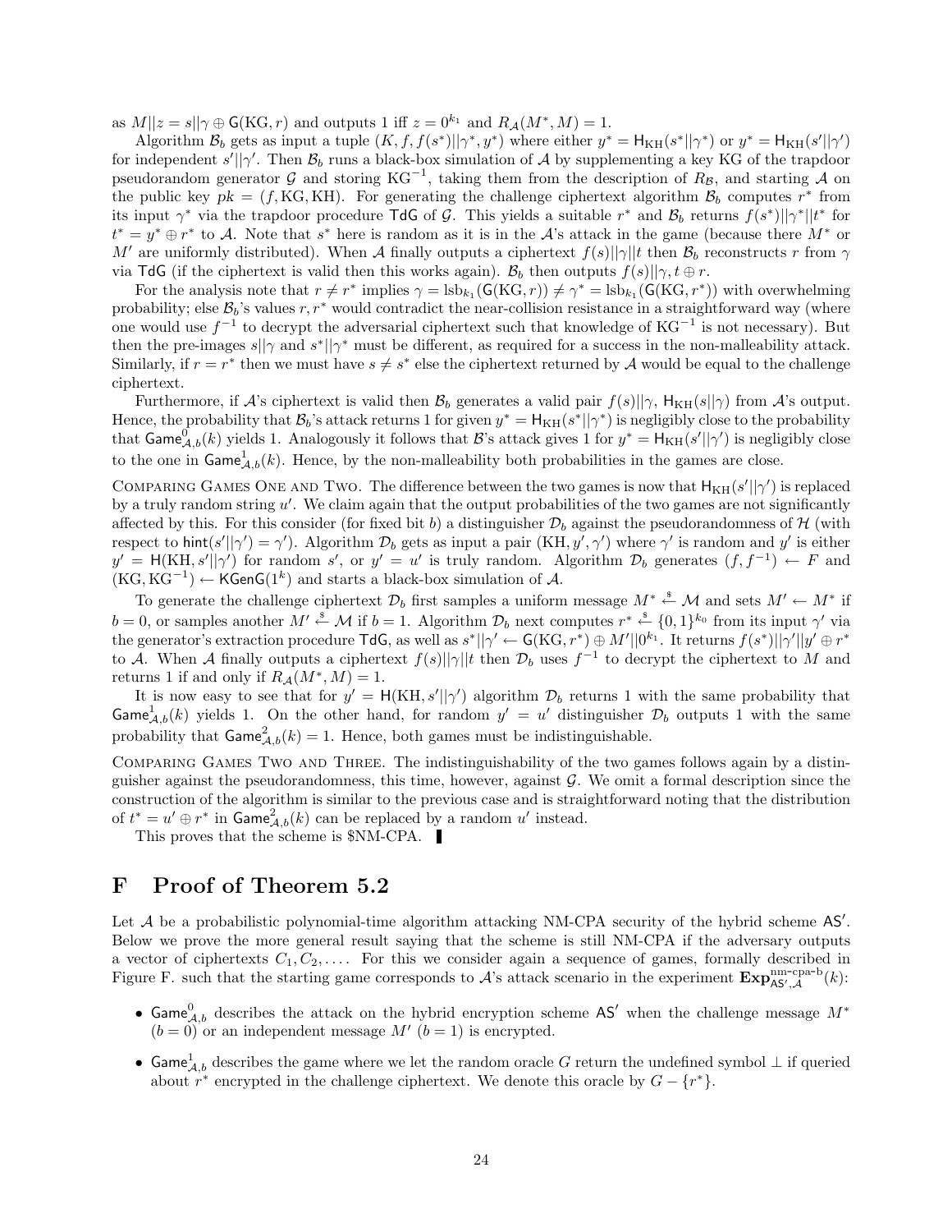as $M||z = s||\gamma \oplus \mathsf{G}(\mathrm{KG}, r)$ and outputs 1 iff $z = 0^{k_1}$ and $R_{\mathcal{A}}(M^*, M) = 1$.

Algorithm $\mathcal{B}_b$ gets as input a tuple $(K, f, f(s^*)||\gamma^*, y^*)$ where either $y^* = \mathsf{H}_{\mathrm{KH}}(s^*||\gamma^*)$ or $y^* = \mathsf{H}_{\mathrm{KH}}(s'||\gamma')$ for independent $s'||\gamma'$. Then $\mathcal{B}_b$ runs a black-box simulation of $\mathcal{A}$ by supplementing a key KG of the trapdoor pseudorandom generator $\mathcal{G}$ and storing $\mathrm{KG}^{-1}$, taking them from the description of $R_{\mathcal{B}}$, and starting $\mathcal{A}$ on the public key $pk = (f, \mathrm{KG}, \mathrm{KH})$. For generating the challenge ciphertext algorithm $\mathcal{B}_b$ computes $r^*$ from its input $\gamma^*$ via the trapdoor procedure $\mathsf{TdG}$ of $\mathcal{G}$. This yields a suitable $r^*$ and $\mathcal{B}_b$ returns $f(s^*)||\gamma^*||t^*$ for $t^* = y^* \oplus r^*$ to $\mathcal{A}$. Note that $s^*$ here is random as it is in the $\mathcal{A}$'s attack in the game (because there $M^*$ or $M'$ are uniformly distributed). When $\mathcal{A}$ finally outputs a ciphertext $f(s)||\gamma||t$ then $\mathcal{B}_b$ reconstructs $r$ from $\gamma$ via $\mathsf{TdG}$ (if the ciphertext is valid then this works again). $\mathcal{B}_b$ then outputs $f(s)||\gamma, t \oplus r$.

For the analysis note that $r \neq r^*$ implies $\gamma = \mathrm{lsb}_{k_1}(\mathsf{G}(\mathrm{KG}, r)) \neq \gamma^* = \mathrm{lsb}_{k_1}(\mathsf{G}(\mathrm{KG}, r^*))$ with overwhelming probability; else $\mathcal{B}_b$'s values $r, r^*$ would contradict the near-collision resistance in a straightforward way (where one would use $f^{-1}$ to decrypt the adversarial ciphertext such that knowledge of $\mathrm{KG}^{-1}$ is not necessary). But then the pre-images $s||\gamma$ and $s^*||\gamma^*$ must be different, as required for a success in the non-malleability attack. Similarly, if $r = r^*$ then we must have $s \neq s^*$ else the ciphertext returned by $\mathcal{A}$ would be equal to the challenge ciphertext.

Furthermore, if $\mathcal{A}$'s ciphertext is valid then $\mathcal{B}_b$ generates a valid pair $f(s)||\gamma$, $\mathsf{H}_{\mathrm{KH}}(s||\gamma)$ from $\mathcal{A}$'s output. Hence, the probability that $\mathcal{B}_b$'s attack returns 1 for given $y^* = \mathsf{H}_{\mathrm{KH}}(s^*||\gamma^*)$ is negligibly close to the probability that $\mathsf{Game}^0_{\mathcal{A},b}(k)$ yields 1. Analogously it follows that $\mathcal{B}$'s attack gives 1 for $y^* = \mathsf{H}_{\mathrm{KH}}(s'||\gamma')$ is negligibly close to the one in $\mathsf{Game}^1_{\mathcal{A},b}(k)$. Hence, by the non-malleability both probabilities in the games are close.

Comparing Games One and Two. The difference between the two games is now that $\mathsf{H}_{\mathrm{KH}}(s'||\gamma')$ is replaced by a truly random string $u'$. We claim again that the output probabilities of the two games are not significantly affected by this. For this consider (for fixed bit $b$) a distinguisher $\mathcal{D}_b$ against the pseudorandomness of $\mathcal{H}$ (with respect to $\mathsf{hint}(s'||\gamma') = \gamma'$). Algorithm $\mathcal{D}_b$ gets as input a pair $(\mathrm{KH}, y', \gamma')$ where $\gamma'$ is random and $y'$ is either $y' = \mathsf{H}(\mathrm{KH}, s'||\gamma')$ for random $s'$, or $y' = u'$ is truly random. Algorithm $\mathcal{D}_b$ generates $(f, f^{-1}) \leftarrow F$ and $(\mathrm{KG}, \mathrm{KG}^{-1}) \leftarrow \mathsf{KGenG}(1^k)$ and starts a black-box simulation of $\mathcal{A}$.

To generate the challenge ciphertext $\mathcal{D}_b$ first samples a uniform message $M^* \xleftarrow{\$} \mathcal{M}$ and sets $M' \leftarrow M^*$ if $b = 0$, or samples another $M' \xleftarrow{\$} \mathcal{M}$ if $b = 1$. Algorithm $\mathcal{D}_b$ next computes $r^* \xleftarrow{\$} \{0,1\}^{k_0}$ from its input $\gamma'$ via the generator's extraction procedure $\mathsf{TdG}$, as well as $s^*||\gamma' \leftarrow \mathsf{G}(\mathrm{KG}, r^*) \oplus M'||0^{k_1}$. It returns $f(s^*)||\gamma'||y' \oplus r^*$ to $\mathcal{A}$. When $\mathcal{A}$ finally outputs a ciphertext $f(s)||\gamma||t$ then $\mathcal{D}_b$ uses $f^{-1}$ to decrypt the ciphertext to $M$ and returns 1 if and only if $R_{\mathcal{A}}(M^*, M) = 1$.

It is now easy to see that for $y' = \mathsf{H}(\mathrm{KH}, s'||\gamma')$ algorithm $\mathcal{D}_b$ returns 1 with the same probability that $\mathsf{Game}^1_{\mathcal{A},b}(k)$ yields 1. On the other hand, for random $y' = u'$ distinguisher $\mathcal{D}_b$ outputs 1 with the same probability that $\mathsf{Game}^2_{\mathcal{A},b}(k) = 1$. Hence, both games must be indistinguishable.

Comparing Games Two and Three. The indistinguishability of the two games follows again by a distinguisher against the pseudorandomness, this time, however, against $\mathcal{G}$. We omit a formal description since the construction of the algorithm is similar to the previous case and is straightforward noting that the distribution of $t^* = u' \oplus r^*$ in $\mathsf{Game}^2_{\mathcal{A},b}(k)$ can be replaced by a random $u'$ instead.

This proves that the scheme is \$NM-CPA. ∎

# F Proof of Theorem 5.2

Let $\mathcal{A}$ be a probabilistic polynomial-time algorithm attacking NM-CPA security of the hybrid scheme $\mathsf{AS}'$. Below we prove the more general result saying that the scheme is still NM-CPA if the adversary outputs a vector of ciphertexts $C_1, C_2, \ldots$. For this we consider again a sequence of games, formally described in Figure F. such that the starting game corresponds to $\mathcal{A}$'s attack scenario in the experiment $\mathbf{Exp}^{\text{nm-cpa-b}}_{\mathsf{AS}',\mathcal{A}}(k)$:

- $\mathsf{Game}^0_{\mathcal{A},b}$ describes the attack on the hybrid encryption scheme $\mathsf{AS}'$ when the challenge message $M^*$ $(b = 0)$ or an independent message $M'$ $(b = 1)$ is encrypted.
- $\mathsf{Game}^1_{\mathcal{A},b}$ describes the game where we let the random oracle $G$ return the undefined symbol $\perp$ if queried about $r^*$ encrypted in the challenge ciphertext. We denote this oracle by $G - \{r^*\}$.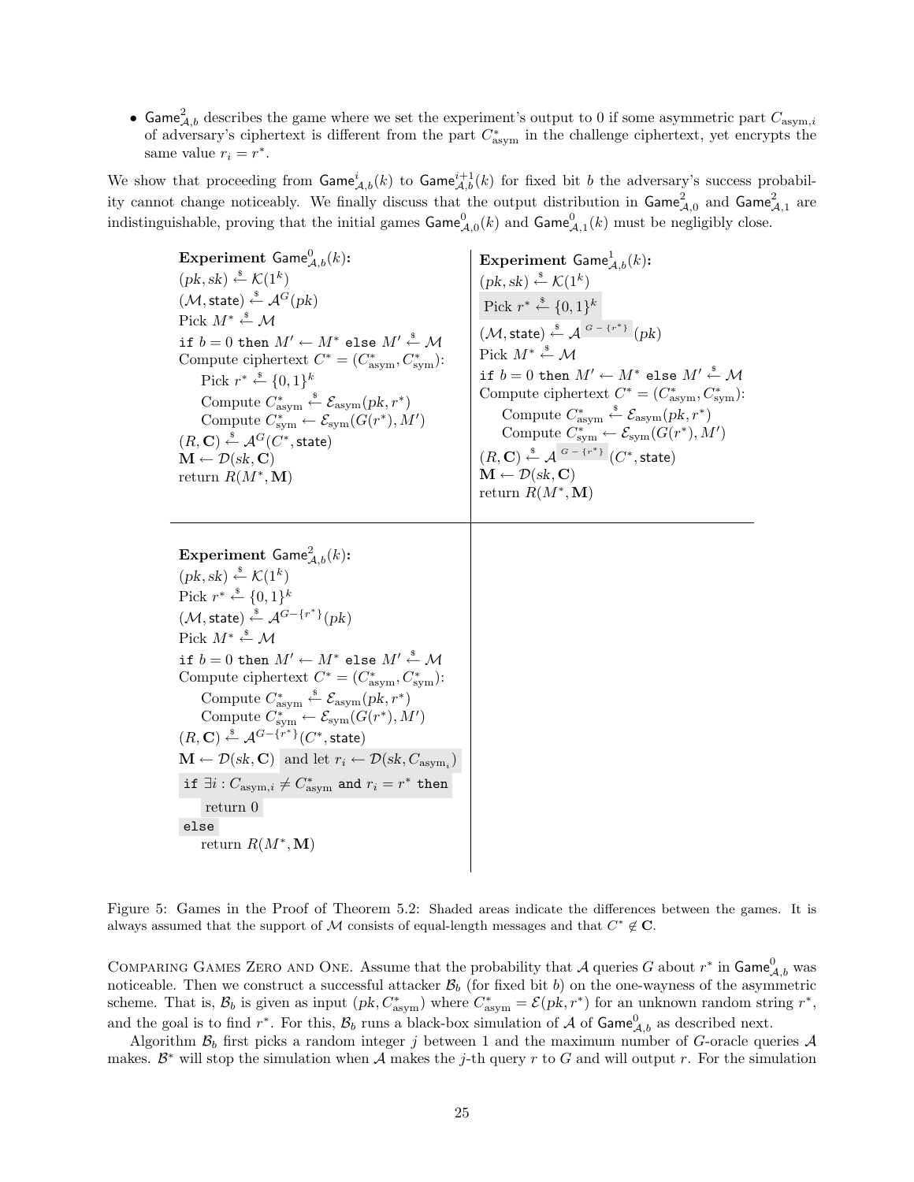- $\mathsf{Game}^2_{\mathcal{A},b}$ describes the game where we set the experiment's output to 0 if some asymmetric part $C_{\mathrm{asym},i}$ of adversary's ciphertext is different from the part $C^*_{\mathrm{asym}}$ in the challenge ciphertext, yet encrypts the same value $r_i = r^*$.

We show that proceeding from $\mathsf{Game}^i_{\mathcal{A},b}(k)$ to $\mathsf{Game}^{i+1}_{\mathcal{A},b}(k)$ for fixed bit $b$ the adversary's success probability cannot change noticeably. We finally discuss that the output distribution in $\mathsf{Game}^2_{\mathcal{A},0}$ and $\mathsf{Game}^2_{\mathcal{A},1}$ are indistinguishable, proving that the initial games $\mathsf{Game}^0_{\mathcal{A},0}(k)$ and $\mathsf{Game}^0_{\mathcal{A},1}(k)$ must be negligibly close.

**Experiment** $\mathsf{Game}^0_{\mathcal{A},b}(k)$**:**
$(pk, sk) \xleftarrow{\$} \mathcal{K}(1^k)$
$(\mathcal{M}, \mathsf{state}) \xleftarrow{\$} \mathcal{A}^G(pk)$
Pick $M^* \xleftarrow{\$} \mathcal{M}$
`if` $b = 0$ `then` $M' \leftarrow M^*$ `else` $M' \xleftarrow{\$} \mathcal{M}$
Compute ciphertext $C^* = (C^*_{\mathrm{asym}}, C^*_{\mathrm{sym}})$:
  Pick $r^* \xleftarrow{\$} \{0,1\}^k$
  Compute $C^*_{\mathrm{asym}} \xleftarrow{\$} \mathcal{E}_{\mathrm{asym}}(pk, r^*)$
  Compute $C^*_{\mathrm{sym}} \leftarrow \mathcal{E}_{\mathrm{sym}}(G(r^*), M')$
$(R, \mathbf{C}) \xleftarrow{\$} \mathcal{A}^G(C^*, \mathsf{state})$
$\mathbf{M} \leftarrow \mathcal{D}(sk, \mathbf{C})$
return $R(M^*, \mathbf{M})$

**Experiment** $\mathsf{Game}^1_{\mathcal{A},b}(k)$**:**
$(pk, sk) \xleftarrow{\$} \mathcal{K}(1^k)$
Pick $r^* \xleftarrow{\$} \{0,1\}^k$
$(\mathcal{M}, \mathsf{state}) \xleftarrow{\$} \mathcal{A}^{G-\{r^*\}}(pk)$
Pick $M^* \xleftarrow{\$} \mathcal{M}$
`if` $b = 0$ `then` $M' \leftarrow M^*$ `else` $M' \xleftarrow{\$} \mathcal{M}$
Compute ciphertext $C^* = (C^*_{\mathrm{asym}}, C^*_{\mathrm{sym}})$:
  Compute $C^*_{\mathrm{asym}} \xleftarrow{\$} \mathcal{E}_{\mathrm{asym}}(pk, r^*)$
  Compute $C^*_{\mathrm{sym}} \leftarrow \mathcal{E}_{\mathrm{sym}}(G(r^*), M')$
$(R, \mathbf{C}) \xleftarrow{\$} \mathcal{A}^{G-\{r^*\}}(C^*, \mathsf{state})$
$\mathbf{M} \leftarrow \mathcal{D}(sk, \mathbf{C})$
return $R(M^*, \mathbf{M})$

**Experiment** $\mathsf{Game}^2_{\mathcal{A},b}(k)$**:**
$(pk, sk) \xleftarrow{\$} \mathcal{K}(1^k)$
Pick $r^* \xleftarrow{\$} \{0,1\}^k$
$(\mathcal{M}, \mathsf{state}) \xleftarrow{\$} \mathcal{A}^{G-\{r^*\}}(pk)$
Pick $M^* \xleftarrow{\$} \mathcal{M}$
`if` $b = 0$ `then` $M' \leftarrow M^*$ `else` $M' \xleftarrow{\$} \mathcal{M}$
Compute ciphertext $C^* = (C^*_{\mathrm{asym}}, C^*_{\mathrm{sym}})$:
  Compute $C^*_{\mathrm{asym}} \xleftarrow{\$} \mathcal{E}_{\mathrm{asym}}(pk, r^*)$
  Compute $C^*_{\mathrm{sym}} \leftarrow \mathcal{E}_{\mathrm{sym}}(G(r^*), M')$
$(R, \mathbf{C}) \xleftarrow{\$} \mathcal{A}^{G-\{r^*\}}(C^*, \mathsf{state})$
$\mathbf{M} \leftarrow \mathcal{D}(sk, \mathbf{C})$ and let $r_i \leftarrow \mathcal{D}(sk, C_{\mathrm{asym}_i})$
`if` $\exists i : C_{\mathrm{asym},i} \neq C^*_{\mathrm{asym}}$ `and` $r_i = r^*$ `then`
  return 0
`else`
  return $R(M^*, \mathbf{M})$

Figure 5: Games in the Proof of Theorem 5.2: Shaded areas indicate the differences between the games. It is always assumed that the support of $\mathcal{M}$ consists of equal-length messages and that $C^* \notin \mathbf{C}$.

COMPARING GAMES ZERO AND ONE. Assume that the probability that $\mathcal{A}$ queries $G$ about $r^*$ in $\mathsf{Game}^0_{\mathcal{A},b}$ was noticeable. Then we construct a successful attacker $\mathcal{B}_b$ (for fixed bit $b$) on the one-wayness of the asymmetric scheme. That is, $\mathcal{B}_b$ is given as input $(pk, C^*_{\mathrm{asym}})$ where $C^*_{\mathrm{asym}} = \mathcal{E}(pk, r^*)$ for an unknown random string $r^*$, and the goal is to find $r^*$. For this, $\mathcal{B}_b$ runs a black-box simulation of $\mathcal{A}$ of $\mathsf{Game}^0_{\mathcal{A},b}$ as described next.

Algorithm $\mathcal{B}_b$ first picks a random integer $j$ between 1 and the maximum number of $G$-oracle queries $\mathcal{A}$ makes. $\mathcal{B}^*$ will stop the simulation when $\mathcal{A}$ makes the $j$-th query $r$ to $G$ and will output $r$. For the simulation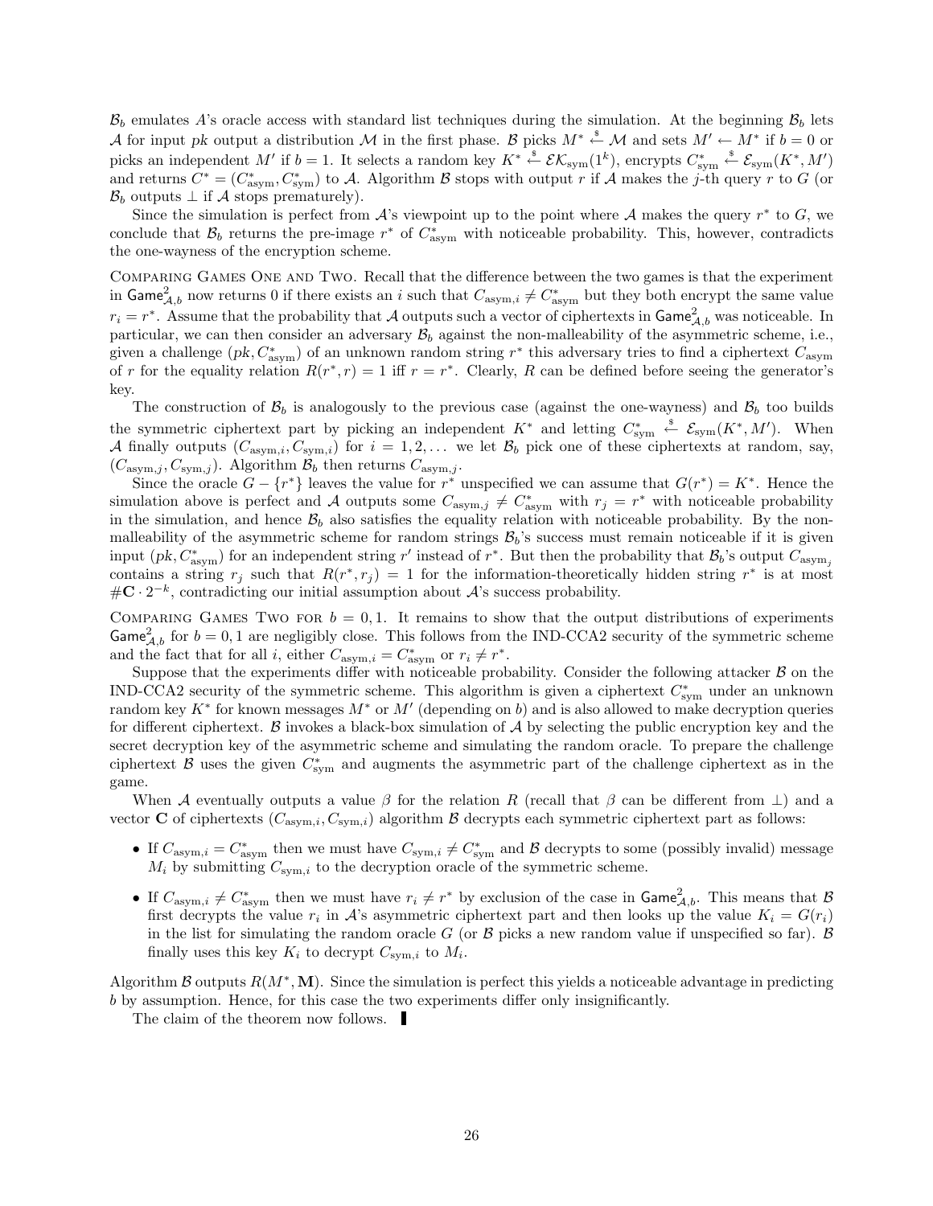$\mathcal{B}_b$ emulates $A$'s oracle access with standard list techniques during the simulation. At the beginning $\mathcal{B}_b$ lets $\mathcal{A}$ for input $pk$ output a distribution $\mathcal{M}$ in the first phase. $\mathcal{B}$ picks $M^* \xleftarrow{\$} \mathcal{M}$ and sets $M' \leftarrow M^*$ if $b = 0$ or picks an independent $M'$ if $b = 1$. It selects a random key $K^* \xleftarrow{\$} \mathcal{EK}_{\text{sym}}(1^k)$, encrypts $C^*_{\text{sym}} \xleftarrow{\$} \mathcal{E}_{\text{sym}}(K^*, M')$ and returns $C^* = (C^*_{\text{asym}}, C^*_{\text{sym}})$ to $\mathcal{A}$. Algorithm $\mathcal{B}$ stops with output $r$ if $\mathcal{A}$ makes the $j$-th query $r$ to $G$ (or $\mathcal{B}_b$ outputs $\perp$ if $\mathcal{A}$ stops prematurely).

Since the simulation is perfect from $\mathcal{A}$'s viewpoint up to the point where $\mathcal{A}$ makes the query $r^*$ to $G$, we conclude that $\mathcal{B}_b$ returns the pre-image $r^*$ of $C^*_{\text{asym}}$ with noticeable probability. This, however, contradicts the one-wayness of the encryption scheme.

Comparing Games One and Two. Recall that the difference between the two games is that the experiment in $\mathsf{Game}^2_{\mathcal{A},b}$ now returns 0 if there exists an $i$ such that $C_{\text{asym},i} \neq C^*_{\text{asym}}$ but they both encrypt the same value $r_i = r^*$. Assume that the probability that $\mathcal{A}$ outputs such a vector of ciphertexts in $\mathsf{Game}^2_{\mathcal{A},b}$ was noticeable. In particular, we can then consider an adversary $\mathcal{B}_b$ against the non-malleability of the asymmetric scheme, i.e., given a challenge $(pk, C^*_{\text{asym}})$ of an unknown random string $r^*$ this adversary tries to find a ciphertext $C_{\text{asym}}$ of $r$ for the equality relation $R(r^*, r) = 1$ iff $r = r^*$. Clearly, $R$ can be defined before seeing the generator's key.

The construction of $\mathcal{B}_b$ is analogously to the previous case (against the one-wayness) and $\mathcal{B}_b$ too builds the symmetric ciphertext part by picking an independent $K^*$ and letting $C^*_{\text{sym}} \xleftarrow{\$} \mathcal{E}_{\text{sym}}(K^*, M')$. When $\mathcal{A}$ finally outputs $(C_{\text{asym},i}, C_{\text{sym},i})$ for $i = 1, 2, \ldots$ we let $\mathcal{B}_b$ pick one of these ciphertexts at random, say, $(C_{\text{asym},j}, C_{\text{sym},j})$. Algorithm $\mathcal{B}_b$ then returns $C_{\text{asym},j}$.

Since the oracle $G - \{r^*\}$ leaves the value for $r^*$ unspecified we can assume that $G(r^*) = K^*$. Hence the simulation above is perfect and $\mathcal{A}$ outputs some $C_{\text{asym},j} \neq C^*_{\text{asym}}$ with $r_j = r^*$ with noticeable probability in the simulation, and hence $\mathcal{B}_b$ also satisfies the equality relation with noticeable probability. By the non-malleability of the asymmetric scheme for random strings $\mathcal{B}_b$'s success must remain noticeable if it is given input $(pk, C^*_{\text{asym}})$ for an independent string $r'$ instead of $r^*$. But then the probability that $\mathcal{B}_b$'s output $C_{\text{asym}_j}$ contains a string $r_j$ such that $R(r^*, r_j) = 1$ for the information-theoretically hidden string $r^*$ is at most $\#\mathbf{C} \cdot 2^{-k}$, contradicting our initial assumption about $\mathcal{A}$'s success probability.

Comparing Games Two for $b = 0, 1$. It remains to show that the output distributions of experiments $\mathsf{Game}^2_{\mathcal{A},b}$ for $b = 0, 1$ are negligibly close. This follows from the IND-CCA2 security of the symmetric scheme and the fact that for all $i$, either $C_{\text{asym},i} = C^*_{\text{asym}}$ or $r_i \neq r^*$.

Suppose that the experiments differ with noticeable probability. Consider the following attacker $\mathcal{B}$ on the IND-CCA2 security of the symmetric scheme. This algorithm is given a ciphertext $C^*_{\text{sym}}$ under an unknown random key $K^*$ for known messages $M^*$ or $M'$ (depending on $b$) and is also allowed to make decryption queries for different ciphertext. $\mathcal{B}$ invokes a black-box simulation of $\mathcal{A}$ by selecting the public encryption key and the secret decryption key of the asymmetric scheme and simulating the random oracle. To prepare the challenge ciphertext $\mathcal{B}$ uses the given $C^*_{\text{sym}}$ and augments the asymmetric part of the challenge ciphertext as in the game.

When $\mathcal{A}$ eventually outputs a value $\beta$ for the relation $R$ (recall that $\beta$ can be different from $\perp$) and a vector $\mathbf{C}$ of ciphertexts $(C_{\text{asym},i}, C_{\text{sym},i})$ algorithm $\mathcal{B}$ decrypts each symmetric ciphertext part as follows:

- If $C_{\text{asym},i} = C^*_{\text{asym}}$ then we must have $C_{\text{sym},i} \neq C^*_{\text{sym}}$ and $\mathcal{B}$ decrypts to some (possibly invalid) message $M_i$ by submitting $C_{\text{sym},i}$ to the decryption oracle of the symmetric scheme.
- If $C_{\text{asym},i} \neq C^*_{\text{asym}}$ then we must have $r_i \neq r^*$ by exclusion of the case in $\mathsf{Game}^2_{\mathcal{A},b}$. This means that $\mathcal{B}$ first decrypts the value $r_i$ in $\mathcal{A}$'s asymmetric ciphertext part and then looks up the value $K_i = G(r_i)$ in the list for simulating the random oracle $G$ (or $\mathcal{B}$ picks a new random value if unspecified so far). $\mathcal{B}$ finally uses this key $K_i$ to decrypt $C_{\text{sym},i}$ to $M_i$.

Algorithm $\mathcal{B}$ outputs $R(M^*, \mathbf{M})$. Since the simulation is perfect this yields a noticeable advantage in predicting $b$ by assumption. Hence, for this case the two experiments differ only insignificantly.

The claim of the theorem now follows. ∎